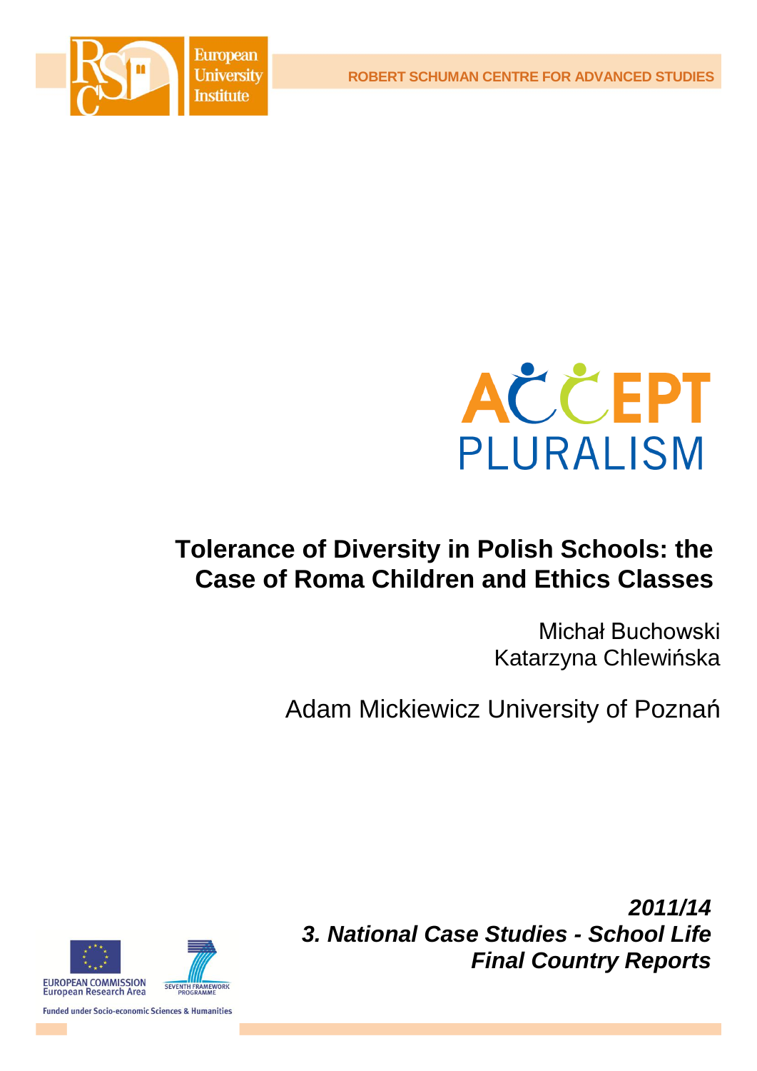ROBERT SCHUMAN CENTRE FOR ADVANCED STUDIES

European University Institute

ACCEPT PLURALISM

# Tolerance of Diversity in Polish Schools: the Case of Roma Children and Ethics Classes

Michał Buchowski
Katarzyna Chlewińska

Adam Mickiewicz University of Poznań

***2011/14***
***3. National Case Studies - School Life***
***Final Country Reports***

EUROPEAN COMMISSION
European Research Area

SEVENTH FRAMEWORK PROGRAMME

Funded under Socio-economic Sciences & Humanities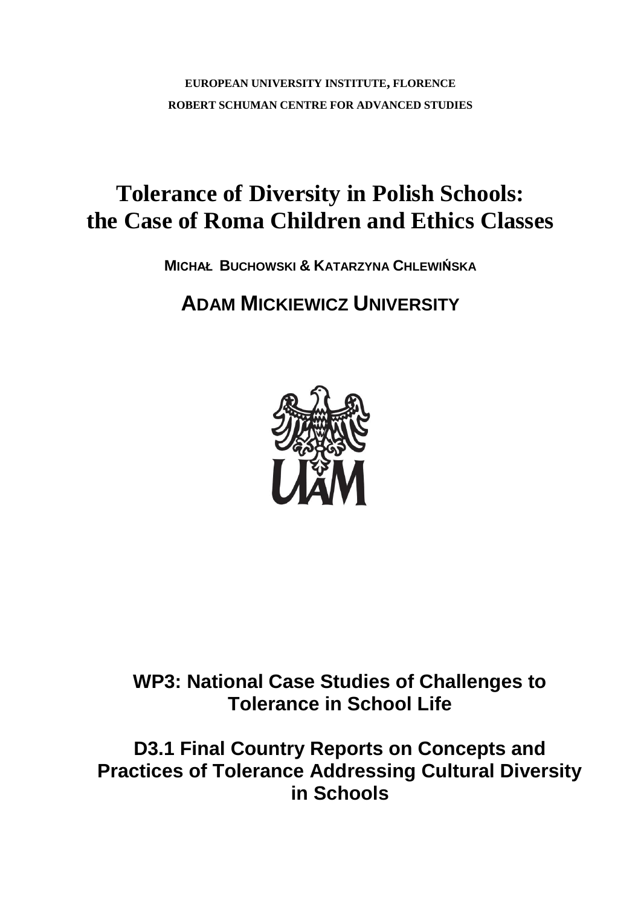**EUROPEAN UNIVERSITY INSTITUTE, FLORENCE**

**ROBERT SCHUMAN CENTRE FOR ADVANCED STUDIES**

# Tolerance of Diversity in Polish Schools: the Case of Roma Children and Ethics Classes

**MICHAŁ BUCHOWSKI & KATARZYNA CHLEWIŃSKA**

## ADAM MICKIEWICZ UNIVERSITY

UAM

## WP3: National Case Studies of Challenges to Tolerance in School Life

## D3.1 Final Country Reports on Concepts and Practices of Tolerance Addressing Cultural Diversity in Schools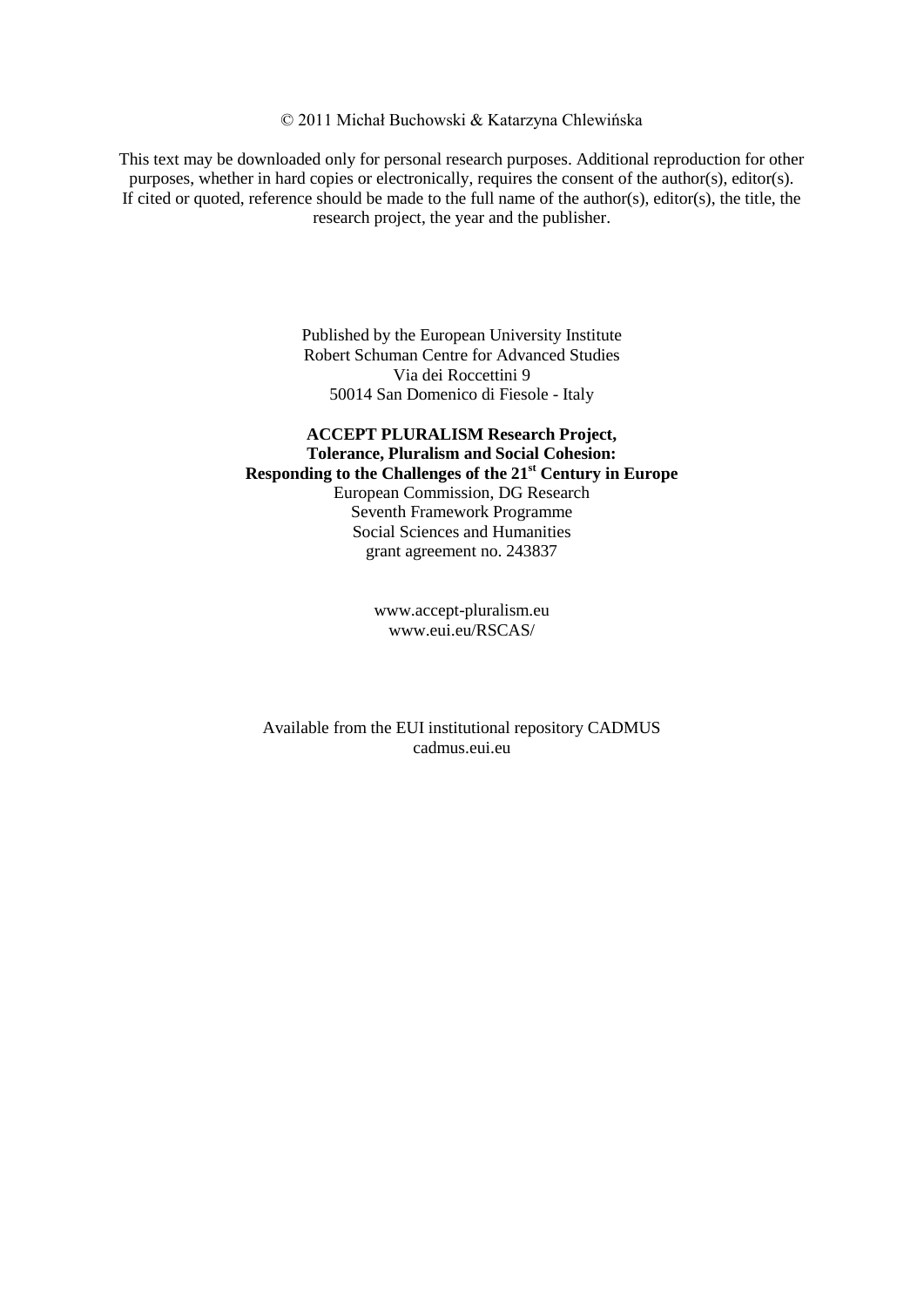© 2011 Michał Buchowski & Katarzyna Chlewińska

This text may be downloaded only for personal research purposes. Additional reproduction for other purposes, whether in hard copies or electronically, requires the consent of the author(s), editor(s). If cited or quoted, reference should be made to the full name of the author(s), editor(s), the title, the research project, the year and the publisher.

Published by the European University Institute
Robert Schuman Centre for Advanced Studies
Via dei Roccettini 9
50014 San Domenico di Fiesole - Italy

**ACCEPT PLURALISM Research Project,**
**Tolerance, Pluralism and Social Cohesion:**
**Responding to the Challenges of the 21st Century in Europe**
European Commission, DG Research
Seventh Framework Programme
Social Sciences and Humanities
grant agreement no. 243837

www.accept-pluralism.eu
www.eui.eu/RSCAS/

Available from the EUI institutional repository CADMUS
cadmus.eui.eu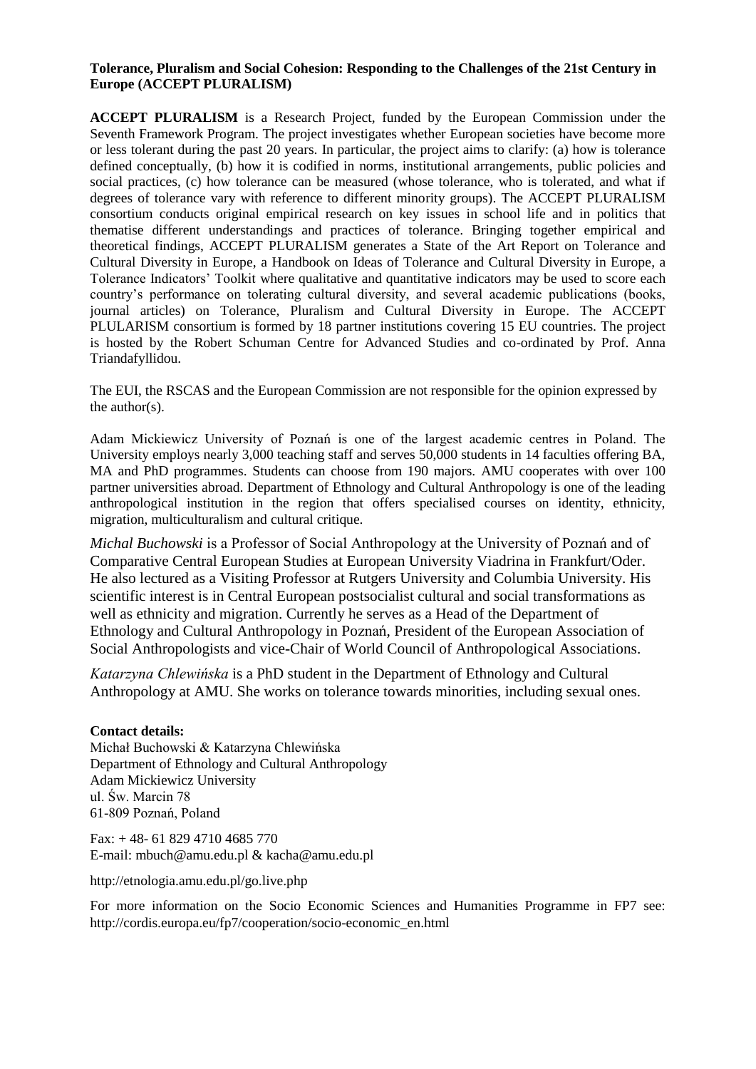**Tolerance, Pluralism and Social Cohesion: Responding to the Challenges of the 21st Century in Europe (ACCEPT PLURALISM)**

**ACCEPT PLURALISM** is a Research Project, funded by the European Commission under the Seventh Framework Program. The project investigates whether European societies have become more or less tolerant during the past 20 years. In particular, the project aims to clarify: (a) how is tolerance defined conceptually, (b) how it is codified in norms, institutional arrangements, public policies and social practices, (c) how tolerance can be measured (whose tolerance, who is tolerated, and what if degrees of tolerance vary with reference to different minority groups). The ACCEPT PLURALISM consortium conducts original empirical research on key issues in school life and in politics that thematise different understandings and practices of tolerance. Bringing together empirical and theoretical findings, ACCEPT PLURALISM generates a State of the Art Report on Tolerance and Cultural Diversity in Europe, a Handbook on Ideas of Tolerance and Cultural Diversity in Europe, a Tolerance Indicators' Toolkit where qualitative and quantitative indicators may be used to score each country's performance on tolerating cultural diversity, and several academic publications (books, journal articles) on Tolerance, Pluralism and Cultural Diversity in Europe. The ACCEPT PLULARISM consortium is formed by 18 partner institutions covering 15 EU countries. The project is hosted by the Robert Schuman Centre for Advanced Studies and co-ordinated by Prof. Anna Triandafyllidou.

The EUI, the RSCAS and the European Commission are not responsible for the opinion expressed by the author(s).

Adam Mickiewicz University of Poznań is one of the largest academic centres in Poland. The University employs nearly 3,000 teaching staff and serves 50,000 students in 14 faculties offering BA, MA and PhD programmes. Students can choose from 190 majors. AMU cooperates with over 100 partner universities abroad. Department of Ethnology and Cultural Anthropology is one of the leading anthropological institution in the region that offers specialised courses on identity, ethnicity, migration, multiculturalism and cultural critique.

*Michal Buchowski* is a Professor of Social Anthropology at the University of Poznań and of Comparative Central European Studies at European University Viadrina in Frankfurt/Oder. He also lectured as a Visiting Professor at Rutgers University and Columbia University. His scientific interest is in Central European postsocialist cultural and social transformations as well as ethnicity and migration. Currently he serves as a Head of the Department of Ethnology and Cultural Anthropology in Poznań, President of the European Association of Social Anthropologists and vice-Chair of World Council of Anthropological Associations.

*Katarzyna Chlewińska* is a PhD student in the Department of Ethnology and Cultural Anthropology at AMU. She works on tolerance towards minorities, including sexual ones.

**Contact details:**
Michał Buchowski & Katarzyna Chlewińska
Department of Ethnology and Cultural Anthropology
Adam Mickiewicz University
ul. Św. Marcin 78
61-809 Poznań, Poland

Fax: + 48- 61 829 4710 4685 770
E-mail: mbuch@amu.edu.pl & kacha@amu.edu.pl

http://etnologia.amu.edu.pl/go.live.php

For more information on the Socio Economic Sciences and Humanities Programme in FP7 see: http://cordis.europa.eu/fp7/cooperation/socio-economic_en.html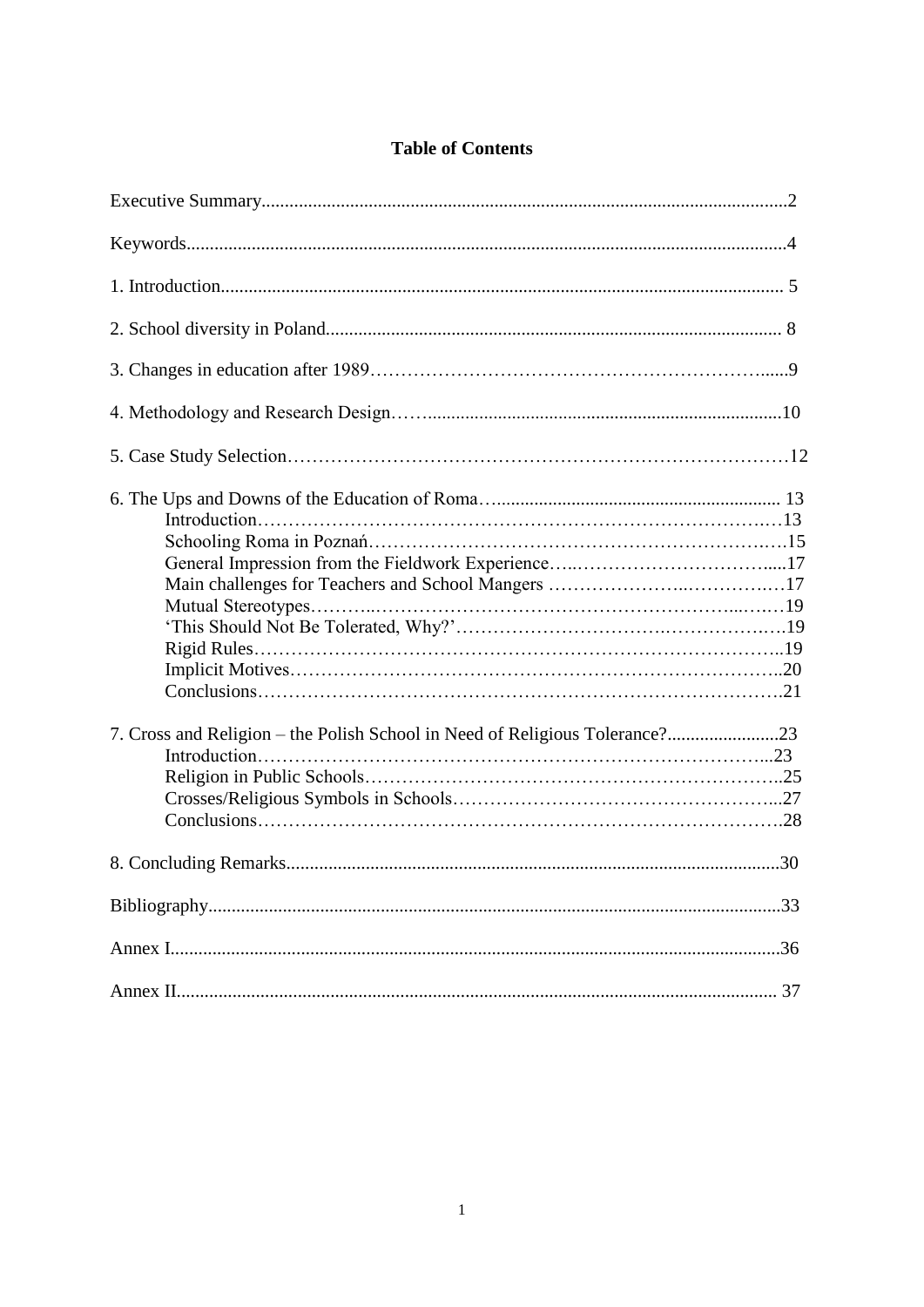# Table of Contents

Executive Summary....2

Keywords....4

1. Introduction.... 5

2. School diversity in Poland.... 8

3. Changes in education after 1989....9

4. Methodology and Research Design....10

5. Case Study Selection....12

6. The Ups and Downs of the Education of Roma.... 13
   - Introduction....13
   - Schooling Roma in Poznań....15
   - General Impression from the Fieldwork Experience....17
   - Main challenges for Teachers and School Mangers ....17
   - Mutual Stereotypes....19
   - 'This Should Not Be Tolerated, Why?'....19
   - Rigid Rules....19
   - Implicit Motives....20
   - Conclusions....21

7. Cross and Religion – the Polish School in Need of Religious Tolerance?....23
   - Introduction....23
   - Religion in Public Schools....25
   - Crosses/Religious Symbols in Schools....27
   - Conclusions....28

8. Concluding Remarks....30

Bibliography....33

Annex I....36

Annex II.... 37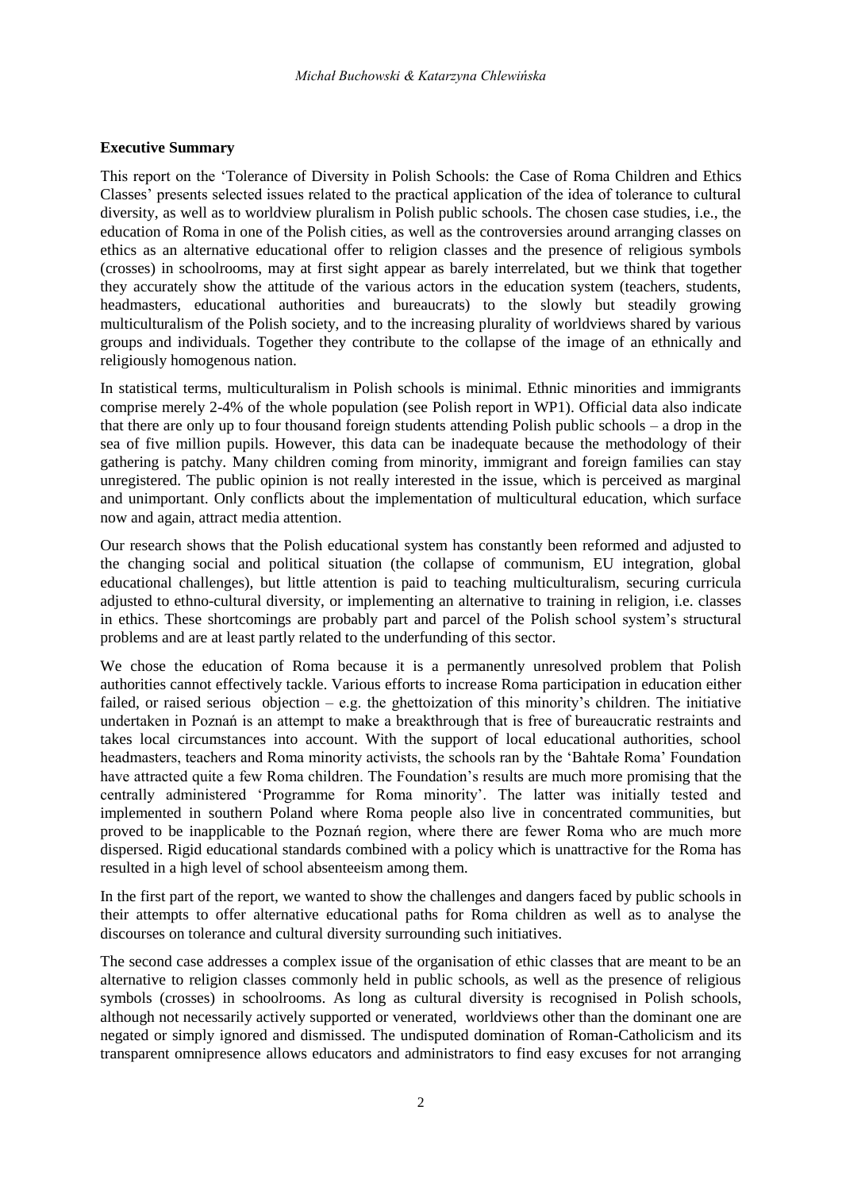**Executive Summary**

This report on the 'Tolerance of Diversity in Polish Schools: the Case of Roma Children and Ethics Classes' presents selected issues related to the practical application of the idea of tolerance to cultural diversity, as well as to worldview pluralism in Polish public schools. The chosen case studies, i.e., the education of Roma in one of the Polish cities, as well as the controversies around arranging classes on ethics as an alternative educational offer to religion classes and the presence of religious symbols (crosses) in schoolrooms, may at first sight appear as barely interrelated, but we think that together they accurately show the attitude of the various actors in the education system (teachers, students, headmasters, educational authorities and bureaucrats) to the slowly but steadily growing multiculturalism of the Polish society, and to the increasing plurality of worldviews shared by various groups and individuals. Together they contribute to the collapse of the image of an ethnically and religiously homogenous nation.

In statistical terms, multiculturalism in Polish schools is minimal. Ethnic minorities and immigrants comprise merely 2-4% of the whole population (see Polish report in WP1). Official data also indicate that there are only up to four thousand foreign students attending Polish public schools – a drop in the sea of five million pupils. However, this data can be inadequate because the methodology of their gathering is patchy. Many children coming from minority, immigrant and foreign families can stay unregistered. The public opinion is not really interested in the issue, which is perceived as marginal and unimportant. Only conflicts about the implementation of multicultural education, which surface now and again, attract media attention.

Our research shows that the Polish educational system has constantly been reformed and adjusted to the changing social and political situation (the collapse of communism, EU integration, global educational challenges), but little attention is paid to teaching multiculturalism, securing curricula adjusted to ethno-cultural diversity, or implementing an alternative to training in religion, i.e. classes in ethics. These shortcomings are probably part and parcel of the Polish school system's structural problems and are at least partly related to the underfunding of this sector.

We chose the education of Roma because it is a permanently unresolved problem that Polish authorities cannot effectively tackle. Various efforts to increase Roma participation in education either failed, or raised serious objection – e.g. the ghettoization of this minority's children. The initiative undertaken in Poznań is an attempt to make a breakthrough that is free of bureaucratic restraints and takes local circumstances into account. With the support of local educational authorities, school headmasters, teachers and Roma minority activists, the schools ran by the 'Bahtałe Roma' Foundation have attracted quite a few Roma children. The Foundation's results are much more promising that the centrally administered 'Programme for Roma minority'. The latter was initially tested and implemented in southern Poland where Roma people also live in concentrated communities, but proved to be inapplicable to the Poznań region, where there are fewer Roma who are much more dispersed. Rigid educational standards combined with a policy which is unattractive for the Roma has resulted in a high level of school absenteeism among them.

In the first part of the report, we wanted to show the challenges and dangers faced by public schools in their attempts to offer alternative educational paths for Roma children as well as to analyse the discourses on tolerance and cultural diversity surrounding such initiatives.

The second case addresses a complex issue of the organisation of ethic classes that are meant to be an alternative to religion classes commonly held in public schools, as well as the presence of religious symbols (crosses) in schoolrooms. As long as cultural diversity is recognised in Polish schools, although not necessarily actively supported or venerated, worldviews other than the dominant one are negated or simply ignored and dismissed. The undisputed domination of Roman-Catholicism and its transparent omnipresence allows educators and administrators to find easy excuses for not arranging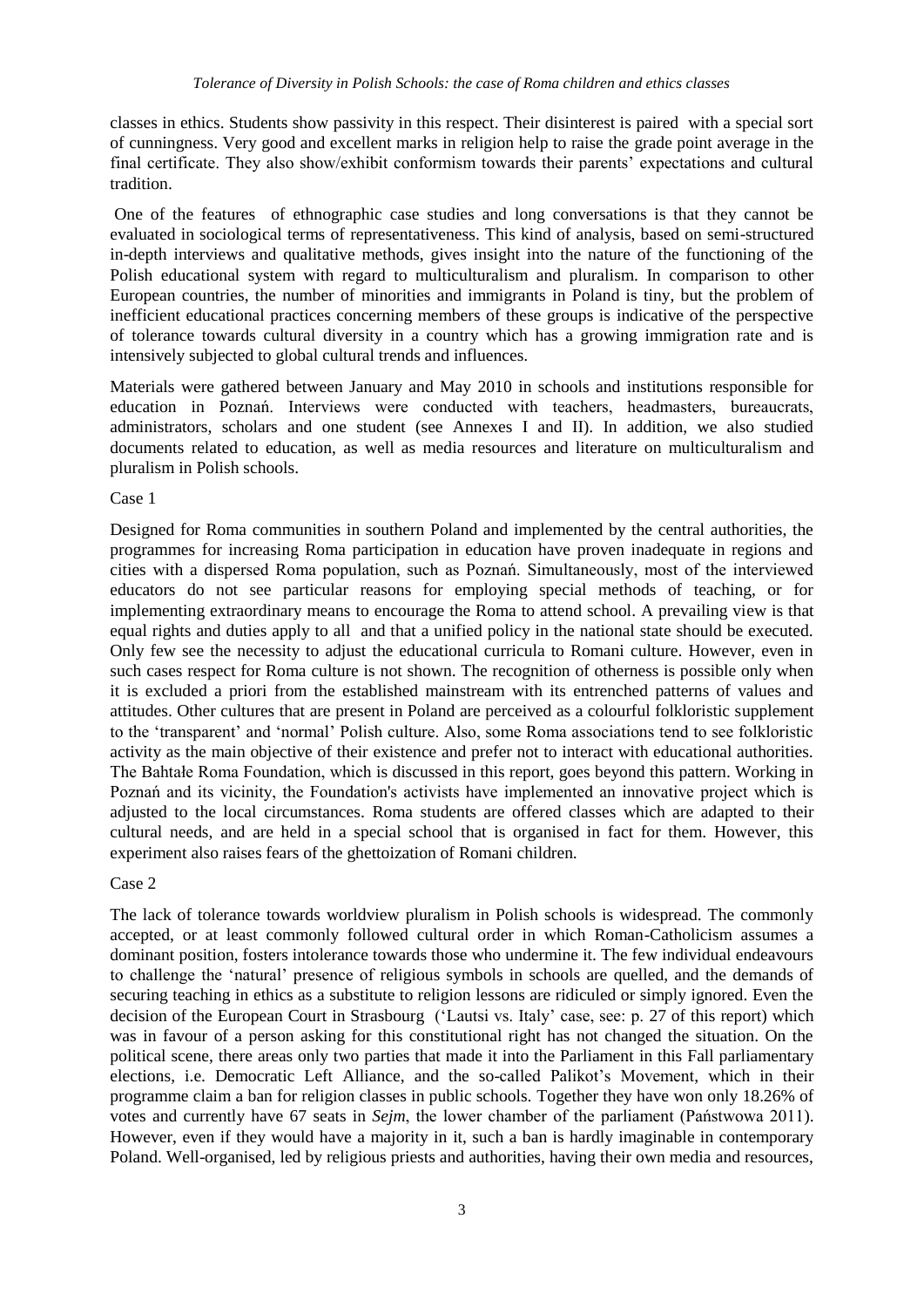classes in ethics. Students show passivity in this respect. Their disinterest is paired with a special sort of cunningness. Very good and excellent marks in religion help to raise the grade point average in the final certificate. They also show/exhibit conformism towards their parents' expectations and cultural tradition.

One of the features of ethnographic case studies and long conversations is that they cannot be evaluated in sociological terms of representativeness. This kind of analysis, based on semi-structured in-depth interviews and qualitative methods, gives insight into the nature of the functioning of the Polish educational system with regard to multiculturalism and pluralism. In comparison to other European countries, the number of minorities and immigrants in Poland is tiny, but the problem of inefficient educational practices concerning members of these groups is indicative of the perspective of tolerance towards cultural diversity in a country which has a growing immigration rate and is intensively subjected to global cultural trends and influences.

Materials were gathered between January and May 2010 in schools and institutions responsible for education in Poznań. Interviews were conducted with teachers, headmasters, bureaucrats, administrators, scholars and one student (see Annexes I and II). In addition, we also studied documents related to education, as well as media resources and literature on multiculturalism and pluralism in Polish schools.

Case 1

Designed for Roma communities in southern Poland and implemented by the central authorities, the programmes for increasing Roma participation in education have proven inadequate in regions and cities with a dispersed Roma population, such as Poznań. Simultaneously, most of the interviewed educators do not see particular reasons for employing special methods of teaching, or for implementing extraordinary means to encourage the Roma to attend school. A prevailing view is that equal rights and duties apply to all and that a unified policy in the national state should be executed. Only few see the necessity to adjust the educational curricula to Romani culture. However, even in such cases respect for Roma culture is not shown. The recognition of otherness is possible only when it is excluded a priori from the established mainstream with its entrenched patterns of values and attitudes. Other cultures that are present in Poland are perceived as a colourful folkloristic supplement to the 'transparent' and 'normal' Polish culture. Also, some Roma associations tend to see folkloristic activity as the main objective of their existence and prefer not to interact with educational authorities. The Bahtałe Roma Foundation, which is discussed in this report, goes beyond this pattern. Working in Poznań and its vicinity, the Foundation's activists have implemented an innovative project which is adjusted to the local circumstances. Roma students are offered classes which are adapted to their cultural needs, and are held in a special school that is organised in fact for them. However, this experiment also raises fears of the ghettoization of Romani children.

Case 2

The lack of tolerance towards worldview pluralism in Polish schools is widespread. The commonly accepted, or at least commonly followed cultural order in which Roman-Catholicism assumes a dominant position, fosters intolerance towards those who undermine it. The few individual endeavours to challenge the 'natural' presence of religious symbols in schools are quelled, and the demands of securing teaching in ethics as a substitute to religion lessons are ridiculed or simply ignored. Even the decision of the European Court in Strasbourg ('Lautsi vs. Italy' case, see: p. 27 of this report) which was in favour of a person asking for this constitutional right has not changed the situation. On the political scene, there areas only two parties that made it into the Parliament in this Fall parliamentary elections, i.e. Democratic Left Alliance, and the so-called Palikot's Movement, which in their programme claim a ban for religion classes in public schools. Together they have won only 18.26% of votes and currently have 67 seats in *Sejm*, the lower chamber of the parliament (Państwowa 2011). However, even if they would have a majority in it, such a ban is hardly imaginable in contemporary Poland. Well-organised, led by religious priests and authorities, having their own media and resources,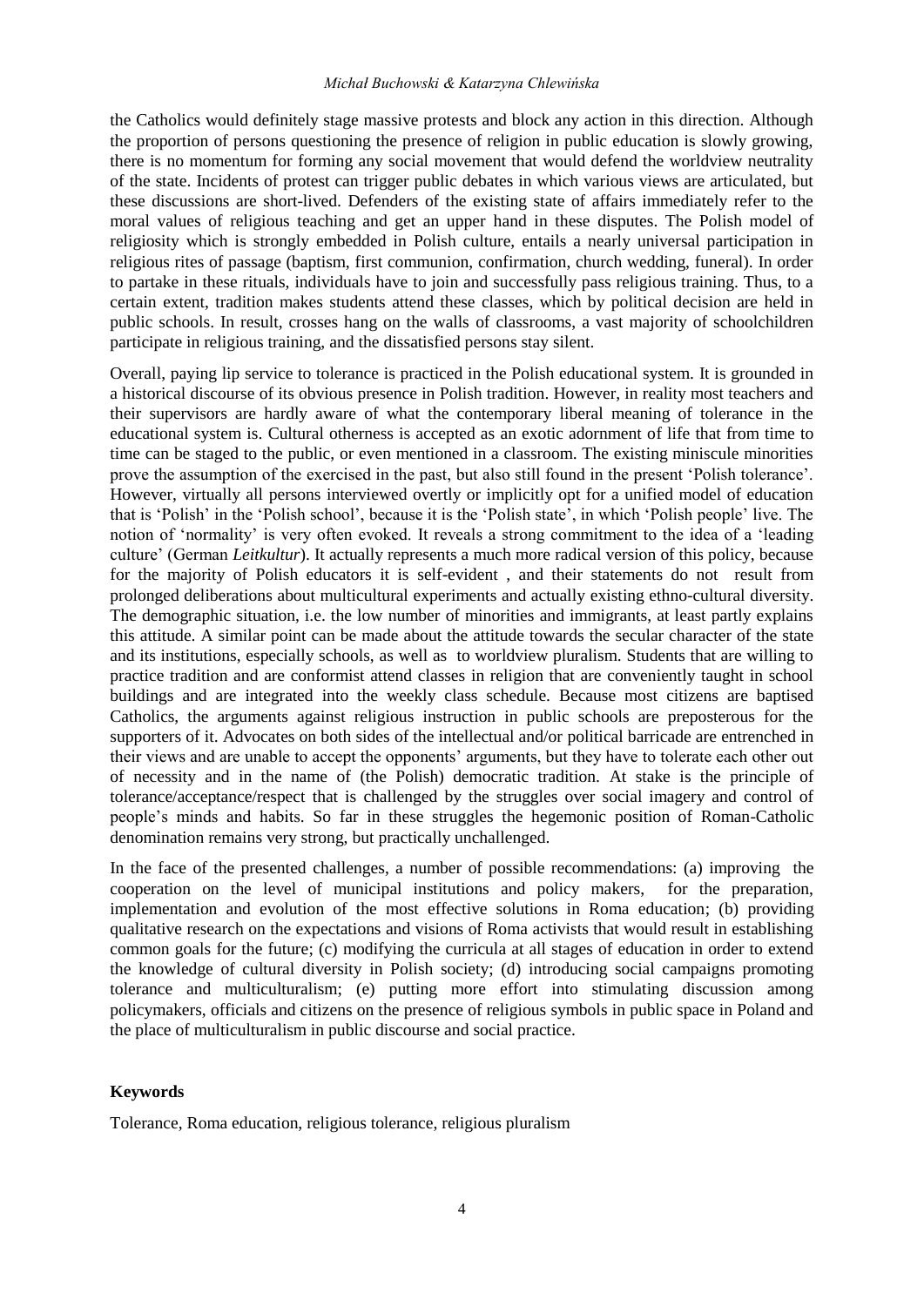the Catholics would definitely stage massive protests and block any action in this direction. Although the proportion of persons questioning the presence of religion in public education is slowly growing, there is no momentum for forming any social movement that would defend the worldview neutrality of the state. Incidents of protest can trigger public debates in which various views are articulated, but these discussions are short-lived. Defenders of the existing state of affairs immediately refer to the moral values of religious teaching and get an upper hand in these disputes. The Polish model of religiosity which is strongly embedded in Polish culture, entails a nearly universal participation in religious rites of passage (baptism, first communion, confirmation, church wedding, funeral). In order to partake in these rituals, individuals have to join and successfully pass religious training. Thus, to a certain extent, tradition makes students attend these classes, which by political decision are held in public schools. In result, crosses hang on the walls of classrooms, a vast majority of schoolchildren participate in religious training, and the dissatisfied persons stay silent.

Overall, paying lip service to tolerance is practiced in the Polish educational system. It is grounded in a historical discourse of its obvious presence in Polish tradition. However, in reality most teachers and their supervisors are hardly aware of what the contemporary liberal meaning of tolerance in the educational system is. Cultural otherness is accepted as an exotic adornment of life that from time to time can be staged to the public, or even mentioned in a classroom. The existing miniscule minorities prove the assumption of the exercised in the past, but also still found in the present 'Polish tolerance'. However, virtually all persons interviewed overtly or implicitly opt for a unified model of education that is 'Polish' in the 'Polish school', because it is the 'Polish state', in which 'Polish people' live. The notion of 'normality' is very often evoked. It reveals a strong commitment to the idea of a 'leading culture' (German *Leitkultur*). It actually represents a much more radical version of this policy, because for the majority of Polish educators it is self-evident , and their statements do not result from prolonged deliberations about multicultural experiments and actually existing ethno-cultural diversity. The demographic situation, i.e. the low number of minorities and immigrants, at least partly explains this attitude. A similar point can be made about the attitude towards the secular character of the state and its institutions, especially schools, as well as to worldview pluralism. Students that are willing to practice tradition and are conformist attend classes in religion that are conveniently taught in school buildings and are integrated into the weekly class schedule. Because most citizens are baptised Catholics, the arguments against religious instruction in public schools are preposterous for the supporters of it. Advocates on both sides of the intellectual and/or political barricade are entrenched in their views and are unable to accept the opponents' arguments, but they have to tolerate each other out of necessity and in the name of (the Polish) democratic tradition. At stake is the principle of tolerance/acceptance/respect that is challenged by the struggles over social imagery and control of people's minds and habits. So far in these struggles the hegemonic position of Roman-Catholic denomination remains very strong, but practically unchallenged.

In the face of the presented challenges, a number of possible recommendations: (a) improving the cooperation on the level of municipal institutions and policy makers, for the preparation, implementation and evolution of the most effective solutions in Roma education; (b) providing qualitative research on the expectations and visions of Roma activists that would result in establishing common goals for the future; (c) modifying the curricula at all stages of education in order to extend the knowledge of cultural diversity in Polish society; (d) introducing social campaigns promoting tolerance and multiculturalism; (e) putting more effort into stimulating discussion among policymakers, officials and citizens on the presence of religious symbols in public space in Poland and the place of multiculturalism in public discourse and social practice.

## Keywords

Tolerance, Roma education, religious tolerance, religious pluralism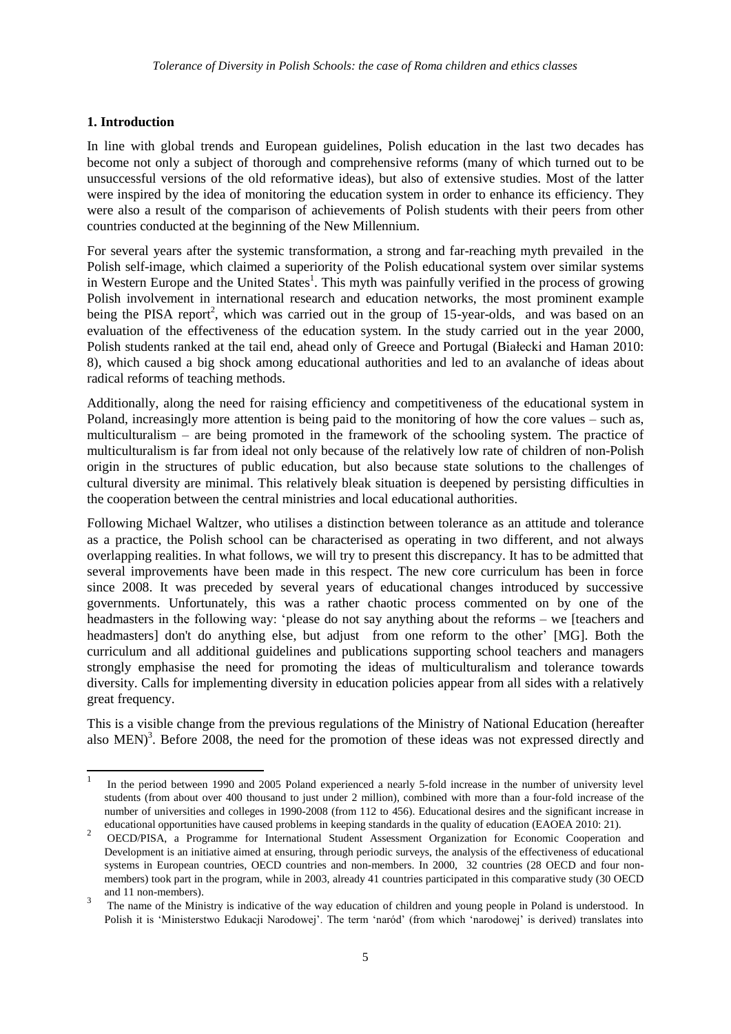## 1. Introduction

In line with global trends and European guidelines, Polish education in the last two decades has become not only a subject of thorough and comprehensive reforms (many of which turned out to be unsuccessful versions of the old reformative ideas), but also of extensive studies. Most of the latter were inspired by the idea of monitoring the education system in order to enhance its efficiency. They were also a result of the comparison of achievements of Polish students with their peers from other countries conducted at the beginning of the New Millennium.

For several years after the systemic transformation, a strong and far-reaching myth prevailed in the Polish self-image, which claimed a superiority of the Polish educational system over similar systems in Western Europe and the United States[1]. This myth was painfully verified in the process of growing Polish involvement in international research and education networks, the most prominent example being the PISA report[2], which was carried out in the group of 15-year-olds, and was based on an evaluation of the effectiveness of the education system. In the study carried out in the year 2000, Polish students ranked at the tail end, ahead only of Greece and Portugal (Białecki and Haman 2010: 8), which caused a big shock among educational authorities and led to an avalanche of ideas about radical reforms of teaching methods.

Additionally, along the need for raising efficiency and competitiveness of the educational system in Poland, increasingly more attention is being paid to the monitoring of how the core values – such as, multiculturalism – are being promoted in the framework of the schooling system. The practice of multiculturalism is far from ideal not only because of the relatively low rate of children of non-Polish origin in the structures of public education, but also because state solutions to the challenges of cultural diversity are minimal. This relatively bleak situation is deepened by persisting difficulties in the cooperation between the central ministries and local educational authorities.

Following Michael Waltzer, who utilises a distinction between tolerance as an attitude and tolerance as a practice, the Polish school can be characterised as operating in two different, and not always overlapping realities. In what follows, we will try to present this discrepancy. It has to be admitted that several improvements have been made in this respect. The new core curriculum has been in force since 2008. It was preceded by several years of educational changes introduced by successive governments. Unfortunately, this was a rather chaotic process commented on by one of the headmasters in the following way: 'please do not say anything about the reforms – we [teachers and headmasters] don't do anything else, but adjust from one reform to the other' [MG]. Both the curriculum and all additional guidelines and publications supporting school teachers and managers strongly emphasise the need for promoting the ideas of multiculturalism and tolerance towards diversity. Calls for implementing diversity in education policies appear from all sides with a relatively great frequency.

This is a visible change from the previous regulations of the Ministry of National Education (hereafter also MEN)[3]. Before 2008, the need for the promotion of these ideas was not expressed directly and

---

[1] In the period between 1990 and 2005 Poland experienced a nearly 5-fold increase in the number of university level students (from about over 400 thousand to just under 2 million), combined with more than a four-fold increase of the number of universities and colleges in 1990-2008 (from 112 to 456). Educational desires and the significant increase in educational opportunities have caused problems in keeping standards in the quality of education (EAOEA 2010: 21).

[2] OECD/PISA, a Programme for International Student Assessment Organization for Economic Cooperation and Development is an initiative aimed at ensuring, through periodic surveys, the analysis of the effectiveness of educational systems in European countries, OECD countries and non-members. In 2000, 32 countries (28 OECD and four non-members) took part in the program, while in 2003, already 41 countries participated in this comparative study (30 OECD and 11 non-members).

[3] The name of the Ministry is indicative of the way education of children and young people in Poland is understood. In Polish it is 'Ministerstwo Edukacji Narodowej'. The term 'naród' (from which 'narodowej' is derived) translates into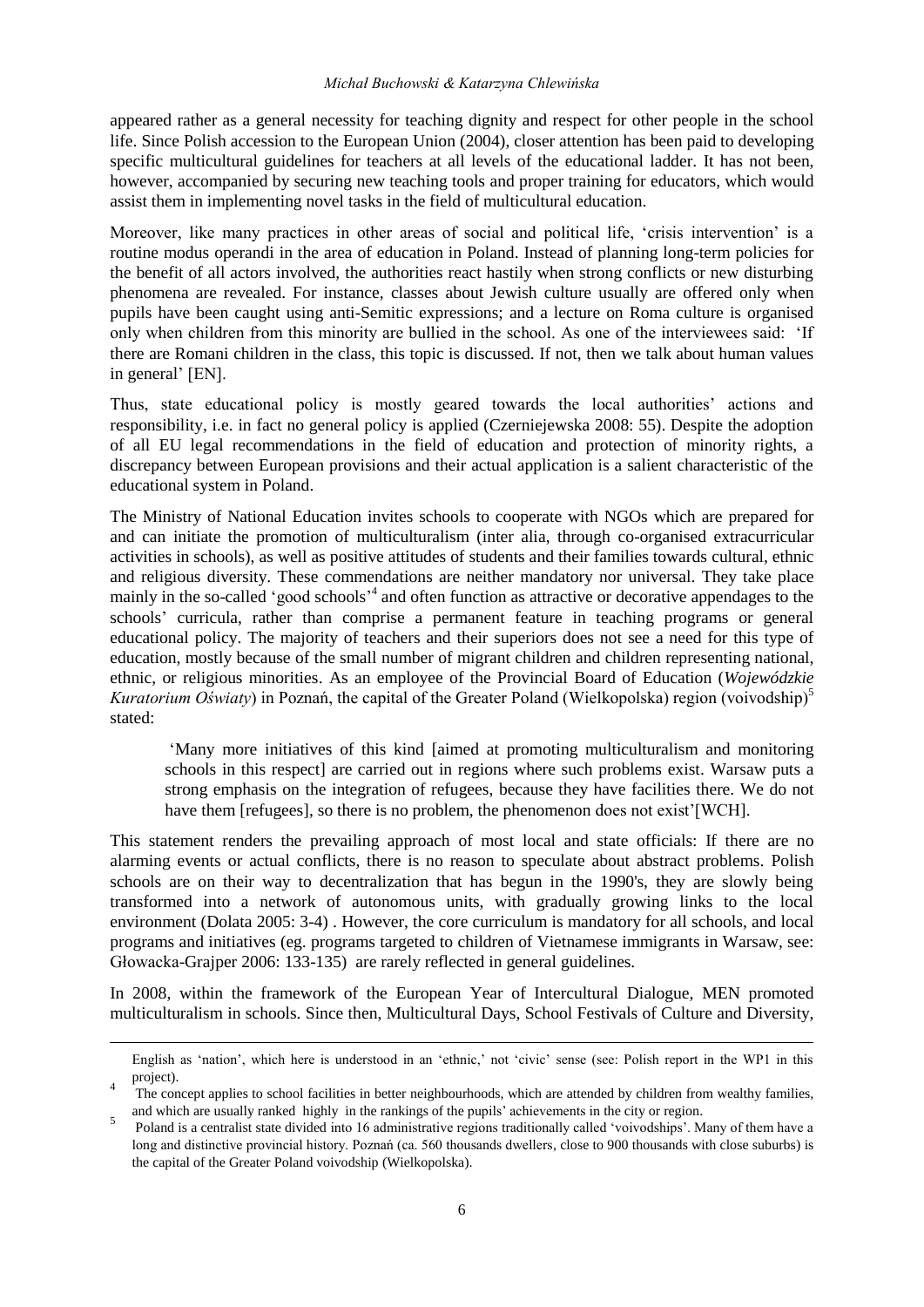appeared rather as a general necessity for teaching dignity and respect for other people in the school life. Since Polish accession to the European Union (2004), closer attention has been paid to developing specific multicultural guidelines for teachers at all levels of the educational ladder. It has not been, however, accompanied by securing new teaching tools and proper training for educators, which would assist them in implementing novel tasks in the field of multicultural education.

Moreover, like many practices in other areas of social and political life, 'crisis intervention' is a routine modus operandi in the area of education in Poland. Instead of planning long-term policies for the benefit of all actors involved, the authorities react hastily when strong conflicts or new disturbing phenomena are revealed. For instance, classes about Jewish culture usually are offered only when pupils have been caught using anti-Semitic expressions; and a lecture on Roma culture is organised only when children from this minority are bullied in the school. As one of the interviewees said: 'If there are Romani children in the class, this topic is discussed. If not, then we talk about human values in general' [EN].

Thus, state educational policy is mostly geared towards the local authorities' actions and responsibility, i.e. in fact no general policy is applied (Czerniejewska 2008: 55). Despite the adoption of all EU legal recommendations in the field of education and protection of minority rights, a discrepancy between European provisions and their actual application is a salient characteristic of the educational system in Poland.

The Ministry of National Education invites schools to cooperate with NGOs which are prepared for and can initiate the promotion of multiculturalism (inter alia, through co-organised extracurricular activities in schools), as well as positive attitudes of students and their families towards cultural, ethnic and religious diversity. These commendations are neither mandatory nor universal. They take place mainly in the so-called 'good schools'[4] and often function as attractive or decorative appendages to the schools' curricula, rather than comprise a permanent feature in teaching programs or general educational policy. The majority of teachers and their superiors does not see a need for this type of education, mostly because of the small number of migrant children and children representing national, ethnic, or religious minorities. As an employee of the Provincial Board of Education (*Wojewódzkie Kuratorium Oświaty*) in Poznań, the capital of the Greater Poland (Wielkopolska) region (voivodship)[5] stated:

> 'Many more initiatives of this kind [aimed at promoting multiculturalism and monitoring schools in this respect] are carried out in regions where such problems exist. Warsaw puts a strong emphasis on the integration of refugees, because they have facilities there. We do not have them [refugees], so there is no problem, the phenomenon does not exist'[WCH].

This statement renders the prevailing approach of most local and state officials: If there are no alarming events or actual conflicts, there is no reason to speculate about abstract problems. Polish schools are on their way to decentralization that has begun in the 1990's, they are slowly being transformed into a network of autonomous units, with gradually growing links to the local environment (Dolata 2005: 3-4) . However, the core curriculum is mandatory for all schools, and local programs and initiatives (eg. programs targeted to children of Vietnamese immigrants in Warsaw, see: Głowacka-Grajper 2006: 133-135) are rarely reflected in general guidelines.

In 2008, within the framework of the European Year of Intercultural Dialogue, MEN promoted multiculturalism in schools. Since then, Multicultural Days, School Festivals of Culture and Diversity,

---

English as 'nation', which here is understood in an 'ethnic,' not 'civic' sense (see: Polish report in the WP1 in this project).

[4] The concept applies to school facilities in better neighbourhoods, which are attended by children from wealthy families, and which are usually ranked highly in the rankings of the pupils' achievements in the city or region.

[5] Poland is a centralist state divided into 16 administrative regions traditionally called 'voivodships'. Many of them have a long and distinctive provincial history. Poznań (ca. 560 thousands dwellers, close to 900 thousands with close suburbs) is the capital of the Greater Poland voivodship (Wielkopolska).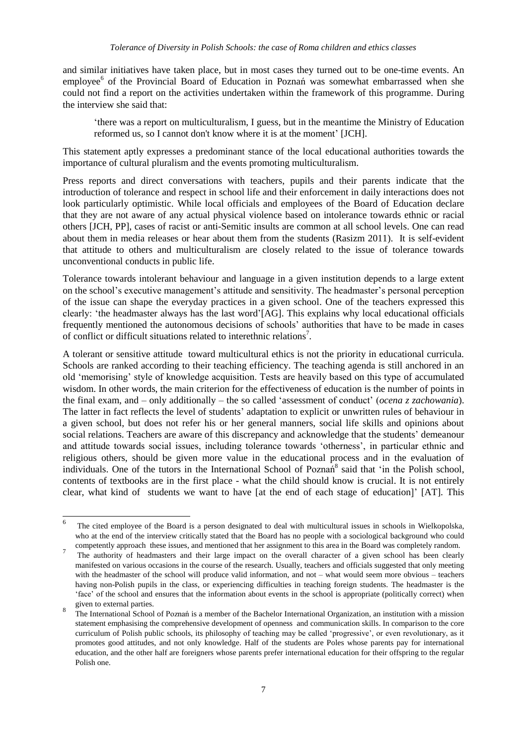and similar initiatives have taken place, but in most cases they turned out to be one-time events. An employee[6] of the Provincial Board of Education in Poznań was somewhat embarrassed when she could not find a report on the activities undertaken within the framework of this programme. During the interview she said that:

> 'there was a report on multiculturalism, I guess, but in the meantime the Ministry of Education reformed us, so I cannot don't know where it is at the moment' [JCH].

This statement aptly expresses a predominant stance of the local educational authorities towards the importance of cultural pluralism and the events promoting multiculturalism.

Press reports and direct conversations with teachers, pupils and their parents indicate that the introduction of tolerance and respect in school life and their enforcement in daily interactions does not look particularly optimistic. While local officials and employees of the Board of Education declare that they are not aware of any actual physical violence based on intolerance towards ethnic or racial others [JCH, PP], cases of racist or anti-Semitic insults are common at all school levels. One can read about them in media releases or hear about them from the students (Rasizm 2011). It is self-evident that attitude to others and multiculturalism are closely related to the issue of tolerance towards unconventional conducts in public life.

Tolerance towards intolerant behaviour and language in a given institution depends to a large extent on the school's executive management's attitude and sensitivity. The headmaster's personal perception of the issue can shape the everyday practices in a given school. One of the teachers expressed this clearly: 'the headmaster always has the last word'[AG]. This explains why local educational officials frequently mentioned the autonomous decisions of schools' authorities that have to be made in cases of conflict or difficult situations related to interethnic relations[7].

A tolerant or sensitive attitude toward multicultural ethics is not the priority in educational curricula. Schools are ranked according to their teaching efficiency. The teaching agenda is still anchored in an old 'memorising' style of knowledge acquisition. Tests are heavily based on this type of accumulated wisdom. In other words, the main criterion for the effectiveness of education is the number of points in the final exam, and – only additionally – the so called 'assessment of conduct' (*ocena z zachowania*). The latter in fact reflects the level of students' adaptation to explicit or unwritten rules of behaviour in a given school, but does not refer his or her general manners, social life skills and opinions about social relations. Teachers are aware of this discrepancy and acknowledge that the students' demeanour and attitude towards social issues, including tolerance towards 'otherness', in particular ethnic and religious others, should be given more value in the educational process and in the evaluation of individuals. One of the tutors in the International School of Poznań[8] said that 'in the Polish school, contents of textbooks are in the first place - what the child should know is crucial. It is not entirely clear, what kind of students we want to have [at the end of each stage of education]' [AT]. This

---

[6] The cited employee of the Board is a person designated to deal with multicultural issues in schools in Wielkopolska, who at the end of the interview critically stated that the Board has no people with a sociological background who could competently approach these issues, and mentioned that her assignment to this area in the Board was completely random.

[7] The authority of headmasters and their large impact on the overall character of a given school has been clearly manifested on various occasions in the course of the research. Usually, teachers and officials suggested that only meeting with the headmaster of the school will produce valid information, and not – what would seem more obvious – teachers having non-Polish pupils in the class, or experiencing difficulties in teaching foreign students. The headmaster is the 'face' of the school and ensures that the information about events in the school is appropriate (politically correct) when given to external parties.

[8] The International School of Poznań is a member of the Bachelor International Organization, an institution with a mission statement emphasising the comprehensive development of openness and communication skills. In comparison to the core curriculum of Polish public schools, its philosophy of teaching may be called 'progressive', or even revolutionary, as it promotes good attitudes, and not only knowledge. Half of the students are Poles whose parents pay for international education, and the other half are foreigners whose parents prefer international education for their offspring to the regular Polish one.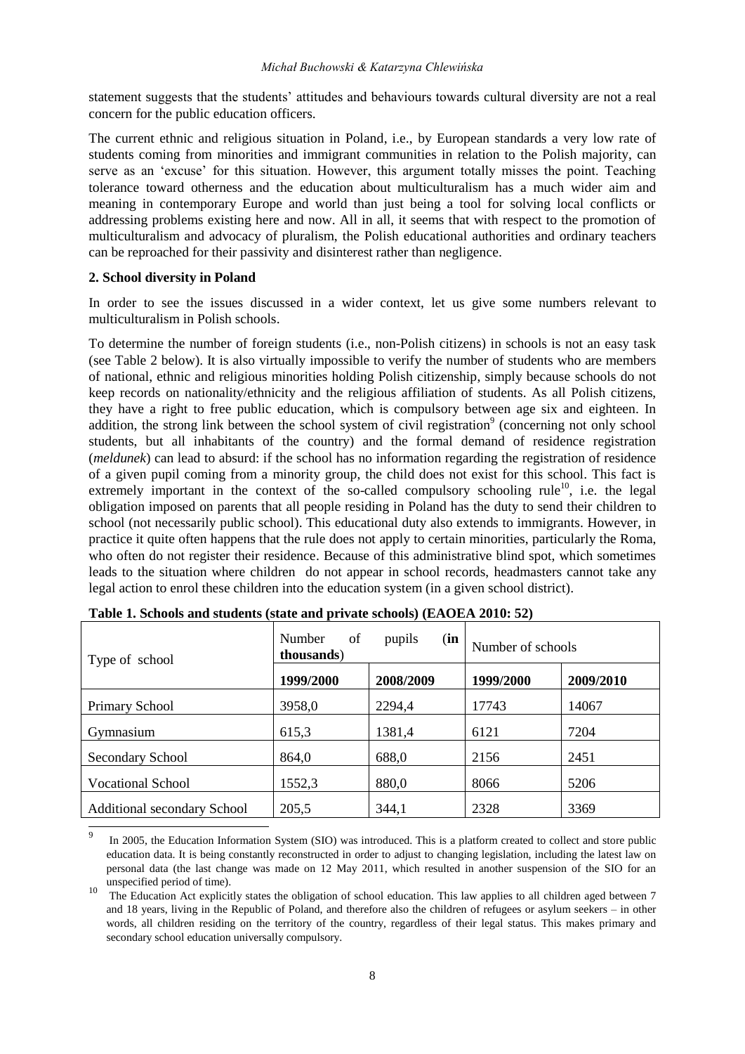statement suggests that the students' attitudes and behaviours towards cultural diversity are not a real concern for the public education officers.

The current ethnic and religious situation in Poland, i.e., by European standards a very low rate of students coming from minorities and immigrant communities in relation to the Polish majority, can serve as an 'excuse' for this situation. However, this argument totally misses the point. Teaching tolerance toward otherness and the education about multiculturalism has a much wider aim and meaning in contemporary Europe and world than just being a tool for solving local conflicts or addressing problems existing here and now. All in all, it seems that with respect to the promotion of multiculturalism and advocacy of pluralism, the Polish educational authorities and ordinary teachers can be reproached for their passivity and disinterest rather than negligence.

## 2. School diversity in Poland

In order to see the issues discussed in a wider context, let us give some numbers relevant to multiculturalism in Polish schools.

To determine the number of foreign students (i.e., non-Polish citizens) in schools is not an easy task (see Table 2 below). It is also virtually impossible to verify the number of students who are members of national, ethnic and religious minorities holding Polish citizenship, simply because schools do not keep records on nationality/ethnicity and the religious affiliation of students. As all Polish citizens, they have a right to free public education, which is compulsory between age six and eighteen. In addition, the strong link between the school system of civil registration[9] (concerning not only school students, but all inhabitants of the country) and the formal demand of residence registration (*meldunek*) can lead to absurd: if the school has no information regarding the registration of residence of a given pupil coming from a minority group, the child does not exist for this school. This fact is extremely important in the context of the so-called compulsory schooling rule[10], i.e. the legal obligation imposed on parents that all people residing in Poland has the duty to send their children to school (not necessarily public school). This educational duty also extends to immigrants. However, in practice it quite often happens that the rule does not apply to certain minorities, particularly the Roma, who often do not register their residence. Because of this administrative blind spot, which sometimes leads to the situation where children do not appear in school records, headmasters cannot take any legal action to enrol these children into the education system (in a given school district).

**Table 1. Schools and students (state and private schools) (EAOEA 2010: 52)**

| Type of school | Number of pupils (**in thousands**) | | Number of schools | |
|---|---|---|---|---|
| | **1999/2000** | **2008/2009** | **1999/2000** | **2009/2010** |
| Primary School | 3958,0 | 2294,4 | 17743 | 14067 |
| Gymnasium | 615,3 | 1381,4 | 6121 | 7204 |
| Secondary School | 864,0 | 688,0 | 2156 | 2451 |
| Vocational School | 1552,3 | 880,0 | 8066 | 5206 |
| Additional secondary School | 205,5 | 344,1 | 2328 | 3369 |

[9] In 2005, the Education Information System (SIO) was introduced. This is a platform created to collect and store public education data. It is being constantly reconstructed in order to adjust to changing legislation, including the latest law on personal data (the last change was made on 12 May 2011, which resulted in another suspension of the SIO for an unspecified period of time).

[10] The Education Act explicitly states the obligation of school education. This law applies to all children aged between 7 and 18 years, living in the Republic of Poland, and therefore also the children of refugees or asylum seekers – in other words, all children residing on the territory of the country, regardless of their legal status. This makes primary and secondary school education universally compulsory.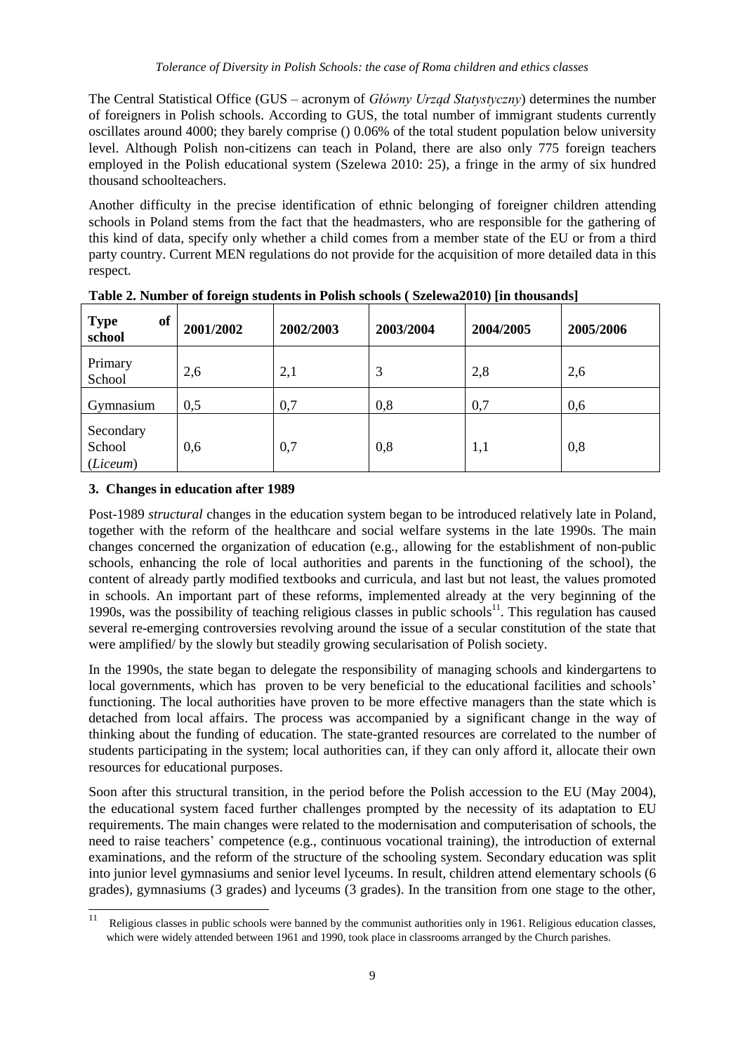The Central Statistical Office (GUS – acronym of *Główny Urząd Statystyczny*) determines the number of foreigners in Polish schools. According to GUS, the total number of immigrant students currently oscillates around 4000; they barely comprise () 0.06% of the total student population below university level. Although Polish non-citizens can teach in Poland, there are also only 775 foreign teachers employed in the Polish educational system (Szelewa 2010: 25), a fringe in the army of six hundred thousand schoolteachers.

Another difficulty in the precise identification of ethnic belonging of foreigner children attending schools in Poland stems from the fact that the headmasters, who are responsible for the gathering of this kind of data, specify only whether a child comes from a member state of the EU or from a third party country. Current MEN regulations do not provide for the acquisition of more detailed data in this respect.

**Table 2. Number of foreign students in Polish schools ( Szelewa2010) [in thousands]**

| Type of school | 2001/2002 | 2002/2003 | 2003/2004 | 2004/2005 | 2005/2006 |
|---|---|---|---|---|---|
| Primary School | 2,6 | 2,1 | 3 | 2,8 | 2,6 |
| Gymnasium | 0,5 | 0,7 | 0,8 | 0,7 | 0,6 |
| Secondary School (*Liceum*) | 0,6 | 0,7 | 0,8 | 1,1 | 0,8 |

### 3. Changes in education after 1989

Post-1989 *structural* changes in the education system began to be introduced relatively late in Poland, together with the reform of the healthcare and social welfare systems in the late 1990s. The main changes concerned the organization of education (e.g., allowing for the establishment of non-public schools, enhancing the role of local authorities and parents in the functioning of the school), the content of already partly modified textbooks and curricula, and last but not least, the values promoted in schools. An important part of these reforms, implemented already at the very beginning of the 1990s, was the possibility of teaching religious classes in public schools[11]. This regulation has caused several re-emerging controversies revolving around the issue of a secular constitution of the state that were amplified/ by the slowly but steadily growing secularisation of Polish society.

In the 1990s, the state began to delegate the responsibility of managing schools and kindergartens to local governments, which has proven to be very beneficial to the educational facilities and schools' functioning. The local authorities have proven to be more effective managers than the state which is detached from local affairs. The process was accompanied by a significant change in the way of thinking about the funding of education. The state-granted resources are correlated to the number of students participating in the system; local authorities can, if they can only afford it, allocate their own resources for educational purposes.

Soon after this structural transition, in the period before the Polish accession to the EU (May 2004), the educational system faced further challenges prompted by the necessity of its adaptation to EU requirements. The main changes were related to the modernisation and computerisation of schools, the need to raise teachers' competence (e.g., continuous vocational training), the introduction of external examinations, and the reform of the structure of the schooling system. Secondary education was split into junior level gymnasiums and senior level lyceums. In result, children attend elementary schools (6 grades), gymnasiums (3 grades) and lyceums (3 grades). In the transition from one stage to the other,

[11] Religious classes in public schools were banned by the communist authorities only in 1961. Religious education classes, which were widely attended between 1961 and 1990, took place in classrooms arranged by the Church parishes.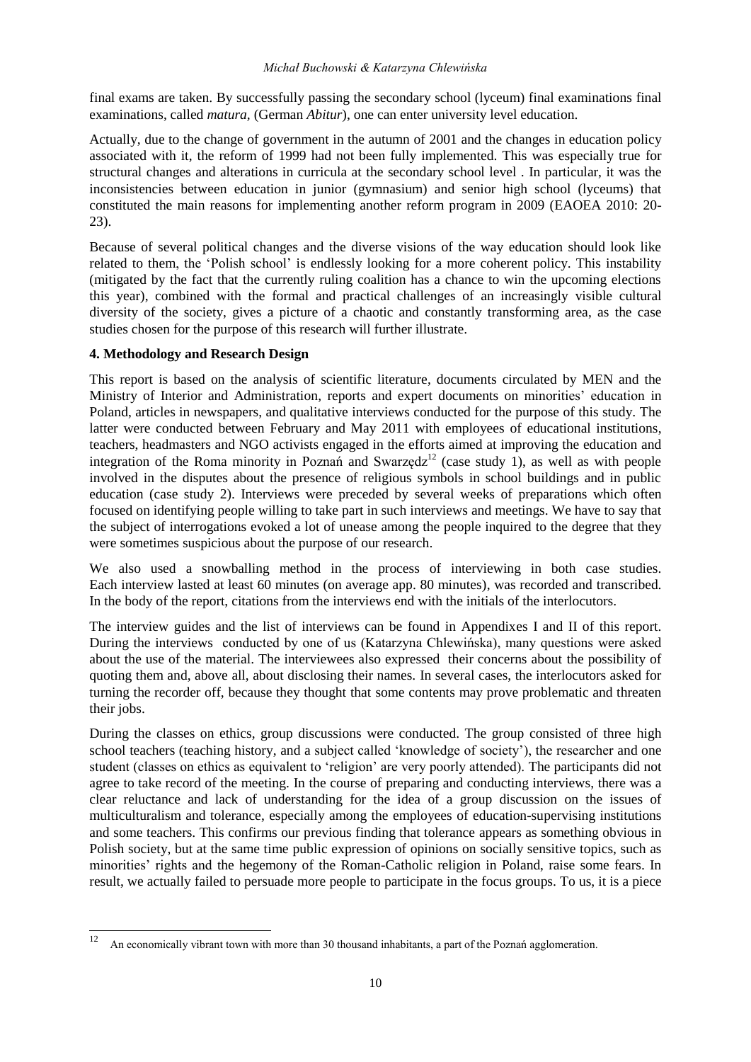final exams are taken. By successfully passing the secondary school (lyceum) final examinations final examinations, called *matura,* (German *Abitur*), one can enter university level education.

Actually, due to the change of government in the autumn of 2001 and the changes in education policy associated with it, the reform of 1999 had not been fully implemented. This was especially true for structural changes and alterations in curricula at the secondary school level . In particular, it was the inconsistencies between education in junior (gymnasium) and senior high school (lyceums) that constituted the main reasons for implementing another reform program in 2009 (EAOEA 2010: 20-23).

Because of several political changes and the diverse visions of the way education should look like related to them, the 'Polish school' is endlessly looking for a more coherent policy. This instability (mitigated by the fact that the currently ruling coalition has a chance to win the upcoming elections this year), combined with the formal and practical challenges of an increasingly visible cultural diversity of the society, gives a picture of a chaotic and constantly transforming area, as the case studies chosen for the purpose of this research will further illustrate.

## 4. Methodology and Research Design

This report is based on the analysis of scientific literature, documents circulated by MEN and the Ministry of Interior and Administration, reports and expert documents on minorities' education in Poland, articles in newspapers, and qualitative interviews conducted for the purpose of this study. The latter were conducted between February and May 2011 with employees of educational institutions, teachers, headmasters and NGO activists engaged in the efforts aimed at improving the education and integration of the Roma minority in Poznań and Swarzędz[12] (case study 1), as well as with people involved in the disputes about the presence of religious symbols in school buildings and in public education (case study 2). Interviews were preceded by several weeks of preparations which often focused on identifying people willing to take part in such interviews and meetings. We have to say that the subject of interrogations evoked a lot of unease among the people inquired to the degree that they were sometimes suspicious about the purpose of our research.

We also used a snowballing method in the process of interviewing in both case studies. Each interview lasted at least 60 minutes (on average app. 80 minutes), was recorded and transcribed. In the body of the report, citations from the interviews end with the initials of the interlocutors.

The interview guides and the list of interviews can be found in Appendixes I and II of this report. During the interviews conducted by one of us (Katarzyna Chlewińska), many questions were asked about the use of the material. The interviewees also expressed their concerns about the possibility of quoting them and, above all, about disclosing their names. In several cases, the interlocutors asked for turning the recorder off, because they thought that some contents may prove problematic and threaten their jobs.

During the classes on ethics, group discussions were conducted. The group consisted of three high school teachers (teaching history, and a subject called 'knowledge of society'), the researcher and one student (classes on ethics as equivalent to 'religion' are very poorly attended). The participants did not agree to take record of the meeting. In the course of preparing and conducting interviews, there was a clear reluctance and lack of understanding for the idea of a group discussion on the issues of multiculturalism and tolerance, especially among the employees of education-supervising institutions and some teachers. This confirms our previous finding that tolerance appears as something obvious in Polish society, but at the same time public expression of opinions on socially sensitive topics, such as minorities' rights and the hegemony of the Roman-Catholic religion in Poland, raise some fears. In result, we actually failed to persuade more people to participate in the focus groups. To us, it is a piece

[12] An economically vibrant town with more than 30 thousand inhabitants, a part of the Poznań agglomeration.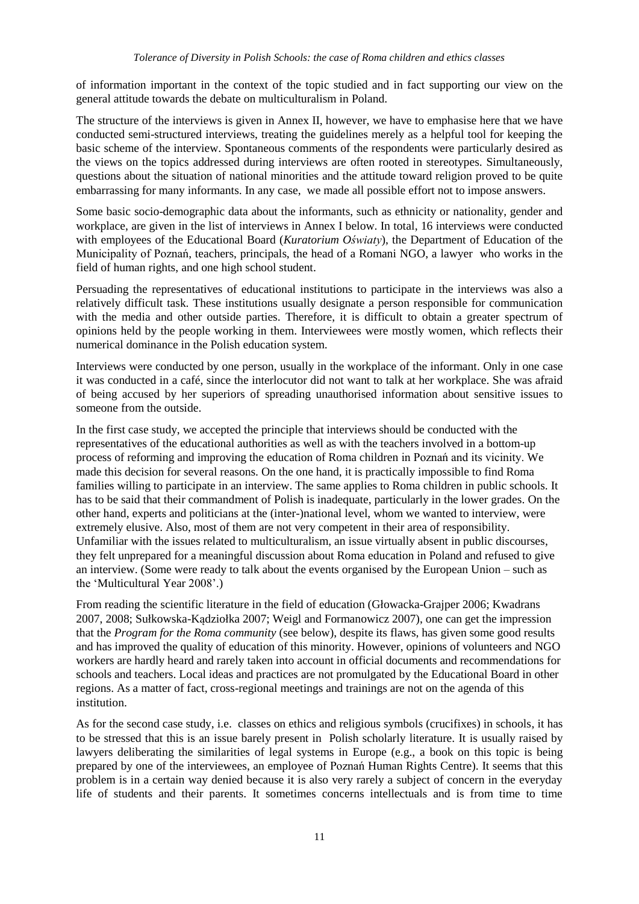of information important in the context of the topic studied and in fact supporting our view on the general attitude towards the debate on multiculturalism in Poland.

The structure of the interviews is given in Annex II, however, we have to emphasise here that we have conducted semi-structured interviews, treating the guidelines merely as a helpful tool for keeping the basic scheme of the interview. Spontaneous comments of the respondents were particularly desired as the views on the topics addressed during interviews are often rooted in stereotypes. Simultaneously, questions about the situation of national minorities and the attitude toward religion proved to be quite embarrassing for many informants. In any case, we made all possible effort not to impose answers.

Some basic socio-demographic data about the informants, such as ethnicity or nationality, gender and workplace, are given in the list of interviews in Annex I below. In total, 16 interviews were conducted with employees of the Educational Board (*Kuratorium Oświaty*), the Department of Education of the Municipality of Poznań, teachers, principals, the head of a Romani NGO, a lawyer who works in the field of human rights, and one high school student.

Persuading the representatives of educational institutions to participate in the interviews was also a relatively difficult task. These institutions usually designate a person responsible for communication with the media and other outside parties. Therefore, it is difficult to obtain a greater spectrum of opinions held by the people working in them. Interviewees were mostly women, which reflects their numerical dominance in the Polish education system.

Interviews were conducted by one person, usually in the workplace of the informant. Only in one case it was conducted in a café, since the interlocutor did not want to talk at her workplace. She was afraid of being accused by her superiors of spreading unauthorised information about sensitive issues to someone from the outside.

In the first case study, we accepted the principle that interviews should be conducted with the representatives of the educational authorities as well as with the teachers involved in a bottom-up process of reforming and improving the education of Roma children in Poznań and its vicinity. We made this decision for several reasons. On the one hand, it is practically impossible to find Roma families willing to participate in an interview. The same applies to Roma children in public schools. It has to be said that their commandment of Polish is inadequate, particularly in the lower grades. On the other hand, experts and politicians at the (inter-)national level, whom we wanted to interview, were extremely elusive. Also, most of them are not very competent in their area of responsibility. Unfamiliar with the issues related to multiculturalism, an issue virtually absent in public discourses, they felt unprepared for a meaningful discussion about Roma education in Poland and refused to give an interview. (Some were ready to talk about the events organised by the European Union – such as the 'Multicultural Year 2008'.)

From reading the scientific literature in the field of education (Głowacka-Grajper 2006; Kwadrans 2007, 2008; Sułkowska-Kądziołka 2007; Weigl and Formanowicz 2007), one can get the impression that the *Program for the Roma community* (see below), despite its flaws, has given some good results and has improved the quality of education of this minority. However, opinions of volunteers and NGO workers are hardly heard and rarely taken into account in official documents and recommendations for schools and teachers. Local ideas and practices are not promulgated by the Educational Board in other regions. As a matter of fact, cross-regional meetings and trainings are not on the agenda of this institution.

As for the second case study, i.e. classes on ethics and religious symbols (crucifixes) in schools, it has to be stressed that this is an issue barely present in Polish scholarly literature. It is usually raised by lawyers deliberating the similarities of legal systems in Europe (e.g., a book on this topic is being prepared by one of the interviewees, an employee of Poznań Human Rights Centre). It seems that this problem is in a certain way denied because it is also very rarely a subject of concern in the everyday life of students and their parents. It sometimes concerns intellectuals and is from time to time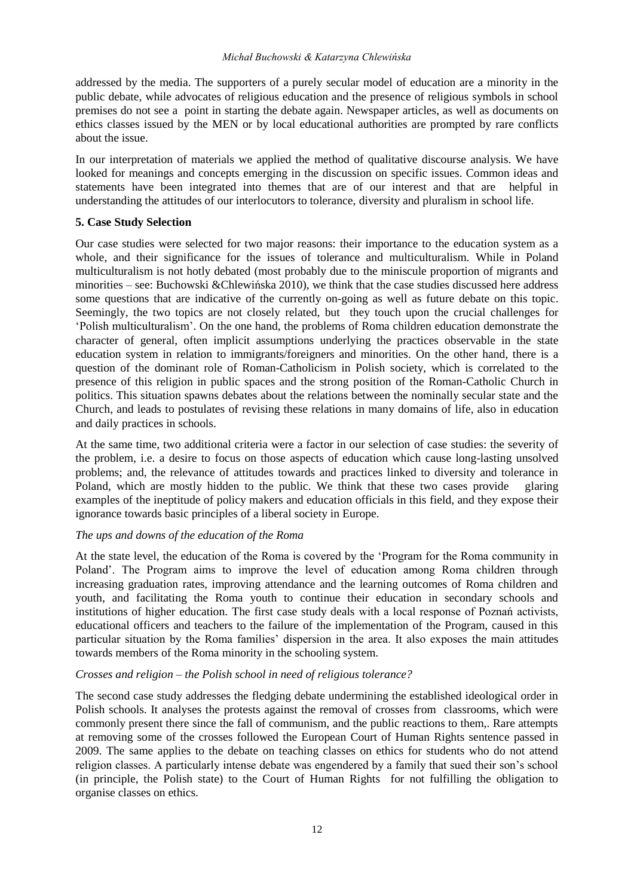addressed by the media. The supporters of a purely secular model of education are a minority in the public debate, while advocates of religious education and the presence of religious symbols in school premises do not see a point in starting the debate again. Newspaper articles, as well as documents on ethics classes issued by the MEN or by local educational authorities are prompted by rare conflicts about the issue.

In our interpretation of materials we applied the method of qualitative discourse analysis. We have looked for meanings and concepts emerging in the discussion on specific issues. Common ideas and statements have been integrated into themes that are of our interest and that are helpful in understanding the attitudes of our interlocutors to tolerance, diversity and pluralism in school life.

### 5. Case Study Selection

Our case studies were selected for two major reasons: their importance to the education system as a whole, and their significance for the issues of tolerance and multiculturalism. While in Poland multiculturalism is not hotly debated (most probably due to the miniscule proportion of migrants and minorities – see: Buchowski &Chlewińska 2010), we think that the case studies discussed here address some questions that are indicative of the currently on-going as well as future debate on this topic. Seemingly, the two topics are not closely related, but they touch upon the crucial challenges for 'Polish multiculturalism'. On the one hand, the problems of Roma children education demonstrate the character of general, often implicit assumptions underlying the practices observable in the state education system in relation to immigrants/foreigners and minorities. On the other hand, there is a question of the dominant role of Roman-Catholicism in Polish society, which is correlated to the presence of this religion in public spaces and the strong position of the Roman-Catholic Church in politics. This situation spawns debates about the relations between the nominally secular state and the Church, and leads to postulates of revising these relations in many domains of life, also in education and daily practices in schools.

At the same time, two additional criteria were a factor in our selection of case studies: the severity of the problem, i.e. a desire to focus on those aspects of education which cause long-lasting unsolved problems; and, the relevance of attitudes towards and practices linked to diversity and tolerance in Poland, which are mostly hidden to the public. We think that these two cases provide glaring examples of the ineptitude of policy makers and education officials in this field, and they expose their ignorance towards basic principles of a liberal society in Europe.

*The ups and downs of the education of the Roma*

At the state level, the education of the Roma is covered by the 'Program for the Roma community in Poland'. The Program aims to improve the level of education among Roma children through increasing graduation rates, improving attendance and the learning outcomes of Roma children and youth, and facilitating the Roma youth to continue their education in secondary schools and institutions of higher education. The first case study deals with a local response of Poznań activists, educational officers and teachers to the failure of the implementation of the Program, caused in this particular situation by the Roma families' dispersion in the area. It also exposes the main attitudes towards members of the Roma minority in the schooling system.

*Crosses and religion – the Polish school in need of religious tolerance?*

The second case study addresses the fledging debate undermining the established ideological order in Polish schools. It analyses the protests against the removal of crosses from classrooms, which were commonly present there since the fall of communism, and the public reactions to them,. Rare attempts at removing some of the crosses followed the European Court of Human Rights sentence passed in 2009. The same applies to the debate on teaching classes on ethics for students who do not attend religion classes. A particularly intense debate was engendered by a family that sued their son's school (in principle, the Polish state) to the Court of Human Rights for not fulfilling the obligation to organise classes on ethics.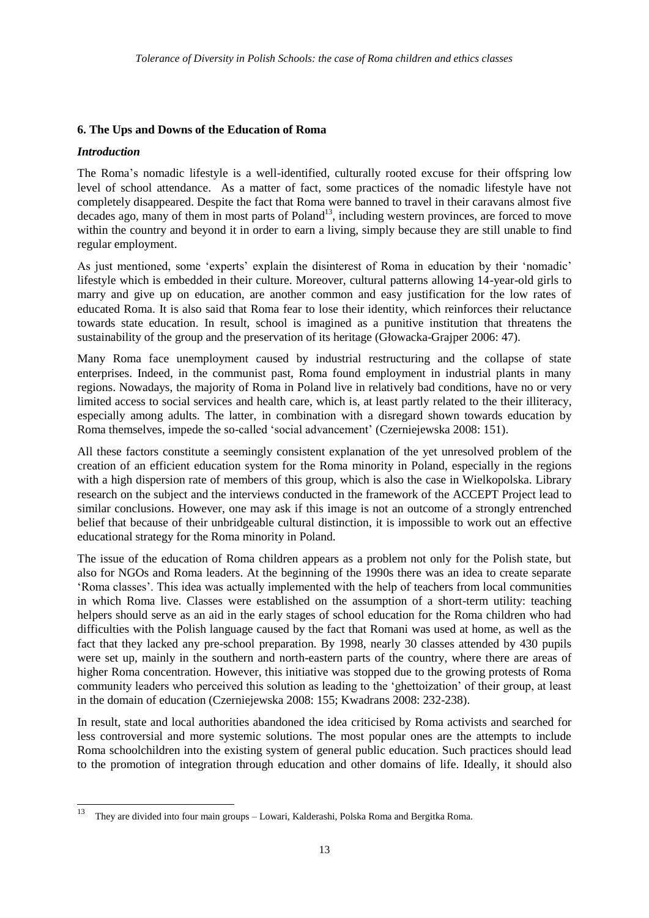### 6. The Ups and Downs of the Education of Roma

***Introduction***

The Roma's nomadic lifestyle is a well-identified, culturally rooted excuse for their offspring low level of school attendance. As a matter of fact, some practices of the nomadic lifestyle have not completely disappeared. Despite the fact that Roma were banned to travel in their caravans almost five decades ago, many of them in most parts of Poland[13], including western provinces, are forced to move within the country and beyond it in order to earn a living, simply because they are still unable to find regular employment.

As just mentioned, some 'experts' explain the disinterest of Roma in education by their 'nomadic' lifestyle which is embedded in their culture. Moreover, cultural patterns allowing 14-year-old girls to marry and give up on education, are another common and easy justification for the low rates of educated Roma. It is also said that Roma fear to lose their identity, which reinforces their reluctance towards state education. In result, school is imagined as a punitive institution that threatens the sustainability of the group and the preservation of its heritage (Głowacka-Grajper 2006: 47).

Many Roma face unemployment caused by industrial restructuring and the collapse of state enterprises. Indeed, in the communist past, Roma found employment in industrial plants in many regions. Nowadays, the majority of Roma in Poland live in relatively bad conditions, have no or very limited access to social services and health care, which is, at least partly related to the their illiteracy, especially among adults. The latter, in combination with a disregard shown towards education by Roma themselves, impede the so-called 'social advancement' (Czerniejewska 2008: 151).

All these factors constitute a seemingly consistent explanation of the yet unresolved problem of the creation of an efficient education system for the Roma minority in Poland, especially in the regions with a high dispersion rate of members of this group, which is also the case in Wielkopolska. Library research on the subject and the interviews conducted in the framework of the ACCEPT Project lead to similar conclusions. However, one may ask if this image is not an outcome of a strongly entrenched belief that because of their unbridgeable cultural distinction, it is impossible to work out an effective educational strategy for the Roma minority in Poland.

The issue of the education of Roma children appears as a problem not only for the Polish state, but also for NGOs and Roma leaders. At the beginning of the 1990s there was an idea to create separate 'Roma classes'. This idea was actually implemented with the help of teachers from local communities in which Roma live. Classes were established on the assumption of a short-term utility: teaching helpers should serve as an aid in the early stages of school education for the Roma children who had difficulties with the Polish language caused by the fact that Romani was used at home, as well as the fact that they lacked any pre-school preparation. By 1998, nearly 30 classes attended by 430 pupils were set up, mainly in the southern and north-eastern parts of the country, where there are areas of higher Roma concentration. However, this initiative was stopped due to the growing protests of Roma community leaders who perceived this solution as leading to the 'ghettoization' of their group, at least in the domain of education (Czerniejewska 2008: 155; Kwadrans 2008: 232-238).

In result, state and local authorities abandoned the idea criticised by Roma activists and searched for less controversial and more systemic solutions. The most popular ones are the attempts to include Roma schoolchildren into the existing system of general public education. Such practices should lead to the promotion of integration through education and other domains of life. Ideally, it should also

[13] They are divided into four main groups – Lowari, Kalderashi, Polska Roma and Bergitka Roma.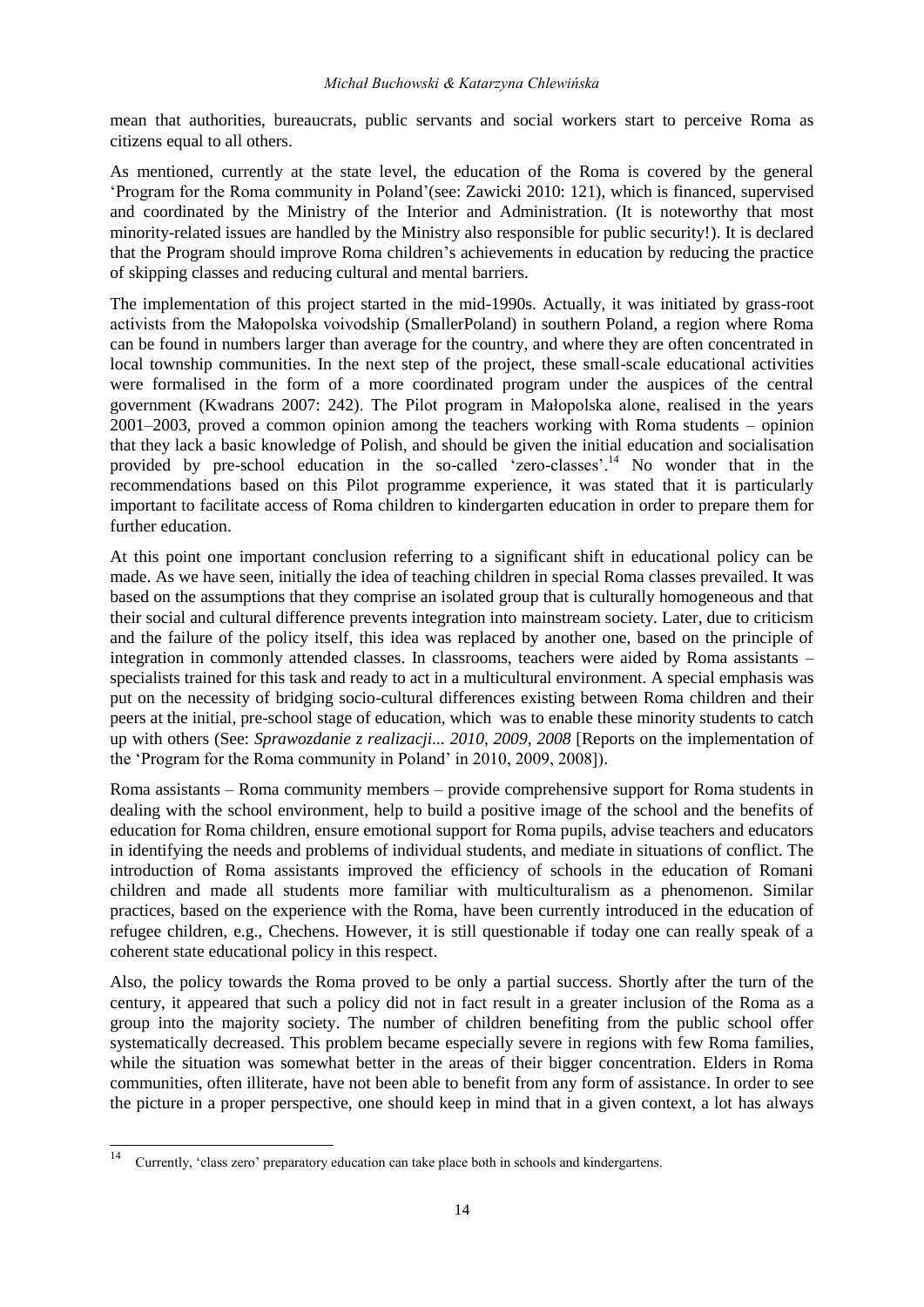mean that authorities, bureaucrats, public servants and social workers start to perceive Roma as citizens equal to all others.

As mentioned, currently at the state level, the education of the Roma is covered by the general 'Program for the Roma community in Poland'(see: Zawicki 2010: 121), which is financed, supervised and coordinated by the Ministry of the Interior and Administration. (It is noteworthy that most minority-related issues are handled by the Ministry also responsible for public security!). It is declared that the Program should improve Roma children's achievements in education by reducing the practice of skipping classes and reducing cultural and mental barriers.

The implementation of this project started in the mid-1990s. Actually, it was initiated by grass-root activists from the Małopolska voivodship (SmallerPoland) in southern Poland, a region where Roma can be found in numbers larger than average for the country, and where they are often concentrated in local township communities. In the next step of the project, these small-scale educational activities were formalised in the form of a more coordinated program under the auspices of the central government (Kwadrans 2007: 242). The Pilot program in Małopolska alone, realised in the years 2001–2003, proved a common opinion among the teachers working with Roma students – opinion that they lack a basic knowledge of Polish, and should be given the initial education and socialisation provided by pre-school education in the so-called 'zero-classes'.[14] No wonder that in the recommendations based on this Pilot programme experience, it was stated that it is particularly important to facilitate access of Roma children to kindergarten education in order to prepare them for further education.

At this point one important conclusion referring to a significant shift in educational policy can be made. As we have seen, initially the idea of teaching children in special Roma classes prevailed. It was based on the assumptions that they comprise an isolated group that is culturally homogeneous and that their social and cultural difference prevents integration into mainstream society. Later, due to criticism and the failure of the policy itself, this idea was replaced by another one, based on the principle of integration in commonly attended classes. In classrooms, teachers were aided by Roma assistants – specialists trained for this task and ready to act in a multicultural environment. A special emphasis was put on the necessity of bridging socio-cultural differences existing between Roma children and their peers at the initial, pre-school stage of education, which was to enable these minority students to catch up with others (See: *Sprawozdanie z realizacji... 2010, 2009, 2008* [Reports on the implementation of the 'Program for the Roma community in Poland' in 2010, 2009, 2008]).

Roma assistants – Roma community members – provide comprehensive support for Roma students in dealing with the school environment, help to build a positive image of the school and the benefits of education for Roma children, ensure emotional support for Roma pupils, advise teachers and educators in identifying the needs and problems of individual students, and mediate in situations of conflict. The introduction of Roma assistants improved the efficiency of schools in the education of Romani children and made all students more familiar with multiculturalism as a phenomenon. Similar practices, based on the experience with the Roma, have been currently introduced in the education of refugee children, e.g., Chechens. However, it is still questionable if today one can really speak of a coherent state educational policy in this respect.

Also, the policy towards the Roma proved to be only a partial success. Shortly after the turn of the century, it appeared that such a policy did not in fact result in a greater inclusion of the Roma as a group into the majority society. The number of children benefiting from the public school offer systematically decreased. This problem became especially severe in regions with few Roma families, while the situation was somewhat better in the areas of their bigger concentration. Elders in Roma communities, often illiterate, have not been able to benefit from any form of assistance. In order to see the picture in a proper perspective, one should keep in mind that in a given context, a lot has always

---

[14] Currently, 'class zero' preparatory education can take place both in schools and kindergartens.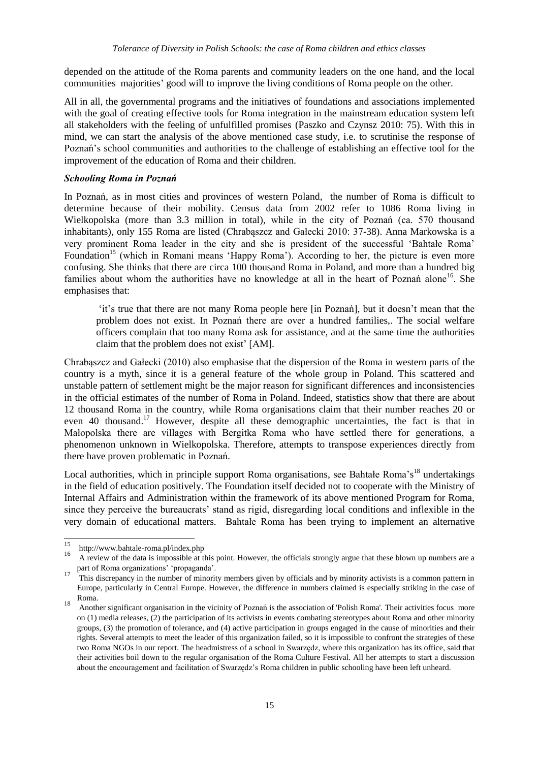depended on the attitude of the Roma parents and community leaders on the one hand, and the local communities majorities' good will to improve the living conditions of Roma people on the other.

All in all, the governmental programs and the initiatives of foundations and associations implemented with the goal of creating effective tools for Roma integration in the mainstream education system left all stakeholders with the feeling of unfulfilled promises (Paszko and Czynsz 2010: 75). With this in mind, we can start the analysis of the above mentioned case study, i.e. to scrutinise the response of Poznań's school communities and authorities to the challenge of establishing an effective tool for the improvement of the education of Roma and their children.

### *Schooling Roma in Poznań*

In Poznań, as in most cities and provinces of western Poland, the number of Roma is difficult to determine because of their mobility. Census data from 2002 refer to 1086 Roma living in Wielkopolska (more than 3.3 million in total), while in the city of Poznań (ca. 570 thousand inhabitants), only 155 Roma are listed (Chrabąszcz and Gałecki 2010: 37-38). Anna Markowska is a very prominent Roma leader in the city and she is president of the successful 'Bahtałe Roma' Foundation[15] (which in Romani means 'Happy Roma'). According to her, the picture is even more confusing. She thinks that there are circa 100 thousand Roma in Poland, and more than a hundred big families about whom the authorities have no knowledge at all in the heart of Poznań alone[16]. She emphasises that:

> 'it's true that there are not many Roma people here [in Poznań], but it doesn't mean that the problem does not exist. In Poznań there are over a hundred families,. The social welfare officers complain that too many Roma ask for assistance, and at the same time the authorities claim that the problem does not exist' [AM].

Chrabąszcz and Gałecki (2010) also emphasise that the dispersion of the Roma in western parts of the country is a myth, since it is a general feature of the whole group in Poland. This scattered and unstable pattern of settlement might be the major reason for significant differences and inconsistencies in the official estimates of the number of Roma in Poland. Indeed, statistics show that there are about 12 thousand Roma in the country, while Roma organisations claim that their number reaches 20 or even 40 thousand.[17] However, despite all these demographic uncertainties, the fact is that in Małopolska there are villages with Bergitka Roma who have settled there for generations, a phenomenon unknown in Wielkopolska. Therefore, attempts to transpose experiences directly from there have proven problematic in Poznań.

Local authorities, which in principle support Roma organisations, see Bahtałe Roma's[18] undertakings in the field of education positively. The Foundation itself decided not to cooperate with the Ministry of Internal Affairs and Administration within the framework of its above mentioned Program for Roma, since they perceive the bureaucrats' stand as rigid, disregarding local conditions and inflexible in the very domain of educational matters. Bahtałe Roma has been trying to implement an alternative

---

[15] http://www.bahtale-roma.pl/index.php

[16] A review of the data is impossible at this point. However, the officials strongly argue that these blown up numbers are a part of Roma organizations' 'propaganda'.

[17] This discrepancy in the number of minority members given by officials and by minority activists is a common pattern in Europe, particularly in Central Europe. However, the difference in numbers claimed is especially striking in the case of Roma.

[18] Another significant organisation in the vicinity of Poznań is the association of 'Polish Roma'. Their activities focus more on (1) media releases, (2) the participation of its activists in events combating stereotypes about Roma and other minority groups, (3) the promotion of tolerance, and (4) active participation in groups engaged in the cause of minorities and their rights. Several attempts to meet the leader of this organization failed, so it is impossible to confront the strategies of these two Roma NGOs in our report. The headmistress of a school in Swarzędz, where this organization has its office, said that their activities boil down to the regular organisation of the Roma Culture Festival. All her attempts to start a discussion about the encouragement and facilitation of Swarzędz's Roma children in public schooling have been left unheard.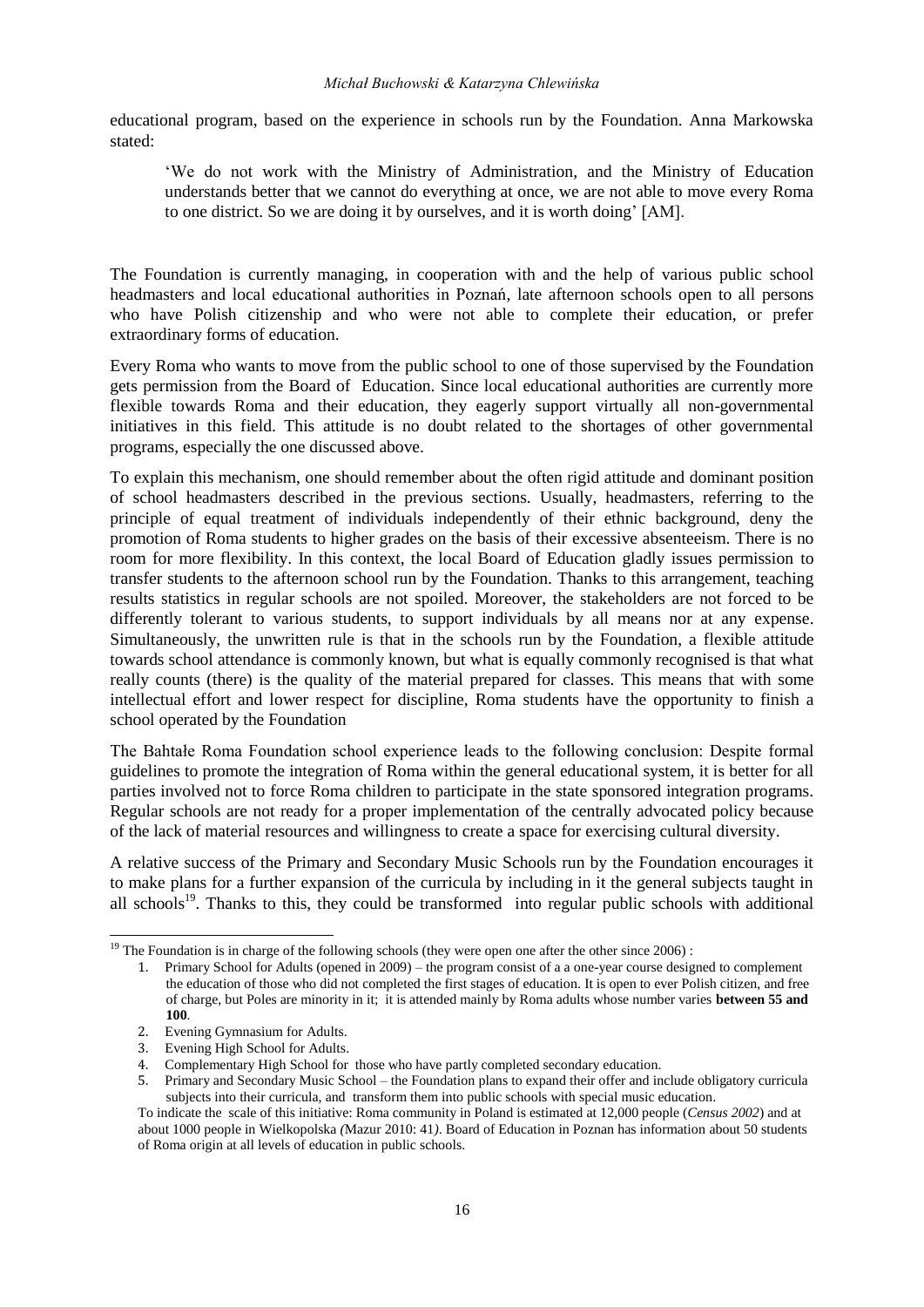educational program, based on the experience in schools run by the Foundation. Anna Markowska stated:

> 'We do not work with the Ministry of Administration, and the Ministry of Education understands better that we cannot do everything at once, we are not able to move every Roma to one district. So we are doing it by ourselves, and it is worth doing' [AM].

The Foundation is currently managing, in cooperation with and the help of various public school headmasters and local educational authorities in Poznań, late afternoon schools open to all persons who have Polish citizenship and who were not able to complete their education, or prefer extraordinary forms of education.

Every Roma who wants to move from the public school to one of those supervised by the Foundation gets permission from the Board of Education. Since local educational authorities are currently more flexible towards Roma and their education, they eagerly support virtually all non-governmental initiatives in this field. This attitude is no doubt related to the shortages of other governmental programs, especially the one discussed above.

To explain this mechanism, one should remember about the often rigid attitude and dominant position of school headmasters described in the previous sections. Usually, headmasters, referring to the principle of equal treatment of individuals independently of their ethnic background, deny the promotion of Roma students to higher grades on the basis of their excessive absenteeism. There is no room for more flexibility. In this context, the local Board of Education gladly issues permission to transfer students to the afternoon school run by the Foundation. Thanks to this arrangement, teaching results statistics in regular schools are not spoiled. Moreover, the stakeholders are not forced to be differently tolerant to various students, to support individuals by all means nor at any expense. Simultaneously, the unwritten rule is that in the schools run by the Foundation, a flexible attitude towards school attendance is commonly known, but what is equally commonly recognised is that what really counts (there) is the quality of the material prepared for classes. This means that with some intellectual effort and lower respect for discipline, Roma students have the opportunity to finish a school operated by the Foundation

The Bahtałe Roma Foundation school experience leads to the following conclusion: Despite formal guidelines to promote the integration of Roma within the general educational system, it is better for all parties involved not to force Roma children to participate in the state sponsored integration programs. Regular schools are not ready for a proper implementation of the centrally advocated policy because of the lack of material resources and willingness to create a space for exercising cultural diversity.

A relative success of the Primary and Secondary Music Schools run by the Foundation encourages it to make plans for a further expansion of the curricula by including in it the general subjects taught in all schools[19]. Thanks to this, they could be transformed into regular public schools with additional

---

[19] The Foundation is in charge of the following schools (they were open one after the other since 2006) :

1. Primary School for Adults (opened in 2009) – the program consist of a a one-year course designed to complement the education of those who did not completed the first stages of education. It is open to ever Polish citizen, and free of charge, but Poles are minority in it; it is attended mainly by Roma adults whose number varies **between 55 and 100**.
2. Evening Gymnasium for Adults.
3. Evening High School for Adults.
4. Complementary High School for those who have partly completed secondary education.
5. Primary and Secondary Music School – the Foundation plans to expand their offer and include obligatory curricula subjects into their curricula, and transform them into public schools with special music education.

To indicate the scale of this initiative: Roma community in Poland is estimated at 12,000 people (*Census 2002*) and at about 1000 people in Wielkopolska *(*Mazur 2010: 41*)*. Board of Education in Poznan has information about 50 students of Roma origin at all levels of education in public schools.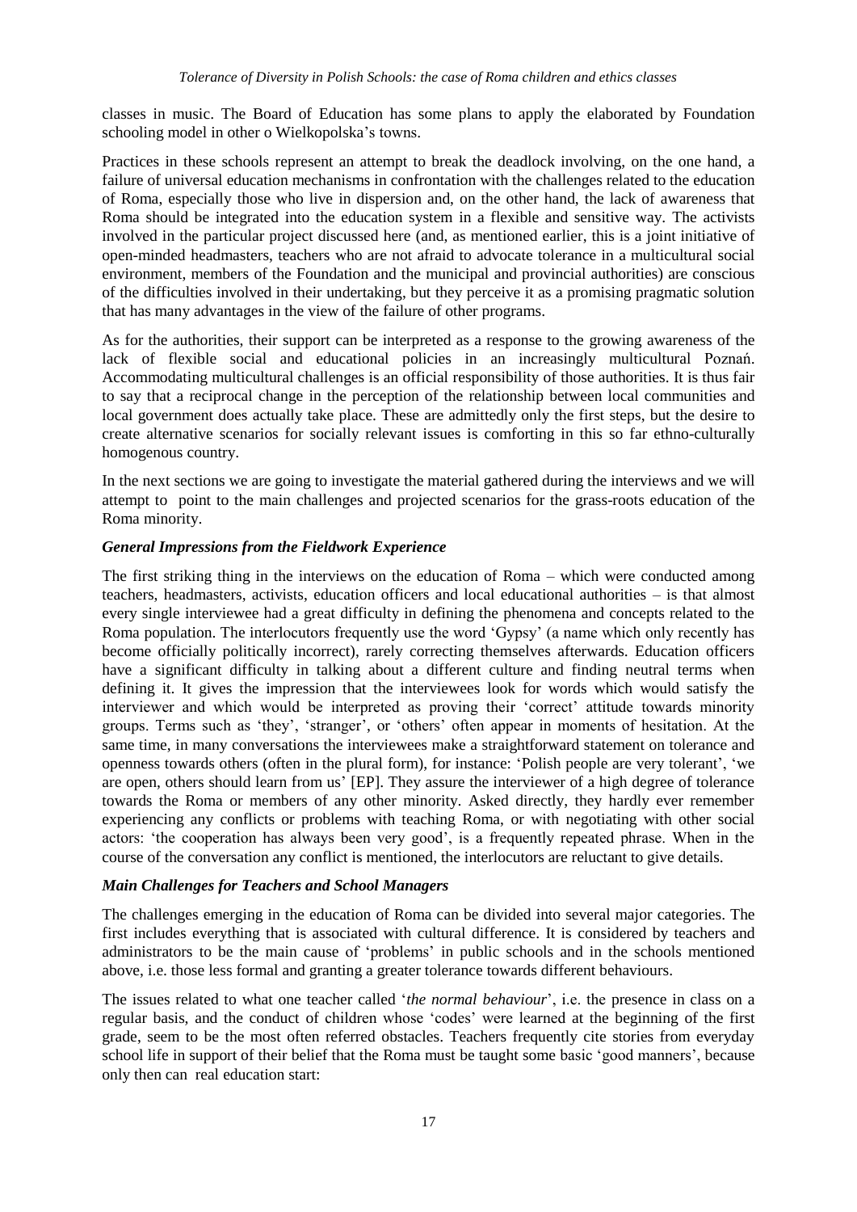classes in music. The Board of Education has some plans to apply the elaborated by Foundation schooling model in other o Wielkopolska's towns.

Practices in these schools represent an attempt to break the deadlock involving, on the one hand, a failure of universal education mechanisms in confrontation with the challenges related to the education of Roma, especially those who live in dispersion and, on the other hand, the lack of awareness that Roma should be integrated into the education system in a flexible and sensitive way. The activists involved in the particular project discussed here (and, as mentioned earlier, this is a joint initiative of open-minded headmasters, teachers who are not afraid to advocate tolerance in a multicultural social environment, members of the Foundation and the municipal and provincial authorities) are conscious of the difficulties involved in their undertaking, but they perceive it as a promising pragmatic solution that has many advantages in the view of the failure of other programs.

As for the authorities, their support can be interpreted as a response to the growing awareness of the lack of flexible social and educational policies in an increasingly multicultural Poznań. Accommodating multicultural challenges is an official responsibility of those authorities. It is thus fair to say that a reciprocal change in the perception of the relationship between local communities and local government does actually take place. These are admittedly only the first steps, but the desire to create alternative scenarios for socially relevant issues is comforting in this so far ethno-culturally homogenous country.

In the next sections we are going to investigate the material gathered during the interviews and we will attempt to point to the main challenges and projected scenarios for the grass-roots education of the Roma minority.

### *General Impressions from the Fieldwork Experience*

The first striking thing in the interviews on the education of Roma – which were conducted among teachers, headmasters, activists, education officers and local educational authorities – is that almost every single interviewee had a great difficulty in defining the phenomena and concepts related to the Roma population. The interlocutors frequently use the word 'Gypsy' (a name which only recently has become officially politically incorrect), rarely correcting themselves afterwards. Education officers have a significant difficulty in talking about a different culture and finding neutral terms when defining it. It gives the impression that the interviewees look for words which would satisfy the interviewer and which would be interpreted as proving their 'correct' attitude towards minority groups. Terms such as 'they', 'stranger', or 'others' often appear in moments of hesitation. At the same time, in many conversations the interviewees make a straightforward statement on tolerance and openness towards others (often in the plural form), for instance: 'Polish people are very tolerant', 'we are open, others should learn from us' [EP]. They assure the interviewer of a high degree of tolerance towards the Roma or members of any other minority. Asked directly, they hardly ever remember experiencing any conflicts or problems with teaching Roma, or with negotiating with other social actors: 'the cooperation has always been very good', is a frequently repeated phrase. When in the course of the conversation any conflict is mentioned, the interlocutors are reluctant to give details.

### *Main Challenges for Teachers and School Managers*

The challenges emerging in the education of Roma can be divided into several major categories. The first includes everything that is associated with cultural difference. It is considered by teachers and administrators to be the main cause of 'problems' in public schools and in the schools mentioned above, i.e. those less formal and granting a greater tolerance towards different behaviours.

The issues related to what one teacher called '*the normal behaviour*', i.e. the presence in class on a regular basis, and the conduct of children whose 'codes' were learned at the beginning of the first grade, seem to be the most often referred obstacles. Teachers frequently cite stories from everyday school life in support of their belief that the Roma must be taught some basic 'good manners', because only then can real education start: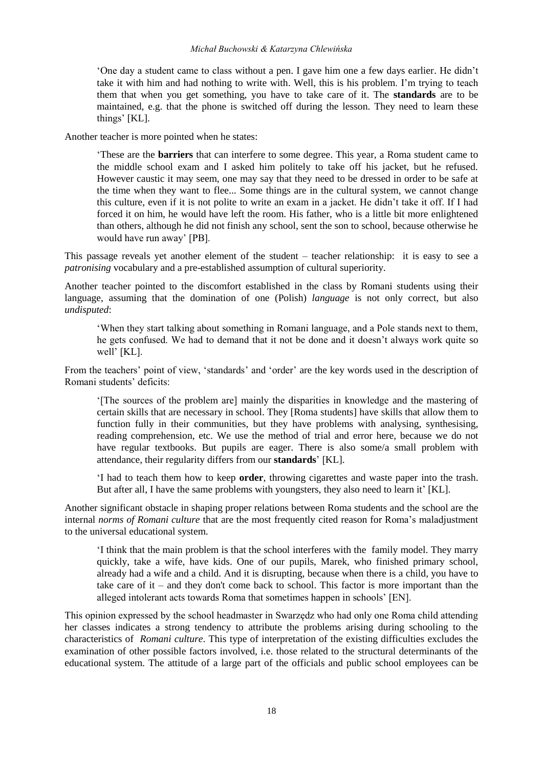> 'One day a student came to class without a pen. I gave him one a few days earlier. He didn't take it with him and had nothing to write with. Well, this is his problem. I'm trying to teach them that when you get something, you have to take care of it. The **standards** are to be maintained, e.g. that the phone is switched off during the lesson. They need to learn these things' [KL].

Another teacher is more pointed when he states:

> 'These are the **barriers** that can interfere to some degree. This year, a Roma student came to the middle school exam and I asked him politely to take off his jacket, but he refused. However caustic it may seem, one may say that they need to be dressed in order to be safe at the time when they want to flee... Some things are in the cultural system, we cannot change this culture, even if it is not polite to write an exam in a jacket. He didn't take it off. If I had forced it on him, he would have left the room. His father, who is a little bit more enlightened than others, although he did not finish any school, sent the son to school, because otherwise he would have run away' [PB].

This passage reveals yet another element of the student – teacher relationship: it is easy to see a *patronising* vocabulary and a pre-established assumption of cultural superiority.

Another teacher pointed to the discomfort established in the class by Romani students using their language, assuming that the domination of one (Polish) *language* is not only correct, but also *undisputed*:

> 'When they start talking about something in Romani language, and a Pole stands next to them, he gets confused. We had to demand that it not be done and it doesn't always work quite so well' [KL].

From the teachers' point of view, 'standards' and 'order' are the key words used in the description of Romani students' deficits:

> '[The sources of the problem are] mainly the disparities in knowledge and the mastering of certain skills that are necessary in school. They [Roma students] have skills that allow them to function fully in their communities, but they have problems with analysing, synthesising, reading comprehension, etc. We use the method of trial and error here, because we do not have regular textbooks. But pupils are eager. There is also some/a small problem with attendance, their regularity differs from our **standards**' [KL].
>
> 'I had to teach them how to keep **order**, throwing cigarettes and waste paper into the trash. But after all, I have the same problems with youngsters, they also need to learn it' [KL].

Another significant obstacle in shaping proper relations between Roma students and the school are the internal *norms of Romani culture* that are the most frequently cited reason for Roma's maladjustment to the universal educational system.

> 'I think that the main problem is that the school interferes with the family model. They marry quickly, take a wife, have kids. One of our pupils, Marek, who finished primary school, already had a wife and a child. And it is disrupting, because when there is a child, you have to take care of it – and they don't come back to school. This factor is more important than the alleged intolerant acts towards Roma that sometimes happen in schools' [EN].

This opinion expressed by the school headmaster in Swarzędz who had only one Roma child attending her classes indicates a strong tendency to attribute the problems arising during schooling to the characteristics of *Romani culture*. This type of interpretation of the existing difficulties excludes the examination of other possible factors involved, i.e. those related to the structural determinants of the educational system. The attitude of a large part of the officials and public school employees can be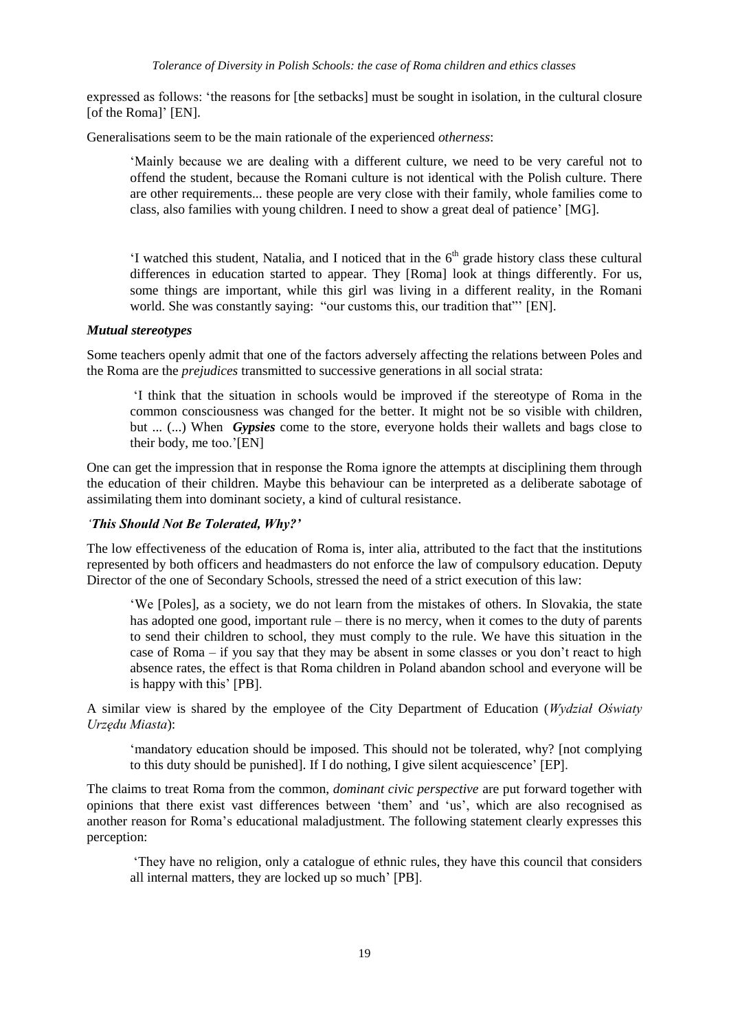expressed as follows: 'the reasons for [the setbacks] must be sought in isolation, in the cultural closure [of the Roma]' [EN].

Generalisations seem to be the main rationale of the experienced *otherness*:

> 'Mainly because we are dealing with a different culture, we need to be very careful not to offend the student, because the Romani culture is not identical with the Polish culture. There are other requirements... these people are very close with their family, whole families come to class, also families with young children. I need to show a great deal of patience' [MG].

> 'I watched this student, Natalia, and I noticed that in the 6th grade history class these cultural differences in education started to appear. They [Roma] look at things differently. For us, some things are important, while this girl was living in a different reality, in the Romani world. She was constantly saying: "our customs this, our tradition that"' [EN].

### *Mutual stereotypes*

Some teachers openly admit that one of the factors adversely affecting the relations between Poles and the Roma are the *prejudices* transmitted to successive generations in all social strata:

> 'I think that the situation in schools would be improved if the stereotype of Roma in the common consciousness was changed for the better. It might not be so visible with children, but ... (...) When ***Gypsies*** come to the store, everyone holds their wallets and bags close to their body, me too.'[EN]

One can get the impression that in response the Roma ignore the attempts at disciplining them through the education of their children. Maybe this behaviour can be interpreted as a deliberate sabotage of assimilating them into dominant society, a kind of cultural resistance.

### *'This Should Not Be Tolerated, Why?'*

The low effectiveness of the education of Roma is, inter alia, attributed to the fact that the institutions represented by both officers and headmasters do not enforce the law of compulsory education. Deputy Director of the one of Secondary Schools, stressed the need of a strict execution of this law:

> 'We [Poles], as a society, we do not learn from the mistakes of others. In Slovakia, the state has adopted one good, important rule – there is no mercy, when it comes to the duty of parents to send their children to school, they must comply to the rule. We have this situation in the case of Roma – if you say that they may be absent in some classes or you don't react to high absence rates, the effect is that Roma children in Poland abandon school and everyone will be is happy with this' [PB].

A similar view is shared by the employee of the City Department of Education (*Wydział Oświaty Urzędu Miasta*):

> 'mandatory education should be imposed. This should not be tolerated, why? [not complying to this duty should be punished]. If I do nothing, I give silent acquiescence' [EP].

The claims to treat Roma from the common, *dominant civic perspective* are put forward together with opinions that there exist vast differences between 'them' and 'us', which are also recognised as another reason for Roma's educational maladjustment. The following statement clearly expresses this perception:

> 'They have no religion, only a catalogue of ethnic rules, they have this council that considers all internal matters, they are locked up so much' [PB].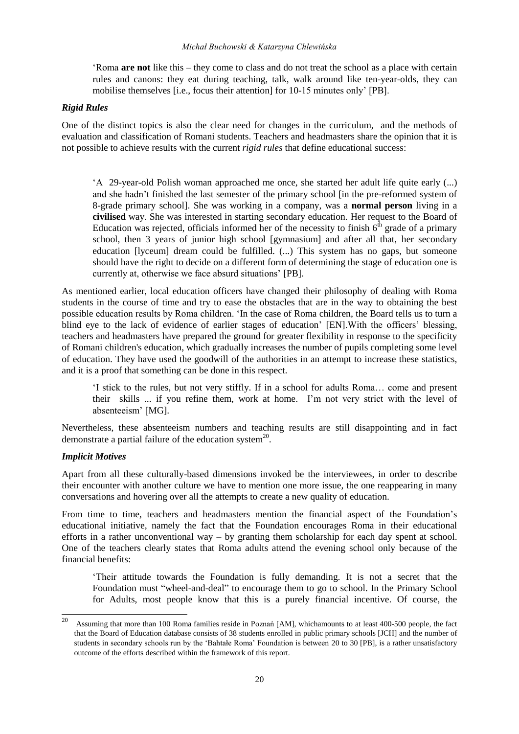'Roma **are not** like this – they come to class and do not treat the school as a place with certain rules and canons: they eat during teaching, talk, walk around like ten-year-olds, they can mobilise themselves [i.e., focus their attention] for 10-15 minutes only' [PB].

### *Rigid Rules*

One of the distinct topics is also the clear need for changes in the curriculum, and the methods of evaluation and classification of Romani students. Teachers and headmasters share the opinion that it is not possible to achieve results with the current *rigid rules* that define educational success:

> 'A 29-year-old Polish woman approached me once, she started her adult life quite early (...) and she hadn't finished the last semester of the primary school [in the pre-reformed system of 8-grade primary school]. She was working in a company, was a **normal person** living in a **civilised** way. She was interested in starting secondary education. Her request to the Board of Education was rejected, officials informed her of the necessity to finish 6th grade of a primary school, then 3 years of junior high school [gymnasium] and after all that, her secondary education [lyceum] dream could be fulfilled. (...) This system has no gaps, but someone should have the right to decide on a different form of determining the stage of education one is currently at, otherwise we face absurd situations' [PB].

As mentioned earlier, local education officers have changed their philosophy of dealing with Roma students in the course of time and try to ease the obstacles that are in the way to obtaining the best possible education results by Roma children. 'In the case of Roma children, the Board tells us to turn a blind eye to the lack of evidence of earlier stages of education' [EN].With the officers' blessing, teachers and headmasters have prepared the ground for greater flexibility in response to the specificity of Romani children's education, which gradually increases the number of pupils completing some level of education. They have used the goodwill of the authorities in an attempt to increase these statistics, and it is a proof that something can be done in this respect.

> 'I stick to the rules, but not very stiffly. If in a school for adults Roma… come and present their skills ... if you refine them, work at home. I'm not very strict with the level of absenteeism' [MG].

Nevertheless, these absenteeism numbers and teaching results are still disappointing and in fact demonstrate a partial failure of the education system[20].

### *Implicit Motives*

Apart from all these culturally-based dimensions invoked be the interviewees, in order to describe their encounter with another culture we have to mention one more issue, the one reappearing in many conversations and hovering over all the attempts to create a new quality of education.

From time to time, teachers and headmasters mention the financial aspect of the Foundation's educational initiative, namely the fact that the Foundation encourages Roma in their educational efforts in a rather unconventional way – by granting them scholarship for each day spent at school. One of the teachers clearly states that Roma adults attend the evening school only because of the financial benefits:

> 'Their attitude towards the Foundation is fully demanding. It is not a secret that the Foundation must "wheel-and-deal" to encourage them to go to school. In the Primary School for Adults, most people know that this is a purely financial incentive. Of course, the

[20] Assuming that more than 100 Roma families reside in Poznań [AM], whichamounts to at least 400-500 people, the fact that the Board of Education database consists of 38 students enrolled in public primary schools [JCH] and the number of students in secondary schools run by the 'Bahtałe Roma' Foundation is between 20 to 30 [PB], is a rather unsatisfactory outcome of the efforts described within the framework of this report.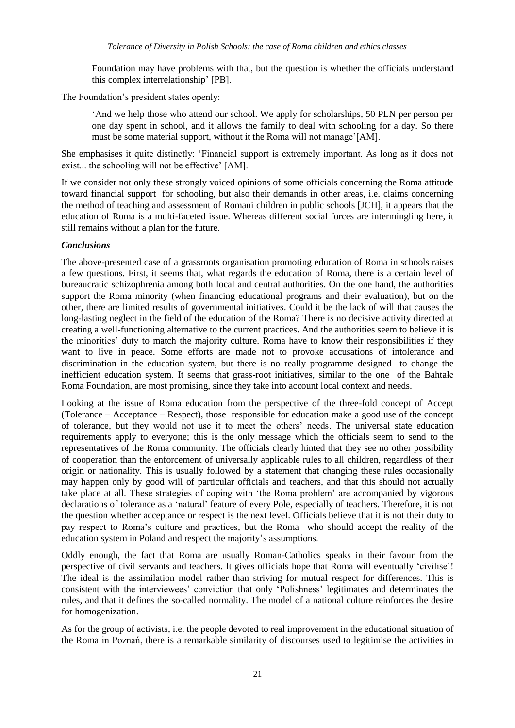> Foundation may have problems with that, but the question is whether the officials understand this complex interrelationship' [PB].

The Foundation's president states openly:

> 'And we help those who attend our school. We apply for scholarships, 50 PLN per person per one day spent in school, and it allows the family to deal with schooling for a day. So there must be some material support, without it the Roma will not manage'[AM].

She emphasises it quite distinctly: 'Financial support is extremely important. As long as it does not exist... the schooling will not be effective' [AM].

If we consider not only these strongly voiced opinions of some officials concerning the Roma attitude toward financial support for schooling, but also their demands in other areas, i.e. claims concerning the method of teaching and assessment of Romani children in public schools [JCH], it appears that the education of Roma is a multi-faceted issue. Whereas different social forces are intermingling here, it still remains without a plan for the future.

### *Conclusions*

The above-presented case of a grassroots organisation promoting education of Roma in schools raises a few questions. First, it seems that, what regards the education of Roma, there is a certain level of bureaucratic schizophrenia among both local and central authorities. On the one hand, the authorities support the Roma minority (when financing educational programs and their evaluation), but on the other, there are limited results of governmental initiatives. Could it be the lack of will that causes the long-lasting neglect in the field of the education of the Roma? There is no decisive activity directed at creating a well-functioning alternative to the current practices. And the authorities seem to believe it is the minorities' duty to match the majority culture. Roma have to know their responsibilities if they want to live in peace. Some efforts are made not to provoke accusations of intolerance and discrimination in the education system, but there is no really programme designed to change the inefficient education system. It seems that grass-root initiatives, similar to the one of the Bahtałe Roma Foundation, are most promising, since they take into account local context and needs.

Looking at the issue of Roma education from the perspective of the three-fold concept of Accept (Tolerance – Acceptance – Respect), those responsible for education make a good use of the concept of tolerance, but they would not use it to meet the others' needs. The universal state education requirements apply to everyone; this is the only message which the officials seem to send to the representatives of the Roma community. The officials clearly hinted that they see no other possibility of cooperation than the enforcement of universally applicable rules to all children, regardless of their origin or nationality. This is usually followed by a statement that changing these rules occasionally may happen only by good will of particular officials and teachers, and that this should not actually take place at all. These strategies of coping with 'the Roma problem' are accompanied by vigorous declarations of tolerance as a 'natural' feature of every Pole, especially of teachers. Therefore, it is not the question whether acceptance or respect is the next level. Officials believe that it is not their duty to pay respect to Roma's culture and practices, but the Roma who should accept the reality of the education system in Poland and respect the majority's assumptions.

Oddly enough, the fact that Roma are usually Roman-Catholics speaks in their favour from the perspective of civil servants and teachers. It gives officials hope that Roma will eventually 'civilise'! The ideal is the assimilation model rather than striving for mutual respect for differences. This is consistent with the interviewees' conviction that only 'Polishness' legitimates and determinates the rules, and that it defines the so-called normality. The model of a national culture reinforces the desire for homogenization.

As for the group of activists, i.e. the people devoted to real improvement in the educational situation of the Roma in Poznań, there is a remarkable similarity of discourses used to legitimise the activities in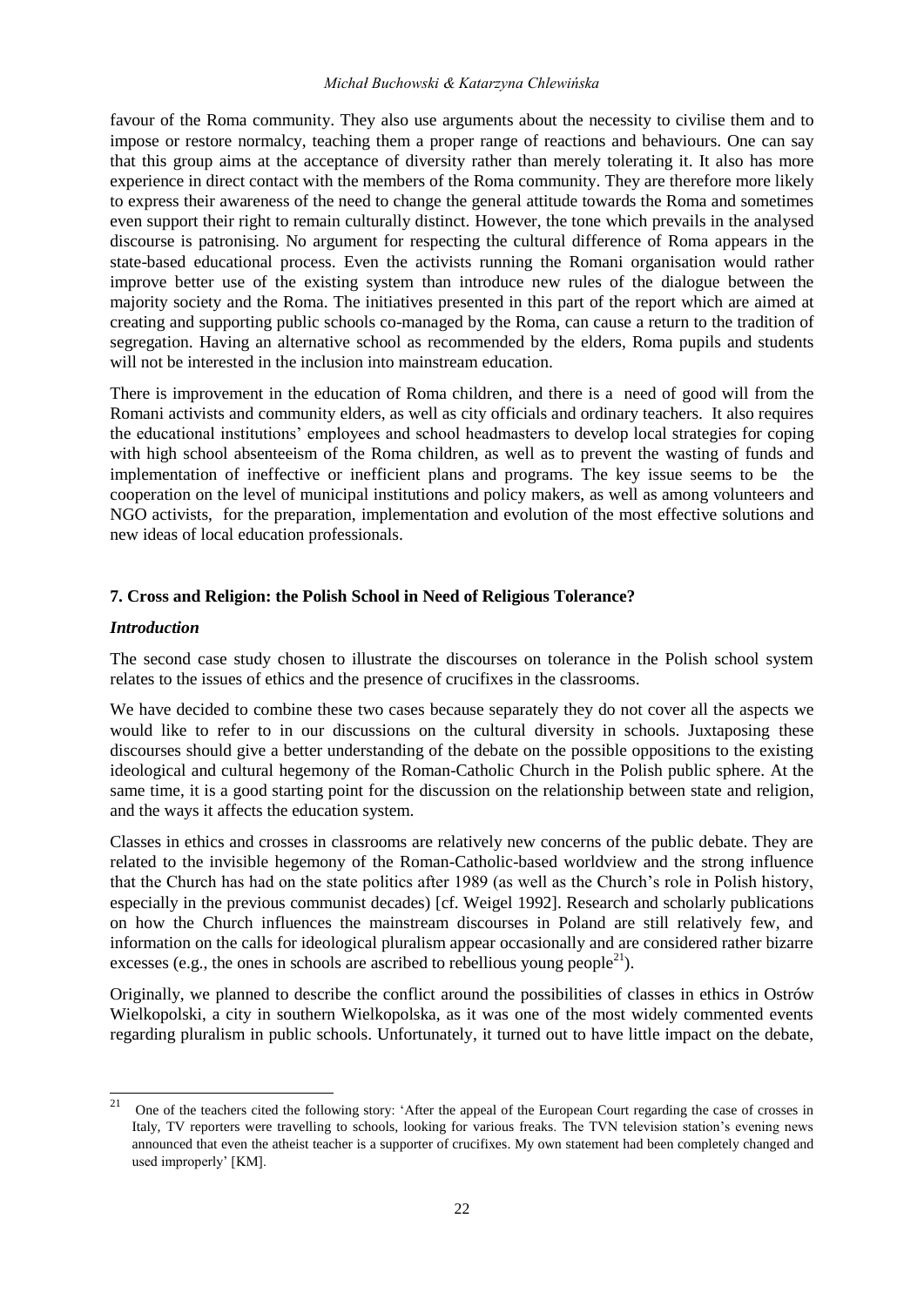favour of the Roma community. They also use arguments about the necessity to civilise them and to impose or restore normalcy, teaching them a proper range of reactions and behaviours. One can say that this group aims at the acceptance of diversity rather than merely tolerating it. It also has more experience in direct contact with the members of the Roma community. They are therefore more likely to express their awareness of the need to change the general attitude towards the Roma and sometimes even support their right to remain culturally distinct. However, the tone which prevails in the analysed discourse is patronising. No argument for respecting the cultural difference of Roma appears in the state-based educational process. Even the activists running the Romani organisation would rather improve better use of the existing system than introduce new rules of the dialogue between the majority society and the Roma. The initiatives presented in this part of the report which are aimed at creating and supporting public schools co-managed by the Roma, can cause a return to the tradition of segregation. Having an alternative school as recommended by the elders, Roma pupils and students will not be interested in the inclusion into mainstream education.

There is improvement in the education of Roma children, and there is a need of good will from the Romani activists and community elders, as well as city officials and ordinary teachers. It also requires the educational institutions' employees and school headmasters to develop local strategies for coping with high school absenteeism of the Roma children, as well as to prevent the wasting of funds and implementation of ineffective or inefficient plans and programs. The key issue seems to be the cooperation on the level of municipal institutions and policy makers, as well as among volunteers and NGO activists, for the preparation, implementation and evolution of the most effective solutions and new ideas of local education professionals.

## 7. Cross and Religion: the Polish School in Need of Religious Tolerance?

### *Introduction*

The second case study chosen to illustrate the discourses on tolerance in the Polish school system relates to the issues of ethics and the presence of crucifixes in the classrooms.

We have decided to combine these two cases because separately they do not cover all the aspects we would like to refer to in our discussions on the cultural diversity in schools. Juxtaposing these discourses should give a better understanding of the debate on the possible oppositions to the existing ideological and cultural hegemony of the Roman-Catholic Church in the Polish public sphere. At the same time, it is a good starting point for the discussion on the relationship between state and religion, and the ways it affects the education system.

Classes in ethics and crosses in classrooms are relatively new concerns of the public debate. They are related to the invisible hegemony of the Roman-Catholic-based worldview and the strong influence that the Church has had on the state politics after 1989 (as well as the Church's role in Polish history, especially in the previous communist decades) [cf. Weigel 1992]. Research and scholarly publications on how the Church influences the mainstream discourses in Poland are still relatively few, and information on the calls for ideological pluralism appear occasionally and are considered rather bizarre excesses (e.g., the ones in schools are ascribed to rebellious young people[21]).

Originally, we planned to describe the conflict around the possibilities of classes in ethics in Ostrów Wielkopolski, a city in southern Wielkopolska, as it was one of the most widely commented events regarding pluralism in public schools. Unfortunately, it turned out to have little impact on the debate,

[21] One of the teachers cited the following story: 'After the appeal of the European Court regarding the case of crosses in Italy, TV reporters were travelling to schools, looking for various freaks. The TVN television station's evening news announced that even the atheist teacher is a supporter of crucifixes. My own statement had been completely changed and used improperly' [KM].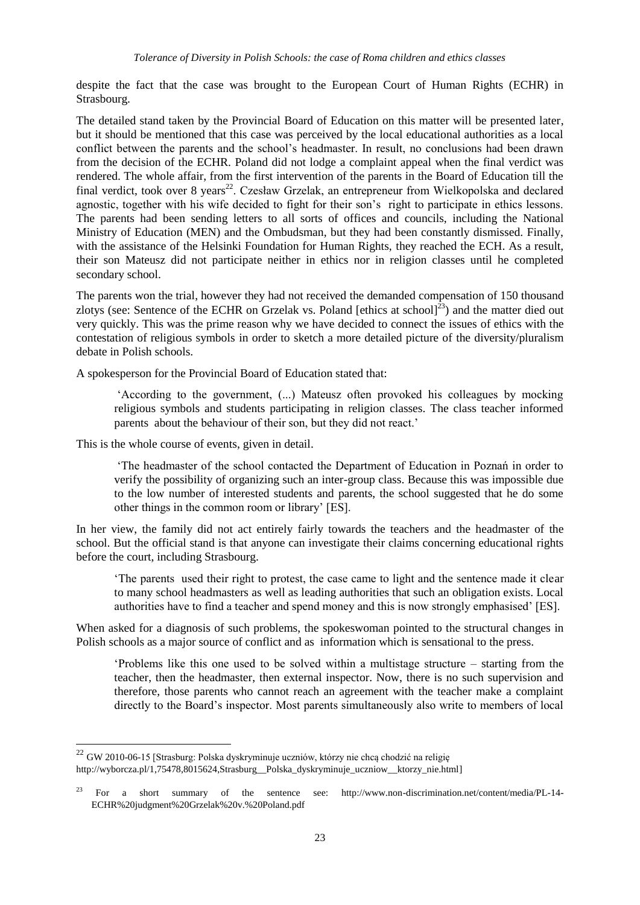despite the fact that the case was brought to the European Court of Human Rights (ECHR) in Strasbourg.

The detailed stand taken by the Provincial Board of Education on this matter will be presented later, but it should be mentioned that this case was perceived by the local educational authorities as a local conflict between the parents and the school's headmaster. In result, no conclusions had been drawn from the decision of the ECHR. Poland did not lodge a complaint appeal when the final verdict was rendered. The whole affair, from the first intervention of the parents in the Board of Education till the final verdict, took over 8 years[22]. Czesław Grzelak, an entrepreneur from Wielkopolska and declared agnostic, together with his wife decided to fight for their son's right to participate in ethics lessons. The parents had been sending letters to all sorts of offices and councils, including the National Ministry of Education (MEN) and the Ombudsman, but they had been constantly dismissed. Finally, with the assistance of the Helsinki Foundation for Human Rights, they reached the ECH. As a result, their son Mateusz did not participate neither in ethics nor in religion classes until he completed secondary school.

The parents won the trial, however they had not received the demanded compensation of 150 thousand zlotys (see: Sentence of the ECHR on Grzelak vs. Poland [ethics at school][23]) and the matter died out very quickly. This was the prime reason why we have decided to connect the issues of ethics with the contestation of religious symbols in order to sketch a more detailed picture of the diversity/pluralism debate in Polish schools.

A spokesperson for the Provincial Board of Education stated that:

> 'According to the government, (...) Mateusz often provoked his colleagues by mocking religious symbols and students participating in religion classes. The class teacher informed parents about the behaviour of their son, but they did not react.'

This is the whole course of events, given in detail.

> 'The headmaster of the school contacted the Department of Education in Poznań in order to verify the possibility of organizing such an inter-group class. Because this was impossible due to the low number of interested students and parents, the school suggested that he do some other things in the common room or library' [ES].

In her view, the family did not act entirely fairly towards the teachers and the headmaster of the school. But the official stand is that anyone can investigate their claims concerning educational rights before the court, including Strasbourg.

> 'The parents used their right to protest, the case came to light and the sentence made it clear to many school headmasters as well as leading authorities that such an obligation exists. Local authorities have to find a teacher and spend money and this is now strongly emphasised' [ES].

When asked for a diagnosis of such problems, the spokeswoman pointed to the structural changes in Polish schools as a major source of conflict and as information which is sensational to the press.

> 'Problems like this one used to be solved within a multistage structure – starting from the teacher, then the headmaster, then external inspector. Now, there is no such supervision and therefore, those parents who cannot reach an agreement with the teacher make a complaint directly to the Board's inspector. Most parents simultaneously also write to members of local

---

[22] GW 2010-06-15 [Strasburg: Polska dyskryminuje uczniów, którzy nie chcą chodzić na religię http://wyborcza.pl/1,75478,8015624,Strasburg__Polska_dyskryminuje_uczniow__ktorzy_nie.html]

[23] For a short summary of the sentence see: http://www.non-discrimination.net/content/media/PL-14-ECHR%20judgment%20Grzelak%20v.%20Poland.pdf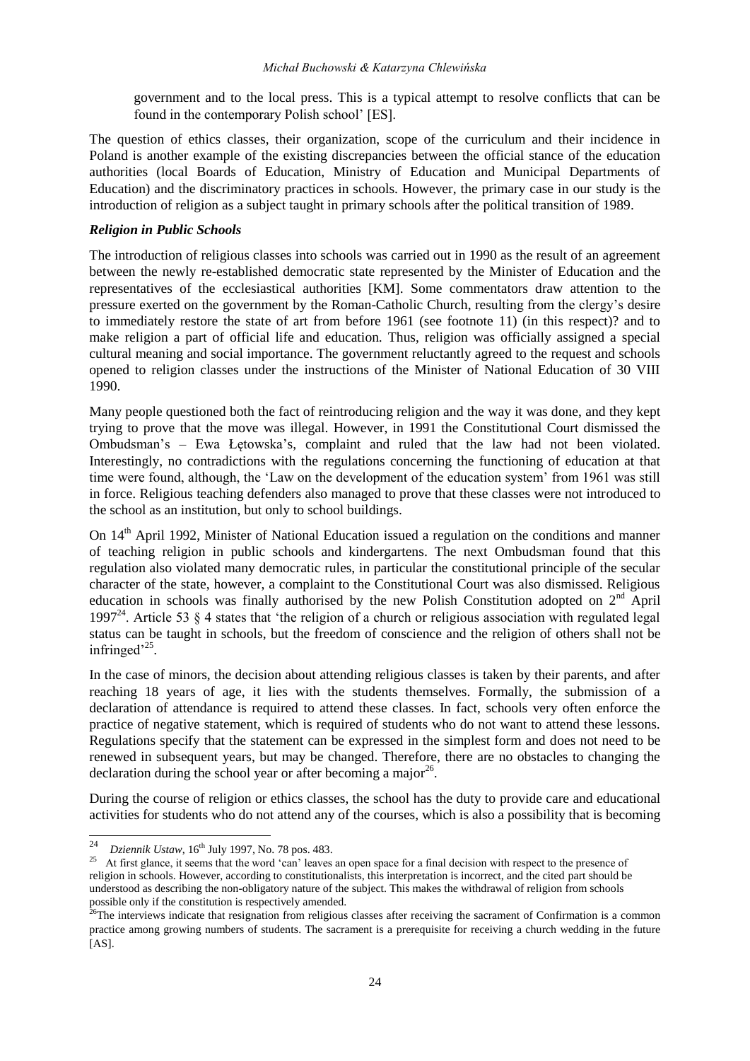government and to the local press. This is a typical attempt to resolve conflicts that can be found in the contemporary Polish school' [ES].

The question of ethics classes, their organization, scope of the curriculum and their incidence in Poland is another example of the existing discrepancies between the official stance of the education authorities (local Boards of Education, Ministry of Education and Municipal Departments of Education) and the discriminatory practices in schools. However, the primary case in our study is the introduction of religion as a subject taught in primary schools after the political transition of 1989.

### *Religion in Public Schools*

The introduction of religious classes into schools was carried out in 1990 as the result of an agreement between the newly re-established democratic state represented by the Minister of Education and the representatives of the ecclesiastical authorities [KM]. Some commentators draw attention to the pressure exerted on the government by the Roman-Catholic Church, resulting from the clergy's desire to immediately restore the state of art from before 1961 (see footnote 11) (in this respect)? and to make religion a part of official life and education. Thus, religion was officially assigned a special cultural meaning and social importance. The government reluctantly agreed to the request and schools opened to religion classes under the instructions of the Minister of National Education of 30 VIII 1990.

Many people questioned both the fact of reintroducing religion and the way it was done, and they kept trying to prove that the move was illegal. However, in 1991 the Constitutional Court dismissed the Ombudsman's – Ewa Łętowska's, complaint and ruled that the law had not been violated. Interestingly, no contradictions with the regulations concerning the functioning of education at that time were found, although, the 'Law on the development of the education system' from 1961 was still in force. Religious teaching defenders also managed to prove that these classes were not introduced to the school as an institution, but only to school buildings.

On 14th April 1992, Minister of National Education issued a regulation on the conditions and manner of teaching religion in public schools and kindergartens. The next Ombudsman found that this regulation also violated many democratic rules, in particular the constitutional principle of the secular character of the state, however, a complaint to the Constitutional Court was also dismissed. Religious education in schools was finally authorised by the new Polish Constitution adopted on 2nd April 1997[24]. Article 53 § 4 states that 'the religion of a church or religious association with regulated legal status can be taught in schools, but the freedom of conscience and the religion of others shall not be infringed'[25].

In the case of minors, the decision about attending religious classes is taken by their parents, and after reaching 18 years of age, it lies with the students themselves. Formally, the submission of a declaration of attendance is required to attend these classes. In fact, schools very often enforce the practice of negative statement, which is required of students who do not want to attend these lessons. Regulations specify that the statement can be expressed in the simplest form and does not need to be renewed in subsequent years, but may be changed. Therefore, there are no obstacles to changing the declaration during the school year or after becoming a major[26].

During the course of religion or ethics classes, the school has the duty to provide care and educational activities for students who do not attend any of the courses, which is also a possibility that is becoming

---

[24] *Dziennik Ustaw*, 16th July 1997, No. 78 pos. 483.

[25] At first glance, it seems that the word 'can' leaves an open space for a final decision with respect to the presence of religion in schools. However, according to constitutionalists, this interpretation is incorrect, and the cited part should be understood as describing the non-obligatory nature of the subject. This makes the withdrawal of religion from schools possible only if the constitution is respectively amended.

[26] The interviews indicate that resignation from religious classes after receiving the sacrament of Confirmation is a common practice among growing numbers of students. The sacrament is a prerequisite for receiving a church wedding in the future [AS].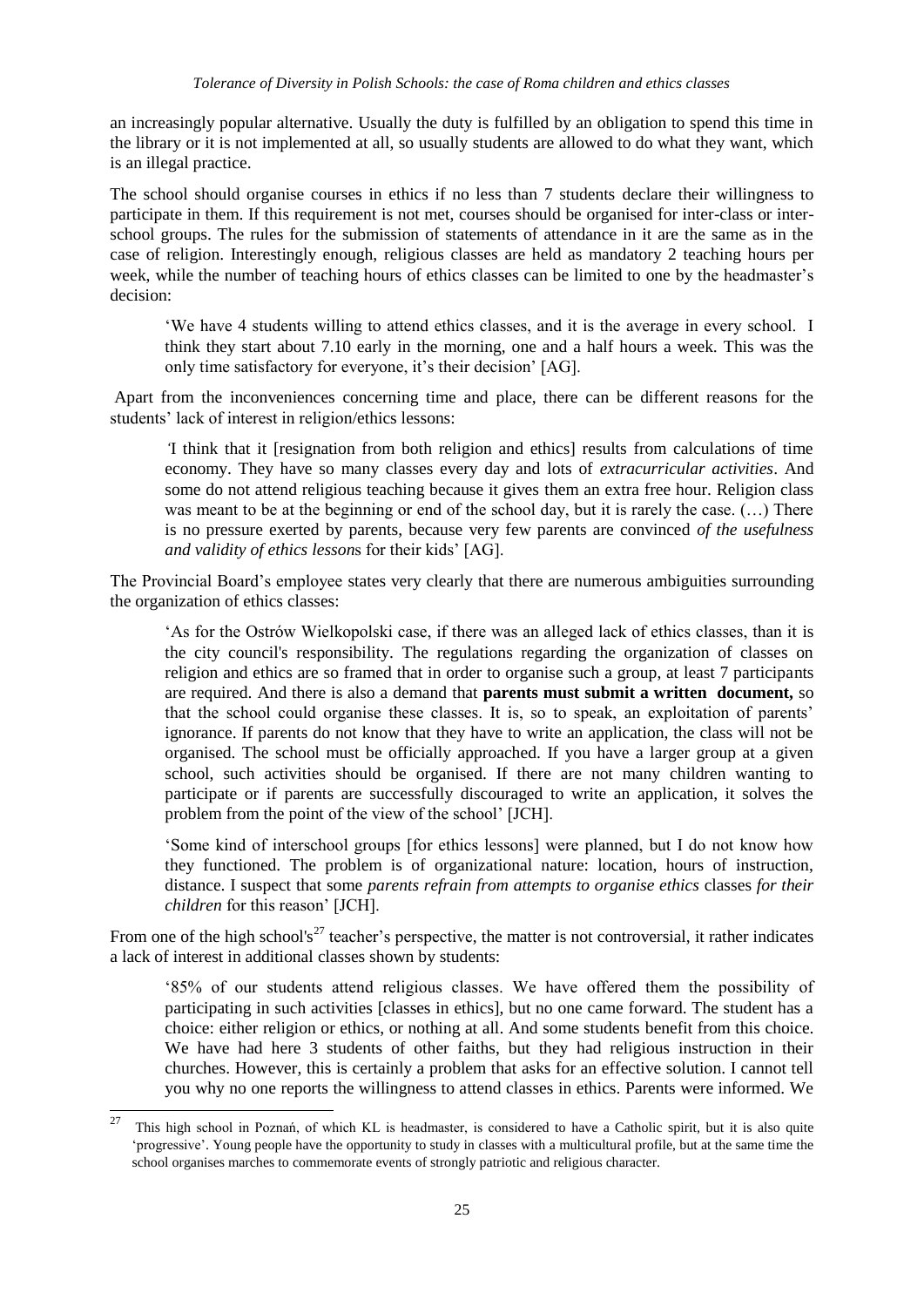an increasingly popular alternative. Usually the duty is fulfilled by an obligation to spend this time in the library or it is not implemented at all, so usually students are allowed to do what they want, which is an illegal practice.

The school should organise courses in ethics if no less than 7 students declare their willingness to participate in them. If this requirement is not met, courses should be organised for inter-class or inter-school groups. The rules for the submission of statements of attendance in it are the same as in the case of religion. Interestingly enough, religious classes are held as mandatory 2 teaching hours per week, while the number of teaching hours of ethics classes can be limited to one by the headmaster's decision:

> 'We have 4 students willing to attend ethics classes, and it is the average in every school. I think they start about 7.10 early in the morning, one and a half hours a week. This was the only time satisfactory for everyone, it's their decision' [AG].

Apart from the inconveniences concerning time and place, there can be different reasons for the students' lack of interest in religion/ethics lessons:

> 'I think that it [resignation from both religion and ethics] results from calculations of time economy. They have so many classes every day and lots of *extracurricular activities*. And some do not attend religious teaching because it gives them an extra free hour. Religion class was meant to be at the beginning or end of the school day, but it is rarely the case. (…) There is no pressure exerted by parents, because very few parents are convinced *of the usefulness and validity of ethics lesson*s for their kids' [AG].

The Provincial Board's employee states very clearly that there are numerous ambiguities surrounding the organization of ethics classes:

> 'As for the Ostrów Wielkopolski case, if there was an alleged lack of ethics classes, than it is the city council's responsibility. The regulations regarding the organization of classes on religion and ethics are so framed that in order to organise such a group, at least 7 participants are required. And there is also a demand that **parents must submit a written document,** so that the school could organise these classes. It is, so to speak, an exploitation of parents' ignorance. If parents do not know that they have to write an application, the class will not be organised. The school must be officially approached. If you have a larger group at a given school, such activities should be organised. If there are not many children wanting to participate or if parents are successfully discouraged to write an application, it solves the problem from the point of the view of the school' [JCH].
>
> 'Some kind of interschool groups [for ethics lessons] were planned, but I do not know how they functioned. The problem is of organizational nature: location, hours of instruction, distance. I suspect that some *parents refrain from attempts to organise ethics* classes *for their children* for this reason' [JCH].

From one of the high school's[27] teacher's perspective, the matter is not controversial, it rather indicates a lack of interest in additional classes shown by students:

> '85% of our students attend religious classes. We have offered them the possibility of participating in such activities [classes in ethics], but no one came forward. The student has a choice: either religion or ethics, or nothing at all. And some students benefit from this choice. We have had here 3 students of other faiths, but they had religious instruction in their churches. However, this is certainly a problem that asks for an effective solution. I cannot tell you why no one reports the willingness to attend classes in ethics. Parents were informed. We

[27] This high school in Poznań, of which KL is headmaster, is considered to have a Catholic spirit, but it is also quite 'progressive'. Young people have the opportunity to study in classes with a multicultural profile, but at the same time the school organises marches to commemorate events of strongly patriotic and religious character.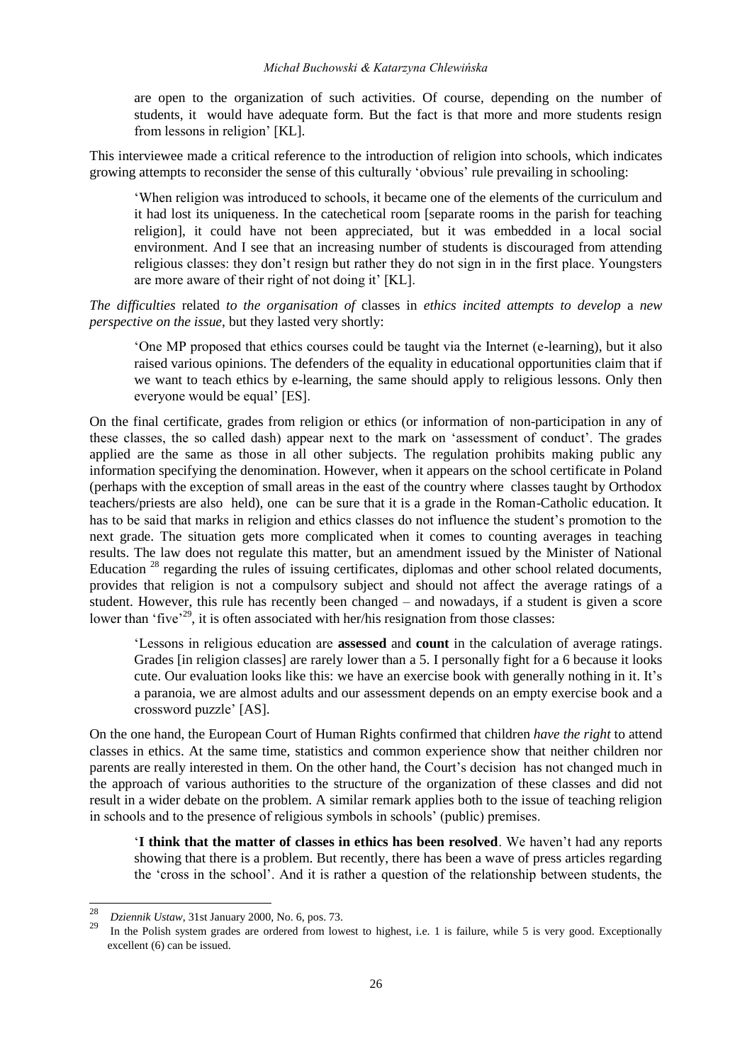are open to the organization of such activities. Of course, depending on the number of students, it would have adequate form. But the fact is that more and more students resign from lessons in religion' [KL].

This interviewee made a critical reference to the introduction of religion into schools, which indicates growing attempts to reconsider the sense of this culturally 'obvious' rule prevailing in schooling:

> 'When religion was introduced to schools, it became one of the elements of the curriculum and it had lost its uniqueness. In the catechetical room [separate rooms in the parish for teaching religion], it could have not been appreciated, but it was embedded in a local social environment. And I see that an increasing number of students is discouraged from attending religious classes: they don't resign but rather they do not sign in in the first place. Youngsters are more aware of their right of not doing it' [KL].

*The difficulties* related *to the organisation of* classes in *ethics incited attempts to develop* a *new perspective on the issue*, but they lasted very shortly:

> 'One MP proposed that ethics courses could be taught via the Internet (e-learning), but it also raised various opinions. The defenders of the equality in educational opportunities claim that if we want to teach ethics by e-learning, the same should apply to religious lessons. Only then everyone would be equal' [ES].

On the final certificate, grades from religion or ethics (or information of non-participation in any of these classes, the so called dash) appear next to the mark on 'assessment of conduct'. The grades applied are the same as those in all other subjects. The regulation prohibits making public any information specifying the denomination. However, when it appears on the school certificate in Poland (perhaps with the exception of small areas in the east of the country where classes taught by Orthodox teachers/priests are also held), one can be sure that it is a grade in the Roman-Catholic education. It has to be said that marks in religion and ethics classes do not influence the student's promotion to the next grade. The situation gets more complicated when it comes to counting averages in teaching results. The law does not regulate this matter, but an amendment issued by the Minister of National Education [28] regarding the rules of issuing certificates, diplomas and other school related documents, provides that religion is not a compulsory subject and should not affect the average ratings of a student. However, this rule has recently been changed – and nowadays, if a student is given a score lower than 'five'[29], it is often associated with her/his resignation from those classes:

> 'Lessons in religious education are **assessed** and **count** in the calculation of average ratings. Grades [in religion classes] are rarely lower than a 5. I personally fight for a 6 because it looks cute. Our evaluation looks like this: we have an exercise book with generally nothing in it. It's a paranoia, we are almost adults and our assessment depends on an empty exercise book and a crossword puzzle' [AS].

On the one hand, the European Court of Human Rights confirmed that children *have the right* to attend classes in ethics. At the same time, statistics and common experience show that neither children nor parents are really interested in them. On the other hand, the Court's decision has not changed much in the approach of various authorities to the structure of the organization of these classes and did not result in a wider debate on the problem. A similar remark applies both to the issue of teaching religion in schools and to the presence of religious symbols in schools' (public) premises.

> '**I think that the matter of classes in ethics has been resolved**. We haven't had any reports showing that there is a problem. But recently, there has been a wave of press articles regarding the 'cross in the school'. And it is rather a question of the relationship between students, the

---

[28] *Dziennik Ustaw*, 31st January 2000, No. 6, pos. 73.

[29] In the Polish system grades are ordered from lowest to highest, i.e. 1 is failure, while 5 is very good. Exceptionally excellent (6) can be issued.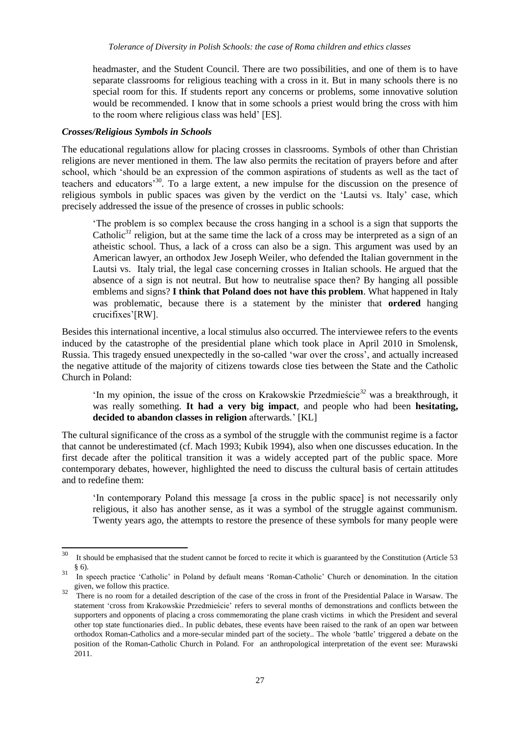headmaster, and the Student Council. There are two possibilities, and one of them is to have separate classrooms for religious teaching with a cross in it. But in many schools there is no special room for this. If students report any concerns or problems, some innovative solution would be recommended. I know that in some schools a priest would bring the cross with him to the room where religious class was held' [ES].

### *Crosses/Religious Symbols in Schools*

The educational regulations allow for placing crosses in classrooms. Symbols of other than Christian religions are never mentioned in them. The law also permits the recitation of prayers before and after school, which 'should be an expression of the common aspirations of students as well as the tact of teachers and educators'[30]. To a large extent, a new impulse for the discussion on the presence of religious symbols in public spaces was given by the verdict on the 'Lautsi vs. Italy' case, which precisely addressed the issue of the presence of crosses in public schools:

> 'The problem is so complex because the cross hanging in a school is a sign that supports the Catholic[31] religion, but at the same time the lack of a cross may be interpreted as a sign of an atheistic school. Thus, a lack of a cross can also be a sign. This argument was used by an American lawyer, an orthodox Jew Joseph Weiler, who defended the Italian government in the Lautsi vs. Italy trial, the legal case concerning crosses in Italian schools. He argued that the absence of a sign is not neutral. But how to neutralise space then? By hanging all possible emblems and signs? **I think that Poland does not have this problem**. What happened in Italy was problematic, because there is a statement by the minister that **ordered** hanging crucifixes'[RW].

Besides this international incentive, a local stimulus also occurred. The interviewee refers to the events induced by the catastrophe of the presidential plane which took place in April 2010 in Smolensk, Russia. This tragedy ensued unexpectedly in the so-called 'war over the cross', and actually increased the negative attitude of the majority of citizens towards close ties between the State and the Catholic Church in Poland:

> 'In my opinion, the issue of the cross on Krakowskie Przedmieście[32] was a breakthrough, it was really something. **It had a very big impact**, and people who had been **hesitating, decided to abandon classes in religion** afterwards.' [KL]

The cultural significance of the cross as a symbol of the struggle with the communist regime is a factor that cannot be underestimated (cf. Mach 1993; Kubik 1994), also when one discusses education. In the first decade after the political transition it was a widely accepted part of the public space. More contemporary debates, however, highlighted the need to discuss the cultural basis of certain attitudes and to redefine them:

> 'In contemporary Poland this message [a cross in the public space] is not necessarily only religious, it also has another sense, as it was a symbol of the struggle against communism. Twenty years ago, the attempts to restore the presence of these symbols for many people were

---

[30] It should be emphasised that the student cannot be forced to recite it which is guaranteed by the Constitution (Article 53 § 6).

[31] In speech practice 'Catholic' in Poland by default means 'Roman-Catholic' Church or denomination. In the citation given, we follow this practice.

[32] There is no room for a detailed description of the case of the cross in front of the Presidential Palace in Warsaw. The statement 'cross from Krakowskie Przedmieście' refers to several months of demonstrations and conflicts between the supporters and opponents of placing a cross commemorating the plane crash victims in which the President and several other top state functionaries died.. In public debates, these events have been raised to the rank of an open war between orthodox Roman-Catholics and a more-secular minded part of the society.. The whole 'battle' triggered a debate on the position of the Roman-Catholic Church in Poland. For an anthropological interpretation of the event see: Murawski 2011.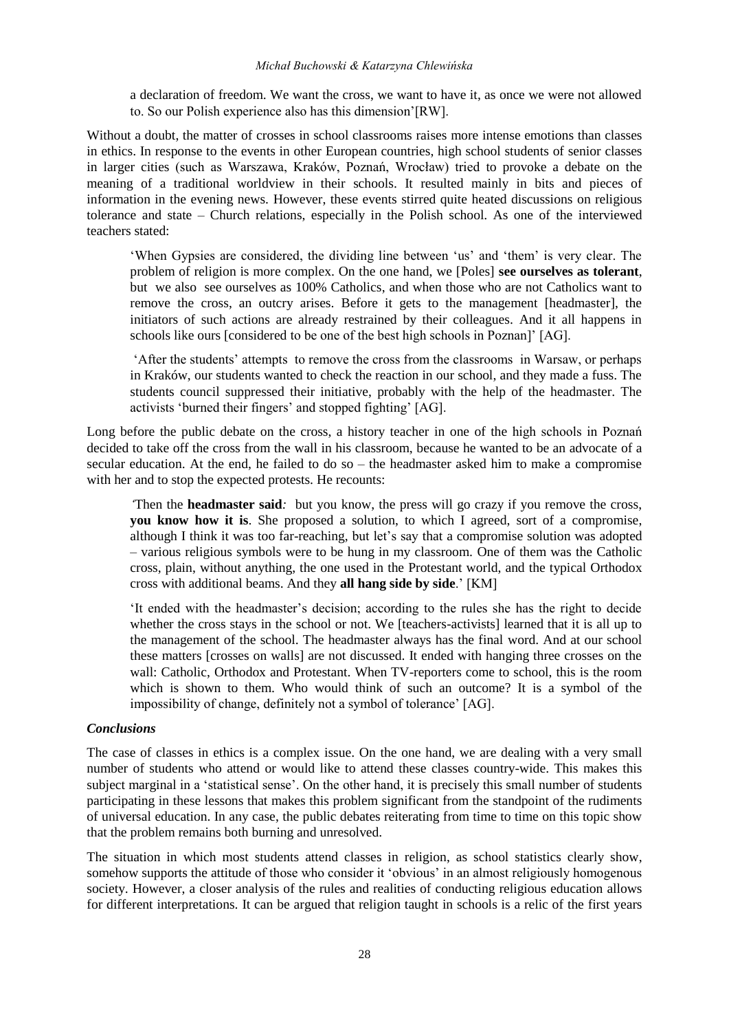a declaration of freedom. We want the cross, we want to have it, as once we were not allowed to. So our Polish experience also has this dimension'[RW].

Without a doubt, the matter of crosses in school classrooms raises more intense emotions than classes in ethics. In response to the events in other European countries, high school students of senior classes in larger cities (such as Warszawa, Kraków, Poznań, Wrocław) tried to provoke a debate on the meaning of a traditional worldview in their schools. It resulted mainly in bits and pieces of information in the evening news. However, these events stirred quite heated discussions on religious tolerance and state – Church relations, especially in the Polish school. As one of the interviewed teachers stated:

> 'When Gypsies are considered, the dividing line between 'us' and 'them' is very clear. The problem of religion is more complex. On the one hand, we [Poles] **see ourselves as tolerant**, but we also see ourselves as 100% Catholics, and when those who are not Catholics want to remove the cross, an outcry arises. Before it gets to the management [headmaster], the initiators of such actions are already restrained by their colleagues. And it all happens in schools like ours [considered to be one of the best high schools in Poznan]' [AG].

> 'After the students' attempts to remove the cross from the classrooms in Warsaw, or perhaps in Kraków, our students wanted to check the reaction in our school, and they made a fuss. The students council suppressed their initiative, probably with the help of the headmaster. The activists 'burned their fingers' and stopped fighting' [AG].

Long before the public debate on the cross, a history teacher in one of the high schools in Poznań decided to take off the cross from the wall in his classroom, because he wanted to be an advocate of a secular education. At the end, he failed to do so – the headmaster asked him to make a compromise with her and to stop the expected protests. He recounts:

> 'Then the **headmaster said***:* but you know, the press will go crazy if you remove the cross, **you know how it is**. She proposed a solution, to which I agreed, sort of a compromise, although I think it was too far-reaching, but let's say that a compromise solution was adopted – various religious symbols were to be hung in my classroom. One of them was the Catholic cross, plain, without anything, the one used in the Protestant world, and the typical Orthodox cross with additional beams. And they **all hang side by side**.' [KM]

> 'It ended with the headmaster's decision; according to the rules she has the right to decide whether the cross stays in the school or not. We [teachers-activists] learned that it is all up to the management of the school. The headmaster always has the final word. And at our school these matters [crosses on walls] are not discussed. It ended with hanging three crosses on the wall: Catholic, Orthodox and Protestant. When TV-reporters come to school, this is the room which is shown to them. Who would think of such an outcome? It is a symbol of the impossibility of change, definitely not a symbol of tolerance' [AG].

### *Conclusions*

The case of classes in ethics is a complex issue. On the one hand, we are dealing with a very small number of students who attend or would like to attend these classes country-wide. This makes this subject marginal in a 'statistical sense'. On the other hand, it is precisely this small number of students participating in these lessons that makes this problem significant from the standpoint of the rudiments of universal education. In any case, the public debates reiterating from time to time on this topic show that the problem remains both burning and unresolved.

The situation in which most students attend classes in religion, as school statistics clearly show, somehow supports the attitude of those who consider it 'obvious' in an almost religiously homogenous society. However, a closer analysis of the rules and realities of conducting religious education allows for different interpretations. It can be argued that religion taught in schools is a relic of the first years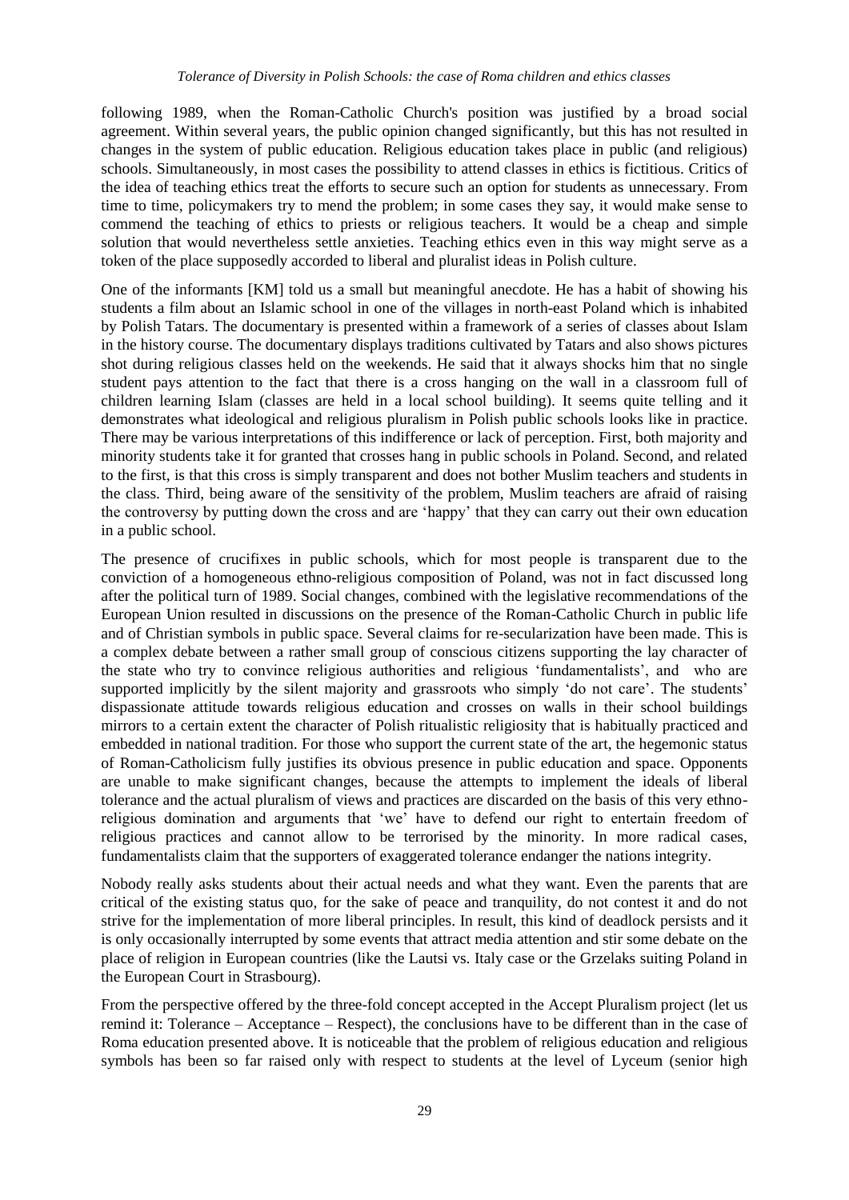following 1989, when the Roman-Catholic Church's position was justified by a broad social agreement. Within several years, the public opinion changed significantly, but this has not resulted in changes in the system of public education. Religious education takes place in public (and religious) schools. Simultaneously, in most cases the possibility to attend classes in ethics is fictitious. Critics of the idea of teaching ethics treat the efforts to secure such an option for students as unnecessary. From time to time, policymakers try to mend the problem; in some cases they say, it would make sense to commend the teaching of ethics to priests or religious teachers. It would be a cheap and simple solution that would nevertheless settle anxieties. Teaching ethics even in this way might serve as a token of the place supposedly accorded to liberal and pluralist ideas in Polish culture.

One of the informants [KM] told us a small but meaningful anecdote. He has a habit of showing his students a film about an Islamic school in one of the villages in north-east Poland which is inhabited by Polish Tatars. The documentary is presented within a framework of a series of classes about Islam in the history course. The documentary displays traditions cultivated by Tatars and also shows pictures shot during religious classes held on the weekends. He said that it always shocks him that no single student pays attention to the fact that there is a cross hanging on the wall in a classroom full of children learning Islam (classes are held in a local school building). It seems quite telling and it demonstrates what ideological and religious pluralism in Polish public schools looks like in practice. There may be various interpretations of this indifference or lack of perception. First, both majority and minority students take it for granted that crosses hang in public schools in Poland. Second, and related to the first, is that this cross is simply transparent and does not bother Muslim teachers and students in the class. Third, being aware of the sensitivity of the problem, Muslim teachers are afraid of raising the controversy by putting down the cross and are 'happy' that they can carry out their own education in a public school.

The presence of crucifixes in public schools, which for most people is transparent due to the conviction of a homogeneous ethno-religious composition of Poland, was not in fact discussed long after the political turn of 1989. Social changes, combined with the legislative recommendations of the European Union resulted in discussions on the presence of the Roman-Catholic Church in public life and of Christian symbols in public space. Several claims for re-secularization have been made. This is a complex debate between a rather small group of conscious citizens supporting the lay character of the state who try to convince religious authorities and religious 'fundamentalists', and who are supported implicitly by the silent majority and grassroots who simply 'do not care'. The students' dispassionate attitude towards religious education and crosses on walls in their school buildings mirrors to a certain extent the character of Polish ritualistic religiosity that is habitually practiced and embedded in national tradition. For those who support the current state of the art, the hegemonic status of Roman-Catholicism fully justifies its obvious presence in public education and space. Opponents are unable to make significant changes, because the attempts to implement the ideals of liberal tolerance and the actual pluralism of views and practices are discarded on the basis of this very ethno-religious domination and arguments that 'we' have to defend our right to entertain freedom of religious practices and cannot allow to be terrorised by the minority. In more radical cases, fundamentalists claim that the supporters of exaggerated tolerance endanger the nations integrity.

Nobody really asks students about their actual needs and what they want. Even the parents that are critical of the existing status quo, for the sake of peace and tranquility, do not contest it and do not strive for the implementation of more liberal principles. In result, this kind of deadlock persists and it is only occasionally interrupted by some events that attract media attention and stir some debate on the place of religion in European countries (like the Lautsi vs. Italy case or the Grzelaks suiting Poland in the European Court in Strasbourg).

From the perspective offered by the three-fold concept accepted in the Accept Pluralism project (let us remind it: Tolerance – Acceptance – Respect), the conclusions have to be different than in the case of Roma education presented above. It is noticeable that the problem of religious education and religious symbols has been so far raised only with respect to students at the level of Lyceum (senior high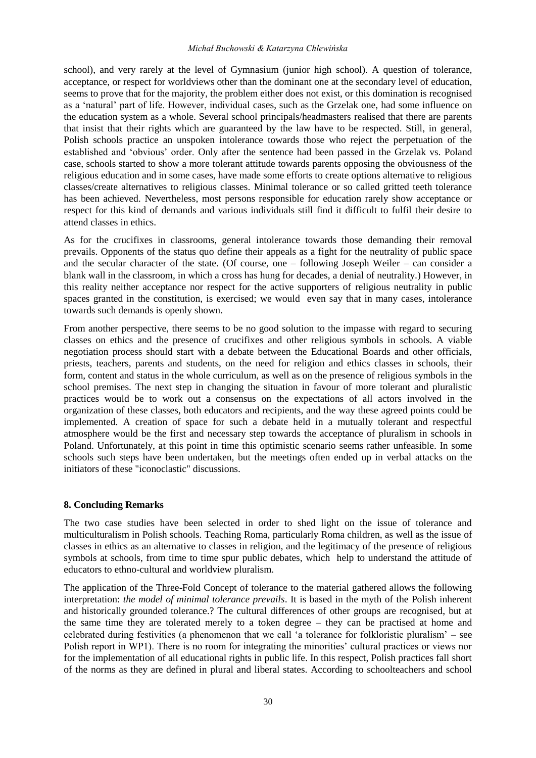school), and very rarely at the level of Gymnasium (junior high school). A question of tolerance, acceptance, or respect for worldviews other than the dominant one at the secondary level of education, seems to prove that for the majority, the problem either does not exist, or this domination is recognised as a 'natural' part of life. However, individual cases, such as the Grzelak one, had some influence on the education system as a whole. Several school principals/headmasters realised that there are parents that insist that their rights which are guaranteed by the law have to be respected. Still, in general, Polish schools practice an unspoken intolerance towards those who reject the perpetuation of the established and 'obvious' order. Only after the sentence had been passed in the Grzelak vs. Poland case, schools started to show a more tolerant attitude towards parents opposing the obviousness of the religious education and in some cases, have made some efforts to create options alternative to religious classes/create alternatives to religious classes. Minimal tolerance or so called gritted teeth tolerance has been achieved. Nevertheless, most persons responsible for education rarely show acceptance or respect for this kind of demands and various individuals still find it difficult to fulfil their desire to attend classes in ethics.

As for the crucifixes in classrooms, general intolerance towards those demanding their removal prevails. Opponents of the status quo define their appeals as a fight for the neutrality of public space and the secular character of the state. (Of course, one – following Joseph Weiler – can consider a blank wall in the classroom, in which a cross has hung for decades, a denial of neutrality.) However, in this reality neither acceptance nor respect for the active supporters of religious neutrality in public spaces granted in the constitution, is exercised; we would even say that in many cases, intolerance towards such demands is openly shown.

From another perspective, there seems to be no good solution to the impasse with regard to securing classes on ethics and the presence of crucifixes and other religious symbols in schools. A viable negotiation process should start with a debate between the Educational Boards and other officials, priests, teachers, parents and students, on the need for religion and ethics classes in schools, their form, content and status in the whole curriculum, as well as on the presence of religious symbols in the school premises. The next step in changing the situation in favour of more tolerant and pluralistic practices would be to work out a consensus on the expectations of all actors involved in the organization of these classes, both educators and recipients, and the way these agreed points could be implemented. A creation of space for such a debate held in a mutually tolerant and respectful atmosphere would be the first and necessary step towards the acceptance of pluralism in schools in Poland. Unfortunately, at this point in time this optimistic scenario seems rather unfeasible. In some schools such steps have been undertaken, but the meetings often ended up in verbal attacks on the initiators of these "iconoclastic" discussions.

## 8. Concluding Remarks

The two case studies have been selected in order to shed light on the issue of tolerance and multiculturalism in Polish schools. Teaching Roma, particularly Roma children, as well as the issue of classes in ethics as an alternative to classes in religion, and the legitimacy of the presence of religious symbols at schools, from time to time spur public debates, which help to understand the attitude of educators to ethno-cultural and worldview pluralism.

The application of the Three-Fold Concept of tolerance to the material gathered allows the following interpretation: *the model of minimal tolerance prevails*. It is based in the myth of the Polish inherent and historically grounded tolerance.? The cultural differences of other groups are recognised, but at the same time they are tolerated merely to a token degree – they can be practised at home and celebrated during festivities (a phenomenon that we call 'a tolerance for folkloristic pluralism' – see Polish report in WP1). There is no room for integrating the minorities' cultural practices or views nor for the implementation of all educational rights in public life. In this respect, Polish practices fall short of the norms as they are defined in plural and liberal states. According to schoolteachers and school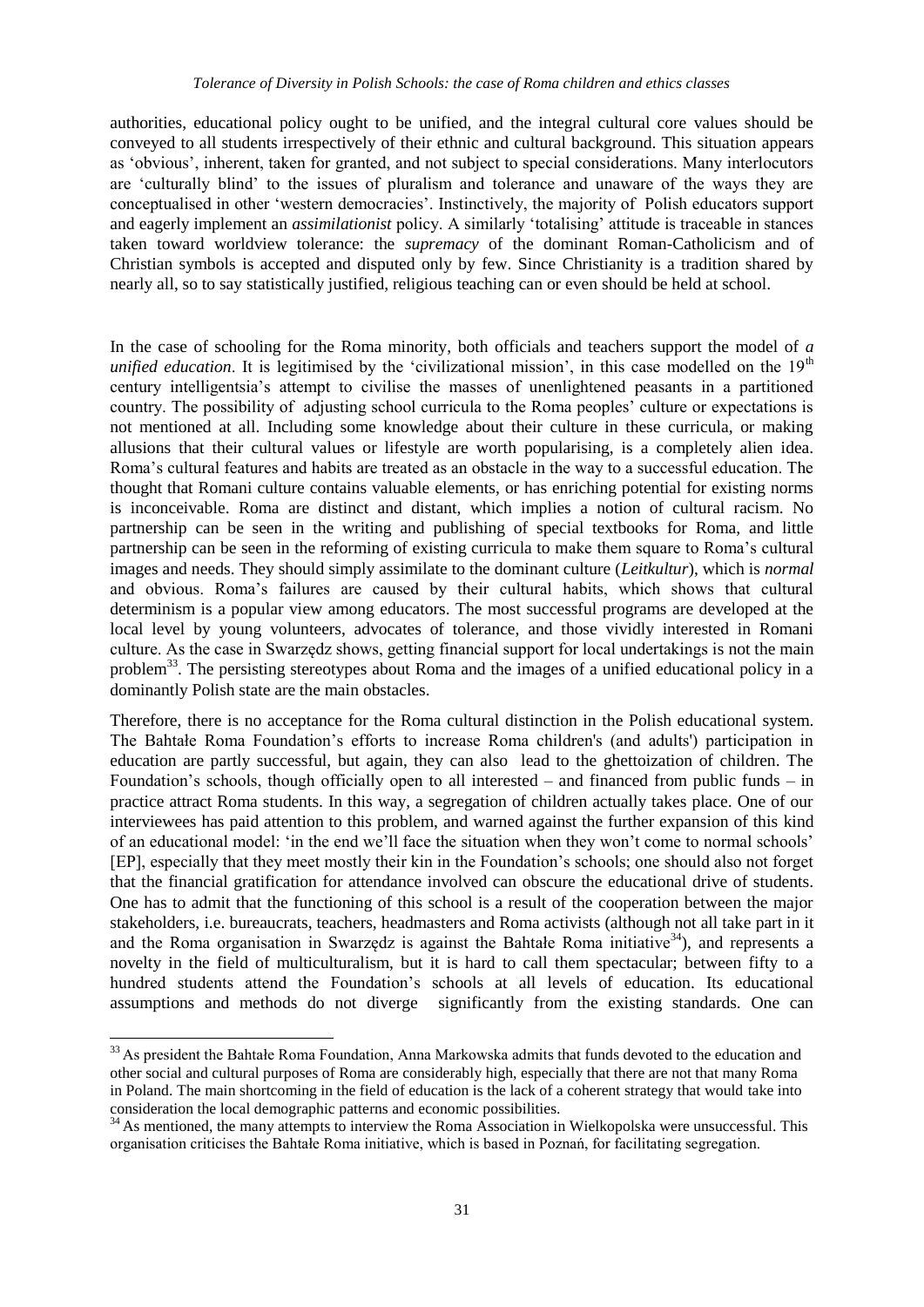authorities, educational policy ought to be unified, and the integral cultural core values should be conveyed to all students irrespectively of their ethnic and cultural background. This situation appears as 'obvious', inherent, taken for granted, and not subject to special considerations. Many interlocutors are 'culturally blind' to the issues of pluralism and tolerance and unaware of the ways they are conceptualised in other 'western democracies'. Instinctively, the majority of Polish educators support and eagerly implement an *assimilationist* policy. A similarly 'totalising' attitude is traceable in stances taken toward worldview tolerance: the *supremacy* of the dominant Roman-Catholicism and of Christian symbols is accepted and disputed only by few. Since Christianity is a tradition shared by nearly all, so to say statistically justified, religious teaching can or even should be held at school.

In the case of schooling for the Roma minority, both officials and teachers support the model of *a unified education*. It is legitimised by the 'civilizational mission', in this case modelled on the 19th century intelligentsia's attempt to civilise the masses of unenlightened peasants in a partitioned country. The possibility of adjusting school curricula to the Roma peoples' culture or expectations is not mentioned at all. Including some knowledge about their culture in these curricula, or making allusions that their cultural values or lifestyle are worth popularising, is a completely alien idea. Roma's cultural features and habits are treated as an obstacle in the way to a successful education. The thought that Romani culture contains valuable elements, or has enriching potential for existing norms is inconceivable. Roma are distinct and distant, which implies a notion of cultural racism. No partnership can be seen in the writing and publishing of special textbooks for Roma, and little partnership can be seen in the reforming of existing curricula to make them square to Roma's cultural images and needs. They should simply assimilate to the dominant culture (*Leitkultur*), which is *normal* and obvious. Roma's failures are caused by their cultural habits, which shows that cultural determinism is a popular view among educators. The most successful programs are developed at the local level by young volunteers, advocates of tolerance, and those vividly interested in Romani culture. As the case in Swarzędz shows, getting financial support for local undertakings is not the main problem[33]. The persisting stereotypes about Roma and the images of a unified educational policy in a dominantly Polish state are the main obstacles.

Therefore, there is no acceptance for the Roma cultural distinction in the Polish educational system. The Bahtałe Roma Foundation's efforts to increase Roma children's (and adults') participation in education are partly successful, but again, they can also lead to the ghettoization of children. The Foundation's schools, though officially open to all interested – and financed from public funds – in practice attract Roma students. In this way, a segregation of children actually takes place. One of our interviewees has paid attention to this problem, and warned against the further expansion of this kind of an educational model: 'in the end we'll face the situation when they won't come to normal schools' [EP], especially that they meet mostly their kin in the Foundation's schools; one should also not forget that the financial gratification for attendance involved can obscure the educational drive of students. One has to admit that the functioning of this school is a result of the cooperation between the major stakeholders, i.e. bureaucrats, teachers, headmasters and Roma activists (although not all take part in it and the Roma organisation in Swarzędz is against the Bahtałe Roma initiative[34]), and represents a novelty in the field of multiculturalism, but it is hard to call them spectacular; between fifty to a hundred students attend the Foundation's schools at all levels of education. Its educational assumptions and methods do not diverge significantly from the existing standards. One can

---

[33] As president the Bahtałe Roma Foundation, Anna Markowska admits that funds devoted to the education and other social and cultural purposes of Roma are considerably high, especially that there are not that many Roma in Poland. The main shortcoming in the field of education is the lack of a coherent strategy that would take into consideration the local demographic patterns and economic possibilities.

[34] As mentioned, the many attempts to interview the Roma Association in Wielkopolska were unsuccessful. This organisation criticises the Bahtałe Roma initiative, which is based in Poznań, for facilitating segregation.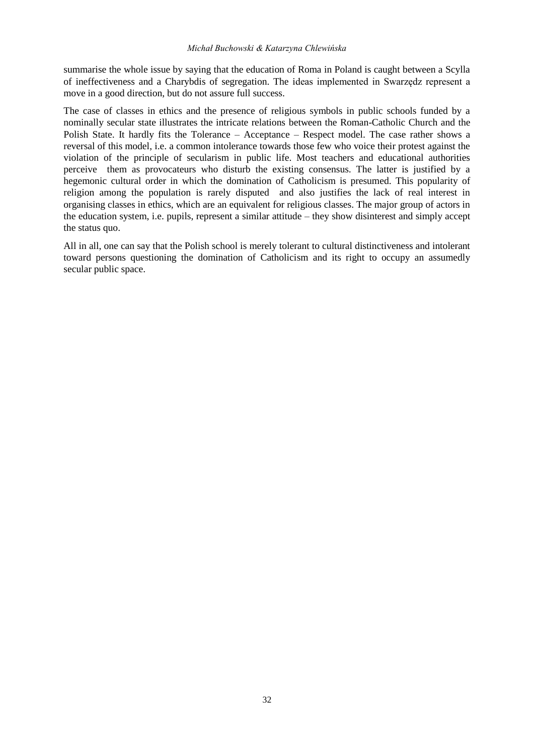summarise the whole issue by saying that the education of Roma in Poland is caught between a Scylla of ineffectiveness and a Charybdis of segregation. The ideas implemented in Swarzędz represent a move in a good direction, but do not assure full success.

The case of classes in ethics and the presence of religious symbols in public schools funded by a nominally secular state illustrates the intricate relations between the Roman-Catholic Church and the Polish State. It hardly fits the Tolerance – Acceptance – Respect model. The case rather shows a reversal of this model, i.e. a common intolerance towards those few who voice their protest against the violation of the principle of secularism in public life. Most teachers and educational authorities perceive them as provocateurs who disturb the existing consensus. The latter is justified by a hegemonic cultural order in which the domination of Catholicism is presumed. This popularity of religion among the population is rarely disputed and also justifies the lack of real interest in organising classes in ethics, which are an equivalent for religious classes. The major group of actors in the education system, i.e. pupils, represent a similar attitude – they show disinterest and simply accept the status quo.

All in all, one can say that the Polish school is merely tolerant to cultural distinctiveness and intolerant toward persons questioning the domination of Catholicism and its right to occupy an assumedly secular public space.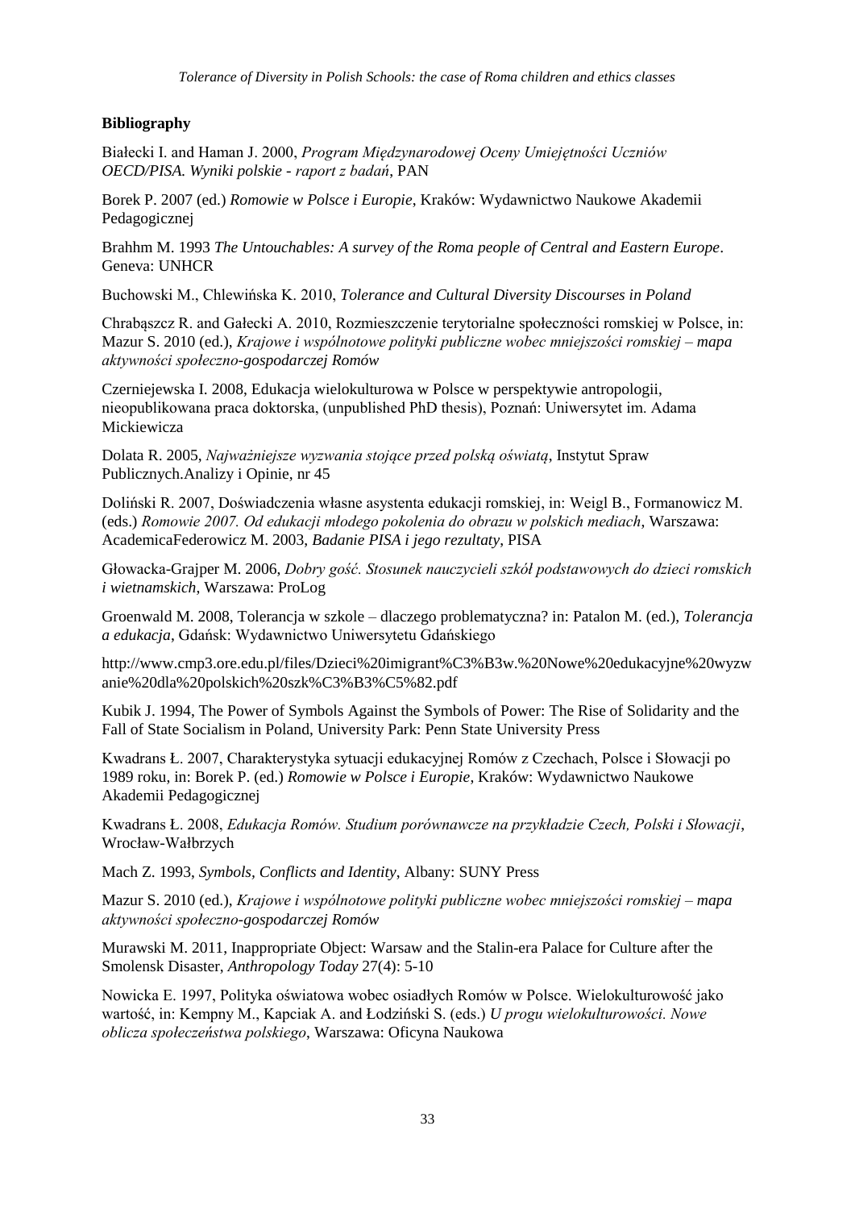## Bibliography

Białecki I. and Haman J. 2000, *Program Międzynarodowej Oceny Umiejętności Uczniów OECD/PISA. Wyniki polskie - raport z badań*, PAN

Borek P. 2007 (ed.) *Romowie w Polsce i Europie*, Kraków: Wydawnictwo Naukowe Akademii Pedagogicznej

Brahhm M. 1993 *The Untouchables: A survey of the Roma people of Central and Eastern Europe*. Geneva: UNHCR

Buchowski M., Chlewińska K. 2010, *Tolerance and Cultural Diversity Discourses in Poland*

Chrabąszcz R. and Gałecki A. 2010, Rozmieszczenie terytorialne społeczności romskiej w Polsce, in: Mazur S. 2010 (ed.), *Krajowe i wspólnotowe polityki publiczne wobec mniejszości romskiej – mapa aktywności społeczno-gospodarczej Romów*

Czerniejewska I. 2008, Edukacja wielokulturowa w Polsce w perspektywie antropologii, nieopublikowana praca doktorska, (unpublished PhD thesis), Poznań: Uniwersytet im. Adama Mickiewicza

Dolata R. 2005, *Najważniejsze wyzwania stojące przed polską oświatą*, Instytut Spraw Publicznych.Analizy i Opinie, nr 45

Doliński R. 2007, Doświadczenia własne asystenta edukacji romskiej, in: Weigl B., Formanowicz M. (eds.) *Romowie 2007. Od edukacji młodego pokolenia do obrazu w polskich mediach*, Warszawa: AcademicaFederowicz M. 2003, *Badanie PISA i jego rezultaty*, PISA

Głowacka-Grajper M. 2006, *Dobry gość. Stosunek nauczycieli szkół podstawowych do dzieci romskich i wietnamskich*, Warszawa: ProLog

Groenwald M. 2008, Tolerancja w szkole – dlaczego problematyczna? in: Patalon M. (ed.), *Tolerancja a edukacja*, Gdańsk: Wydawnictwo Uniwersytetu Gdańskiego

http://www.cmp3.ore.edu.pl/files/Dzieci%20imigrant%C3%B3w.%20Nowe%20edukacyjne%20wyzwanie%20dla%20polskich%20szk%C3%B3%C5%82.pdf

Kubik J. 1994, The Power of Symbols Against the Symbols of Power: The Rise of Solidarity and the Fall of State Socialism in Poland, University Park: Penn State University Press

Kwadrans Ł. 2007, Charakterystyka sytuacji edukacyjnej Romów z Czechach, Polsce i Słowacji po 1989 roku, in: Borek P. (ed.) *Romowie w Polsce i Europie*, Kraków: Wydawnictwo Naukowe Akademii Pedagogicznej

Kwadrans Ł. 2008, *Edukacja Romów. Studium porównawcze na przykładzie Czech, Polski i Słowacji*, Wrocław-Wałbrzych

Mach Z. 1993, *Symbols, Conflicts and Identity*, Albany: SUNY Press

Mazur S. 2010 (ed.), *Krajowe i wspólnotowe polityki publiczne wobec mniejszości romskiej – mapa aktywności społeczno-gospodarczej Romów*

Murawski M. 2011, Inappropriate Object: Warsaw and the Stalin-era Palace for Culture after the Smolensk Disaster, *Anthropology Today* 27(4): 5-10

Nowicka E. 1997, Polityka oświatowa wobec osiadłych Romów w Polsce. Wielokulturowość jako wartość, in: Kempny M., Kapciak A. and Łodziński S. (eds.) *U progu wielokulturowości. Nowe oblicza społeczeństwa polskiego*, Warszawa: Oficyna Naukowa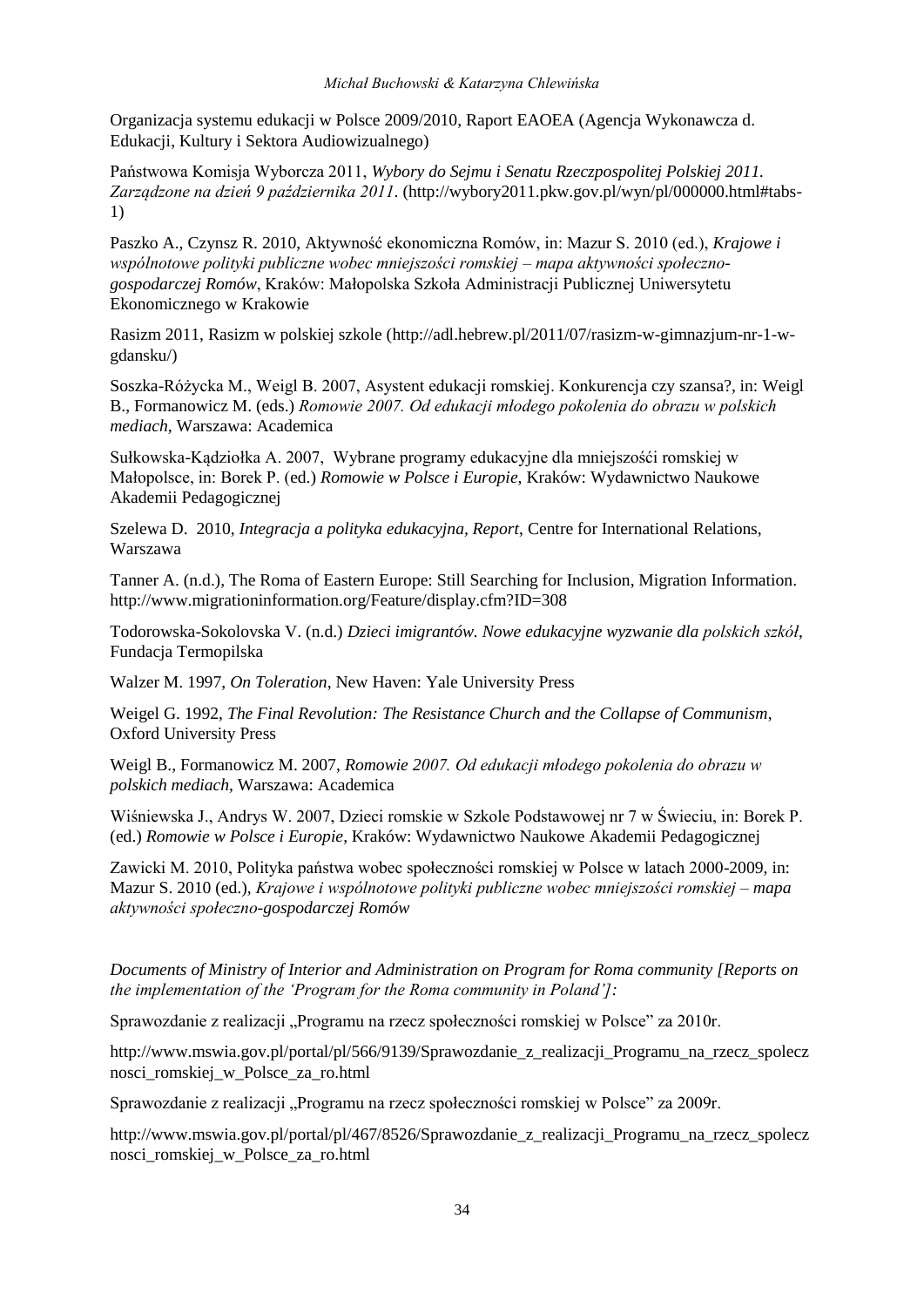Organizacja systemu edukacji w Polsce 2009/2010, Raport EAOEA (Agencja Wykonawcza d. Edukacji, Kultury i Sektora Audiowizualnego)

Państwowa Komisja Wyborcza 2011, *Wybory do Sejmu i Senatu Rzeczpospolitej Polskiej 2011. Zarządzone na dzień 9 października 2011*. (http://wybory2011.pkw.gov.pl/wyn/pl/000000.html#tabs-1)

Paszko A., Czynsz R. 2010, Aktywność ekonomiczna Romów, in: Mazur S. 2010 (ed.), *Krajowe i wspólnotowe polityki publiczne wobec mniejszości romskiej – mapa aktywności społeczno-gospodarczej Romów*, Kraków: Małopolska Szkoła Administracji Publicznej Uniwersytetu Ekonomicznego w Krakowie

Rasizm 2011, Rasizm w polskiej szkole (http://adl.hebrew.pl/2011/07/rasizm-w-gimnazjum-nr-1-w-gdansku/)

Soszka-Różycka M., Weigl B. 2007, Asystent edukacji romskiej. Konkurencja czy szansa?, in: Weigl B., Formanowicz M. (eds.) *Romowie 2007. Od edukacji młodego pokolenia do obrazu w polskich mediach*, Warszawa: Academica

Sułkowska-Kądziołka A. 2007, Wybrane programy edukacyjne dla mniejszośći romskiej w Małopolsce, in: Borek P. (ed.) *Romowie w Polsce i Europie*, Kraków: Wydawnictwo Naukowe Akademii Pedagogicznej

Szelewa D. 2010, *Integracja a polityka edukacyjna, Report*, Centre for International Relations, Warszawa

Tanner A. (n.d.), The Roma of Eastern Europe: Still Searching for Inclusion, Migration Information. http://www.migrationinformation.org/Feature/display.cfm?ID=308

Todorowska-Sokolovska V. (n.d.) *Dzieci imigrantów. Nowe edukacyjne wyzwanie dla polskich szkół*, Fundacja Termopilska

Walzer M. 1997, *On Toleration*, New Haven: Yale University Press

Weigel G. 1992, *The Final Revolution: The Resistance Church and the Collapse of Communism*, Oxford University Press

Weigl B., Formanowicz M. 2007, *Romowie 2007. Od edukacji młodego pokolenia do obrazu w polskich mediach*, Warszawa: Academica

Wiśniewska J., Andrys W. 2007, Dzieci romskie w Szkole Podstawowej nr 7 w Świeciu, in: Borek P. (ed.) *Romowie w Polsce i Europie*, Kraków: Wydawnictwo Naukowe Akademii Pedagogicznej

Zawicki M. 2010, Polityka państwa wobec społeczności romskiej w Polsce w latach 2000-2009, in: Mazur S. 2010 (ed.), *Krajowe i wspólnotowe polityki publiczne wobec mniejszości romskiej – mapa aktywności społeczno-gospodarczej Romów*

*Documents of Ministry of Interior and Administration on Program for Roma community [Reports on the implementation of the 'Program for the Roma community in Poland']:*

Sprawozdanie z realizacji „Programu na rzecz społeczności romskiej w Polsce" za 2010r.

http://www.mswia.gov.pl/portal/pl/566/9139/Sprawozdanie_z_realizacji_Programu_na_rzecz_spolecznosci_romskiej_w_Polsce_za_ro.html

Sprawozdanie z realizacji „Programu na rzecz społeczności romskiej w Polsce" za 2009r.

http://www.mswia.gov.pl/portal/pl/467/8526/Sprawozdanie_z_realizacji_Programu_na_rzecz_spolecznosci_romskiej_w_Polsce_za_ro.html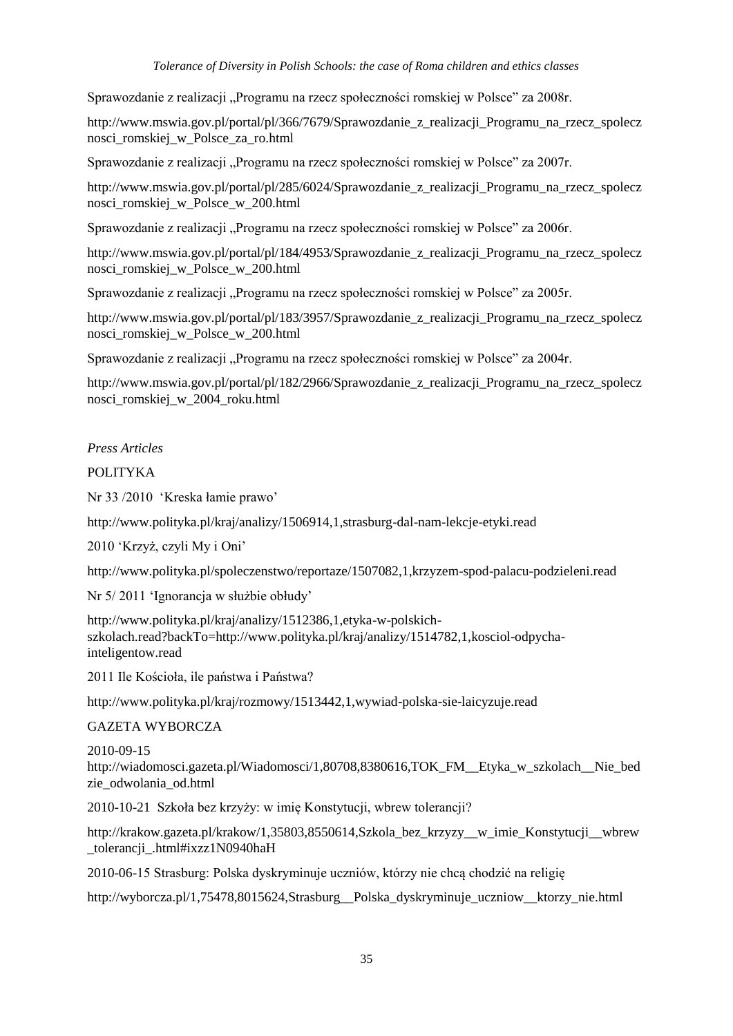Sprawozdanie z realizacji „Programu na rzecz społeczności romskiej w Polsce" za 2008r.

http://www.mswia.gov.pl/portal/pl/366/7679/Sprawozdanie_z_realizacji_Programu_na_rzecz_spolecznosci_romskiej_w_Polsce_za_ro.html

Sprawozdanie z realizacji „Programu na rzecz społeczności romskiej w Polsce" za 2007r.

http://www.mswia.gov.pl/portal/pl/285/6024/Sprawozdanie_z_realizacji_Programu_na_rzecz_spolecznosci_romskiej_w_Polsce_w_200.html

Sprawozdanie z realizacji „Programu na rzecz społeczności romskiej w Polsce" za 2006r.

http://www.mswia.gov.pl/portal/pl/184/4953/Sprawozdanie_z_realizacji_Programu_na_rzecz_spolecznosci_romskiej_w_Polsce_w_200.html

Sprawozdanie z realizacji „Programu na rzecz społeczności romskiej w Polsce" za 2005r.

http://www.mswia.gov.pl/portal/pl/183/3957/Sprawozdanie_z_realizacji_Programu_na_rzecz_spolecznosci_romskiej_w_Polsce_w_200.html

Sprawozdanie z realizacji „Programu na rzecz społeczności romskiej w Polsce" za 2004r.

http://www.mswia.gov.pl/portal/pl/182/2966/Sprawozdanie_z_realizacji_Programu_na_rzecz_spolecznosci_romskiej_w_2004_roku.html

*Press Articles*

POLITYKA

Nr 33 /2010 'Kreska łamie prawo'

http://www.polityka.pl/kraj/analizy/1506914,1,strasburg-dal-nam-lekcje-etyki.read

2010 'Krzyż, czyli My i Oni'

http://www.polityka.pl/spoleczenstwo/reportaze/1507082,1,krzyzem-spod-palacu-podzieleni.read

Nr 5/ 2011 'Ignorancja w służbie obłudy'

http://www.polityka.pl/kraj/analizy/1512386,1,etyka-w-polskich-szkolach.read?backTo=http://www.polityka.pl/kraj/analizy/1514782,1,kosciol-odpycha-inteligentow.read

2011 Ile Kościoła, ile państwa i Państwa?

http://www.polityka.pl/kraj/rozmowy/1513442,1,wywiad-polska-sie-laicyzuje.read

GAZETA WYBORCZA

2010-09-15
http://wiadomosci.gazeta.pl/Wiadomosci/1,80708,8380616,TOK_FM__Etyka_w_szkolach__Nie_bedzie_odwolania_od.html

2010-10-21 Szkoła bez krzyży: w imię Konstytucji, wbrew tolerancji?

http://krakow.gazeta.pl/krakow/1,35803,8550614,Szkola_bez_krzyzy__w_imie_Konstytucji__wbrew_tolerancji_.html#ixzz1N0940haH

2010-06-15 Strasburg: Polska dyskryminuje uczniów, którzy nie chcą chodzić na religię

http://wyborcza.pl/1,75478,8015624,Strasburg__Polska_dyskryminuje_uczniow__ktorzy_nie.html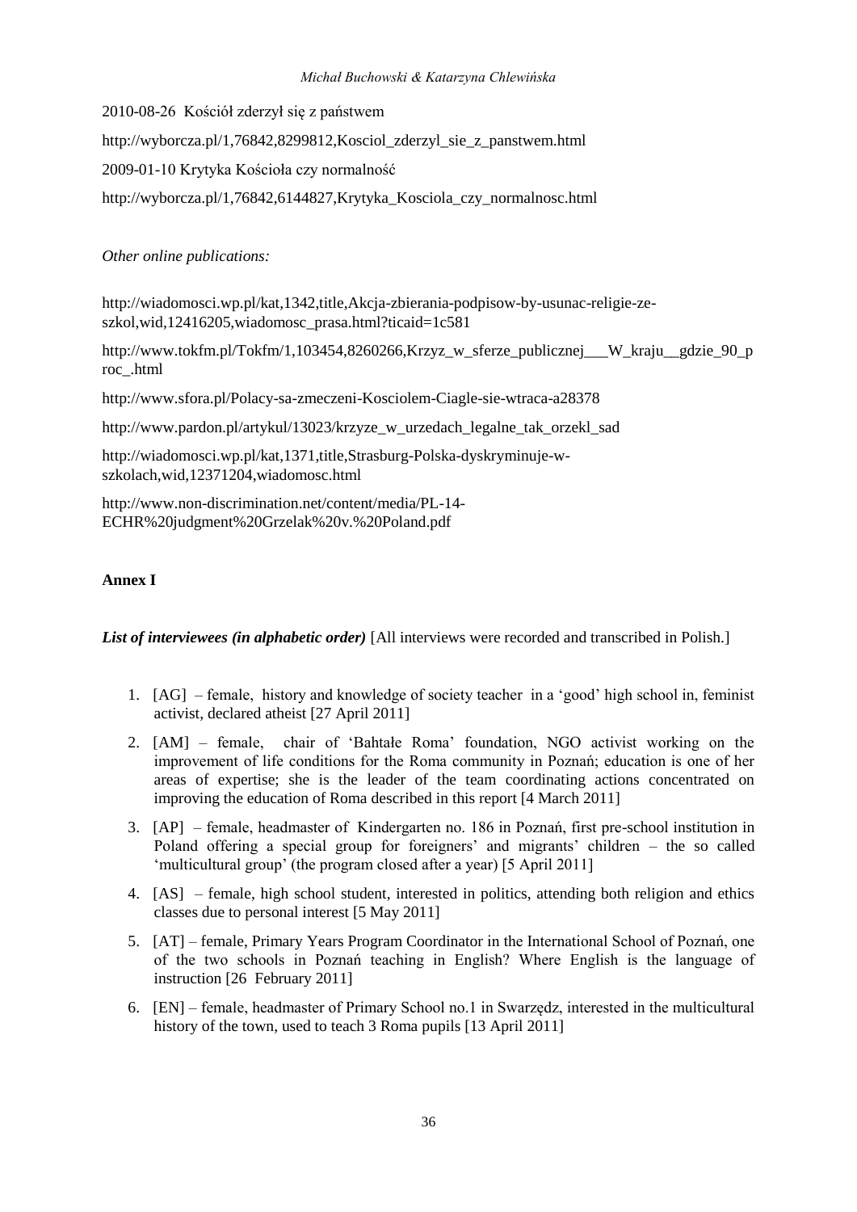2010-08-26 Kościół zderzył się z państwem

http://wyborcza.pl/1,76842,8299812,Kosciol_zderzyl_sie_z_panstwem.html

2009-01-10 Krytyka Kościoła czy normalność

http://wyborcza.pl/1,76842,6144827,Krytyka_Kosciola_czy_normalnosc.html

*Other online publications:*

http://wiadomosci.wp.pl/kat,1342,title,Akcja-zbierania-podpisow-by-usunac-religie-ze-szkol,wid,12416205,wiadomosc_prasa.html?ticaid=1c581

http://www.tokfm.pl/Tokfm/1,103454,8260266,Krzyz_w_sferze_publicznej___W_kraju__gdzie_90_proc_.html

http://www.sfora.pl/Polacy-sa-zmeczeni-Kosciolem-Ciagle-sie-wtraca-a28378

http://www.pardon.pl/artykul/13023/krzyze_w_urzedach_legalne_tak_orzekl_sad

http://wiadomosci.wp.pl/kat,1371,title,Strasburg-Polska-dyskryminuje-w-szkolach,wid,12371204,wiadomosc.html

http://www.non-discrimination.net/content/media/PL-14-ECHR%20judgment%20Grzelak%20v.%20Poland.pdf

## Annex I

***List of interviewees (in alphabetic order)*** [All interviews were recorded and transcribed in Polish.]

1. [AG] – female, history and knowledge of society teacher in a 'good' high school in, feminist activist, declared atheist [27 April 2011]
2. [AM] – female, chair of 'Bahtałe Roma' foundation, NGO activist working on the improvement of life conditions for the Roma community in Poznań; education is one of her areas of expertise; she is the leader of the team coordinating actions concentrated on improving the education of Roma described in this report [4 March 2011]
3. [AP] – female, headmaster of Kindergarten no. 186 in Poznań, first pre-school institution in Poland offering a special group for foreigners' and migrants' children – the so called 'multicultural group' (the program closed after a year) [5 April 2011]
4. [AS] – female, high school student, interested in politics, attending both religion and ethics classes due to personal interest [5 May 2011]
5. [AT] – female, Primary Years Program Coordinator in the International School of Poznań, one of the two schools in Poznań teaching in English? Where English is the language of instruction [26 February 2011]
6. [EN] – female, headmaster of Primary School no.1 in Swarzędz, interested in the multicultural history of the town, used to teach 3 Roma pupils [13 April 2011]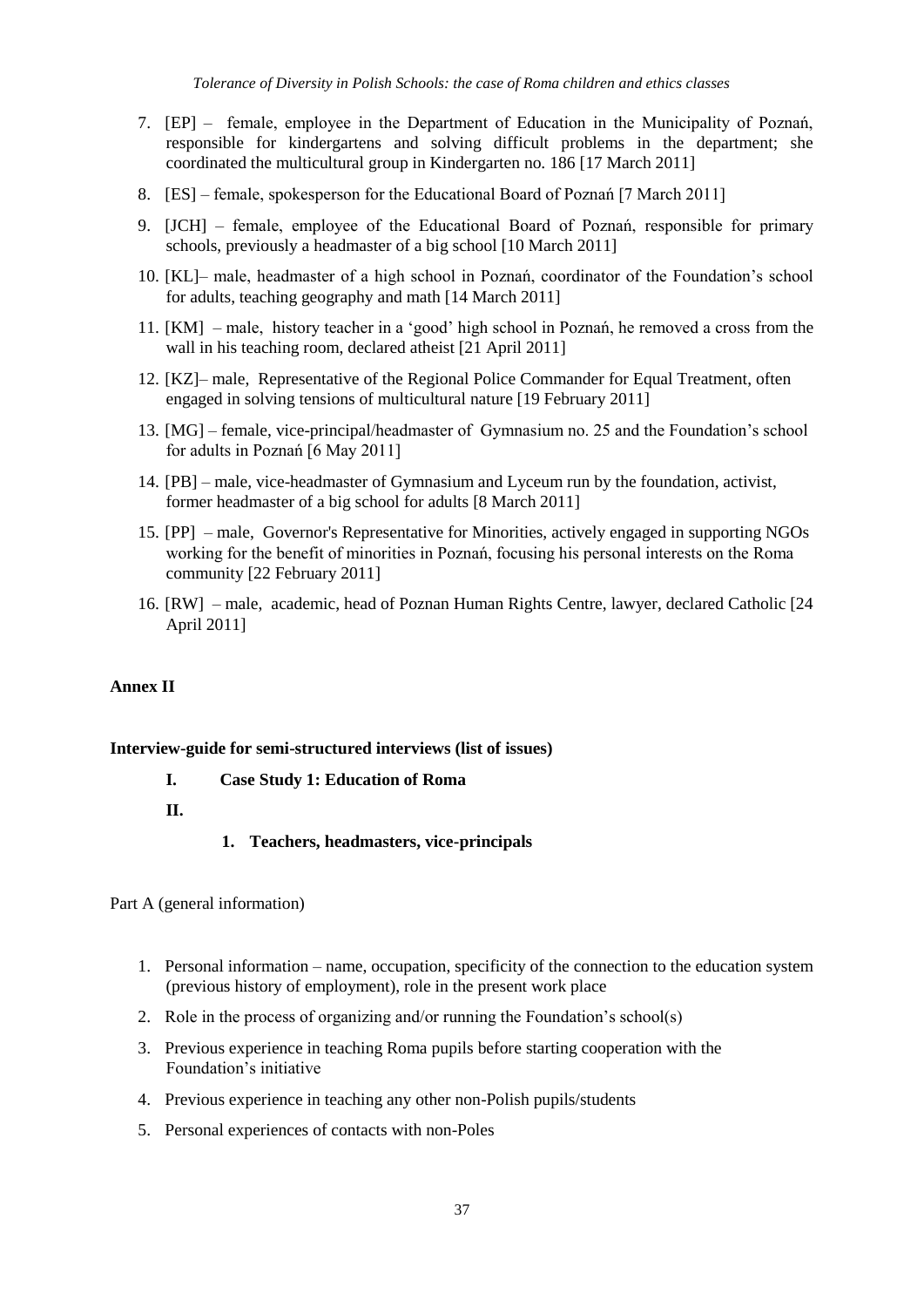7. [EP] – female, employee in the Department of Education in the Municipality of Poznań, responsible for kindergartens and solving difficult problems in the department; she coordinated the multicultural group in Kindergarten no. 186 [17 March 2011]
8. [ES] – female, spokesperson for the Educational Board of Poznań [7 March 2011]
9. [JCH] – female, employee of the Educational Board of Poznań, responsible for primary schools, previously a headmaster of a big school [10 March 2011]
10. [KL]– male, headmaster of a high school in Poznań, coordinator of the Foundation's school for adults, teaching geography and math [14 March 2011]
11. [KM] – male, history teacher in a 'good' high school in Poznań, he removed a cross from the wall in his teaching room, declared atheist [21 April 2011]
12. [KZ]– male, Representative of the Regional Police Commander for Equal Treatment, often engaged in solving tensions of multicultural nature [19 February 2011]
13. [MG] – female, vice-principal/headmaster of Gymnasium no. 25 and the Foundation's school for adults in Poznań [6 May 2011]
14. [PB] – male, vice-headmaster of Gymnasium and Lyceum run by the foundation, activist, former headmaster of a big school for adults [8 March 2011]
15. [PP] – male, Governor's Representative for Minorities, actively engaged in supporting NGOs working for the benefit of minorities in Poznań, focusing his personal interests on the Roma community [22 February 2011]
16. [RW] – male, academic, head of Poznan Human Rights Centre, lawyer, declared Catholic [24 April 2011]

## Annex II

**Interview-guide for semi-structured interviews (list of issues)**

**I. Case Study 1: Education of Roma**

**II.**

**1. Teachers, headmasters, vice-principals**

Part A (general information)

1. Personal information – name, occupation, specificity of the connection to the education system (previous history of employment), role in the present work place
2. Role in the process of organizing and/or running the Foundation's school(s)
3. Previous experience in teaching Roma pupils before starting cooperation with the Foundation's initiative
4. Previous experience in teaching any other non-Polish pupils/students
5. Personal experiences of contacts with non-Poles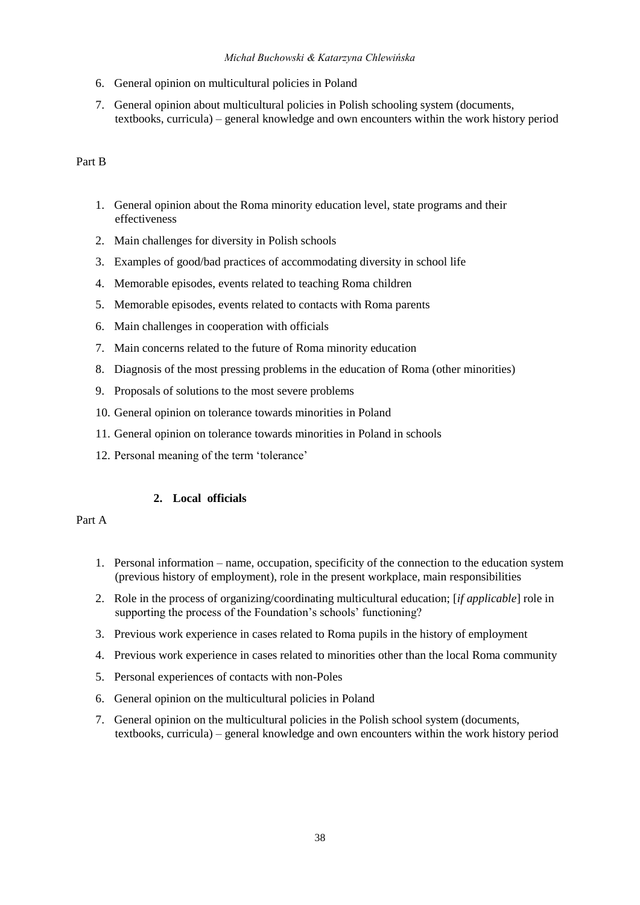6. General opinion on multicultural policies in Poland
7. General opinion about multicultural policies in Polish schooling system (documents, textbooks, curricula) – general knowledge and own encounters within the work history period

Part B

1. General opinion about the Roma minority education level, state programs and their effectiveness
2. Main challenges for diversity in Polish schools
3. Examples of good/bad practices of accommodating diversity in school life
4. Memorable episodes, events related to teaching Roma children
5. Memorable episodes, events related to contacts with Roma parents
6. Main challenges in cooperation with officials
7. Main concerns related to the future of Roma minority education
8. Diagnosis of the most pressing problems in the education of Roma (other minorities)
9. Proposals of solutions to the most severe problems
10. General opinion on tolerance towards minorities in Poland
11. General opinion on tolerance towards minorities in Poland in schools
12. Personal meaning of the term 'tolerance'

### 2. Local officials

Part A

1. Personal information – name, occupation, specificity of the connection to the education system (previous history of employment), role in the present workplace, main responsibilities
2. Role in the process of organizing/coordinating multicultural education; [*if applicable*] role in supporting the process of the Foundation's schools' functioning?
3. Previous work experience in cases related to Roma pupils in the history of employment
4. Previous work experience in cases related to minorities other than the local Roma community
5. Personal experiences of contacts with non-Poles
6. General opinion on the multicultural policies in Poland
7. General opinion on the multicultural policies in the Polish school system (documents, textbooks, curricula) – general knowledge and own encounters within the work history period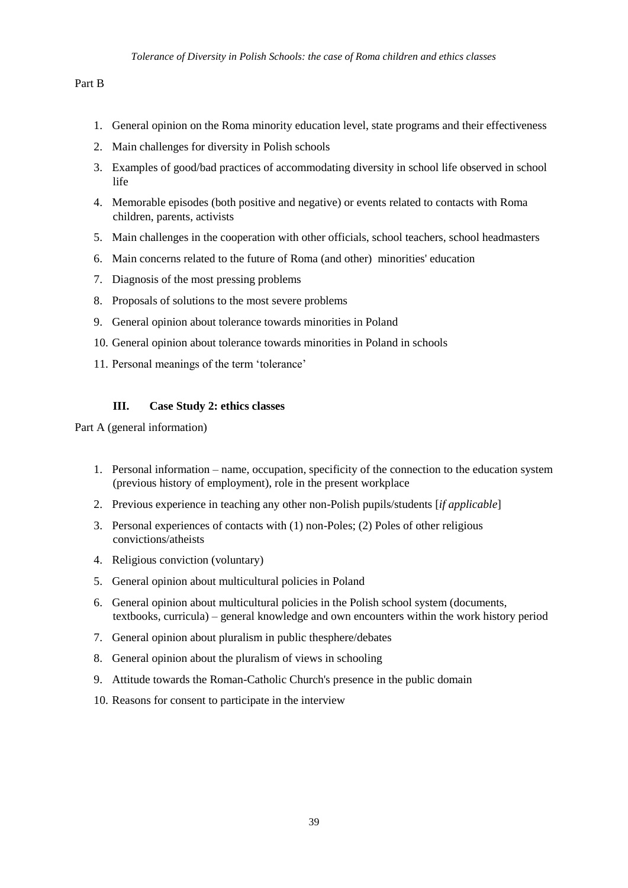Part B

1. General opinion on the Roma minority education level, state programs and their effectiveness
2. Main challenges for diversity in Polish schools
3. Examples of good/bad practices of accommodating diversity in school life observed in school life
4. Memorable episodes (both positive and negative) or events related to contacts with Roma children, parents, activists
5. Main challenges in the cooperation with other officials, school teachers, school headmasters
6. Main concerns related to the future of Roma (and other) minorities' education
7. Diagnosis of the most pressing problems
8. Proposals of solutions to the most severe problems
9. General opinion about tolerance towards minorities in Poland
10. General opinion about tolerance towards minorities in Poland in schools
11. Personal meanings of the term 'tolerance'

### III. Case Study 2: ethics classes

Part A (general information)

1. Personal information – name, occupation, specificity of the connection to the education system (previous history of employment), role in the present workplace
2. Previous experience in teaching any other non-Polish pupils/students [*if applicable*]
3. Personal experiences of contacts with (1) non-Poles; (2) Poles of other religious convictions/atheists
4. Religious conviction (voluntary)
5. General opinion about multicultural policies in Poland
6. General opinion about multicultural policies in the Polish school system (documents, textbooks, curricula) – general knowledge and own encounters within the work history period
7. General opinion about pluralism in public thesphere/debates
8. General opinion about the pluralism of views in schooling
9. Attitude towards the Roman-Catholic Church's presence in the public domain
10. Reasons for consent to participate in the interview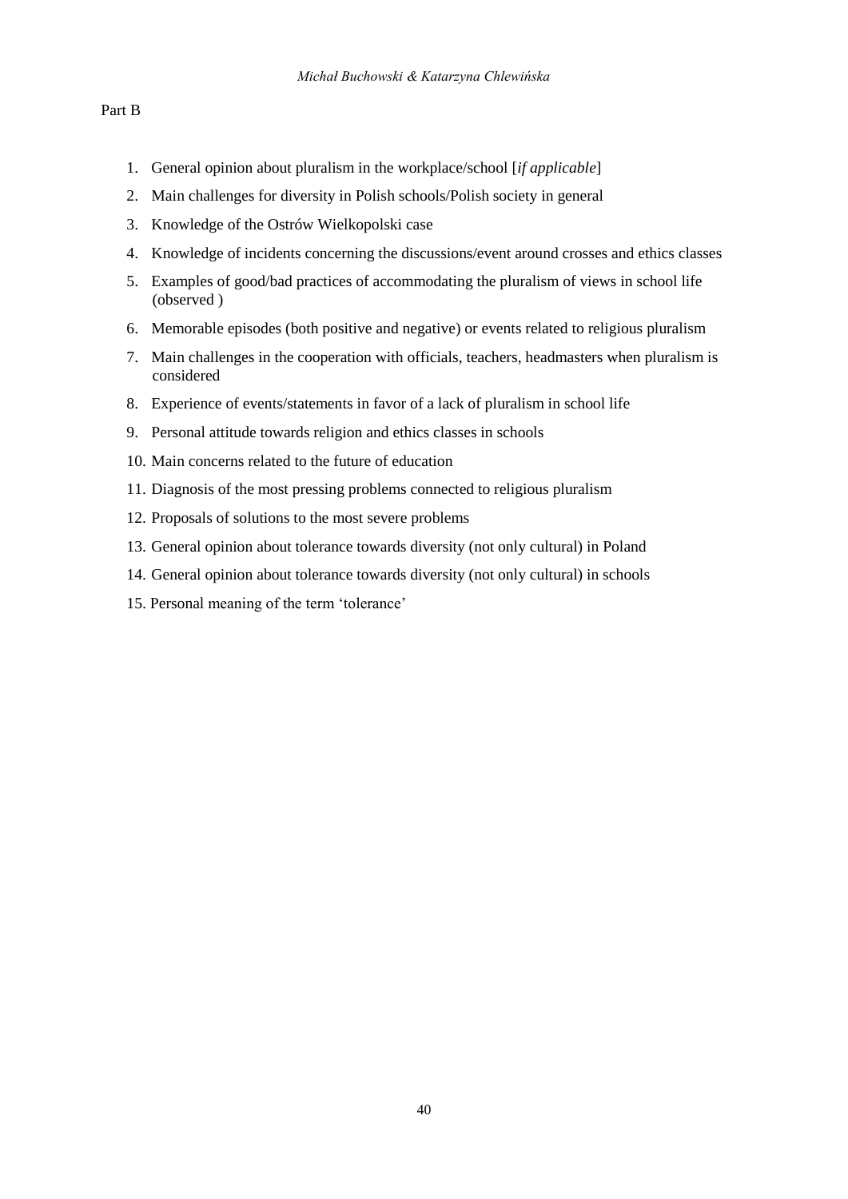Part B

1. General opinion about pluralism in the workplace/school [*if applicable*]
2. Main challenges for diversity in Polish schools/Polish society in general
3. Knowledge of the Ostrów Wielkopolski case
4. Knowledge of incidents concerning the discussions/event around crosses and ethics classes
5. Examples of good/bad practices of accommodating the pluralism of views in school life (observed )
6. Memorable episodes (both positive and negative) or events related to religious pluralism
7. Main challenges in the cooperation with officials, teachers, headmasters when pluralism is considered
8. Experience of events/statements in favor of a lack of pluralism in school life
9. Personal attitude towards religion and ethics classes in schools
10. Main concerns related to the future of education
11. Diagnosis of the most pressing problems connected to religious pluralism
12. Proposals of solutions to the most severe problems
13. General opinion about tolerance towards diversity (not only cultural) in Poland
14. General opinion about tolerance towards diversity (not only cultural) in schools
15. Personal meaning of the term 'tolerance'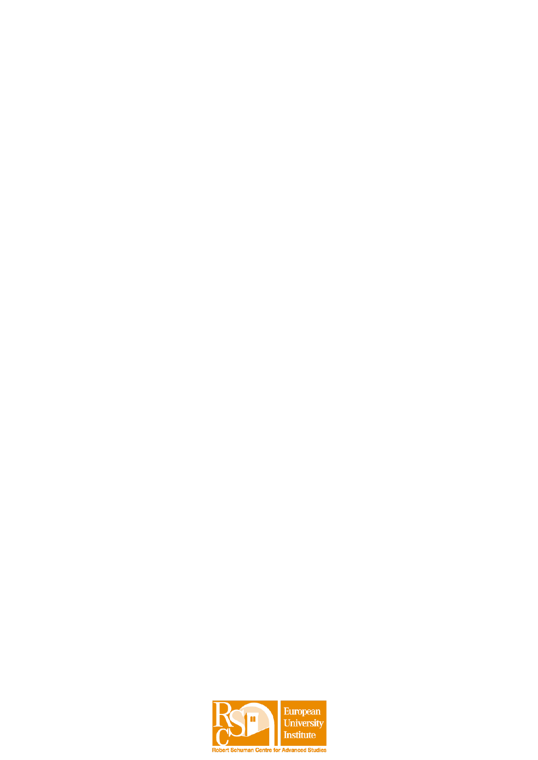European University Institute

Robert Schuman Centre for Advanced Studies